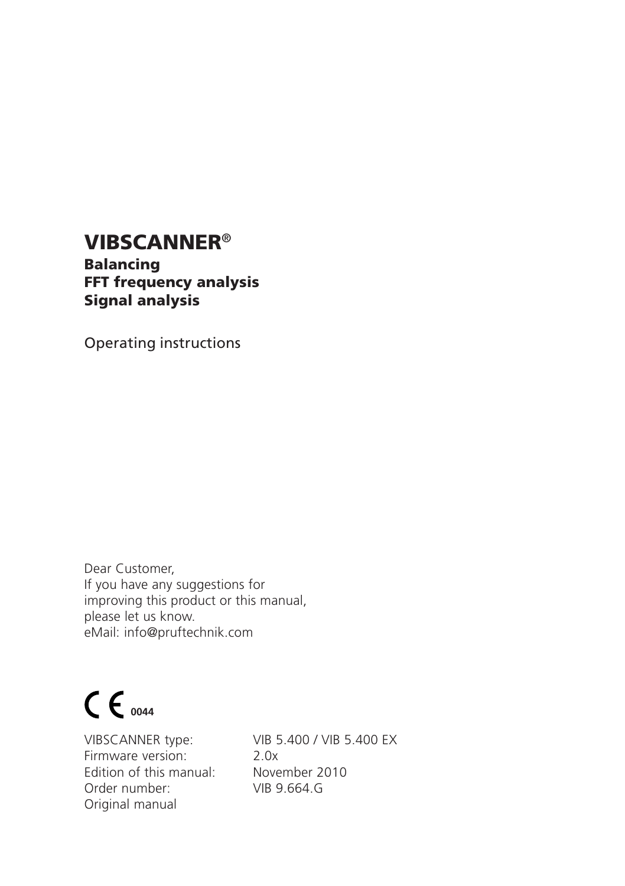# VIBSCANNER®

## Balancing
## FFT frequency analysis
## Signal analysis

Operating instructions

Dear Customer,
If you have any suggestions for improving this product or this manual, please let us know.
eMail: info@pruftechnik.com

CE 0044

| | |
|---|---|
| VIBSCANNER type: | VIB 5.400 / VIB 5.400 EX |
| Firmware version: | 2.0x |
| Edition of this manual: | November 2010 |
| Order number: | VIB 9.664.G |

Original manual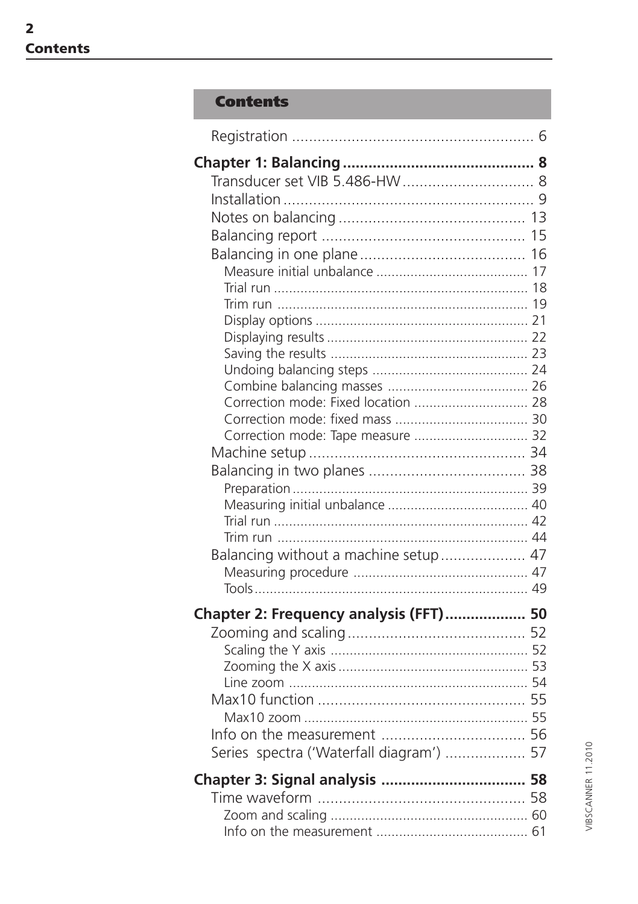# Contents

Registration .......................................................... 6

**Chapter 1: Balancing** ............................................. **8**

- Transducer set VIB 5.486-HW ............................... 8
- Installation ............................................................ 9
- Notes on balancing ............................................ 13
- Balancing report ............................................... 15
- Balancing in one plane ....................................... 16
  - Measure initial unbalance ........................................ 17
  - Trial run .................................................................. 18
  - Trim run ................................................................. 19
  - Display options ........................................................ 21
  - Displaying results .................................................... 22
  - Saving the results .................................................... 23
  - Undoing balancing steps ......................................... 24
  - Combine balancing masses ..................................... 26
  - Correction mode: Fixed location .............................. 28
  - Correction mode: fixed mass ................................... 30
  - Correction mode: Tape measure .............................. 32
- Machine setup ................................................... 34
- Balancing in two planes ..................................... 38
  - Preparation .............................................................. 39
  - Measuring initial unbalance ..................................... 40
  - Trial run .................................................................. 42
  - Trim run ................................................................. 44
- Balancing without a machine setup .................... 47
  - Measuring procedure .............................................. 47
  - Tools ....................................................................... 49

**Chapter 2: Frequency analysis (FFT)** .................. **50**

- Zooming and scaling .......................................... 52
  - Scaling the Y axis .................................................... 52
  - Zooming the X axis .................................................. 53
  - Line zoom ............................................................... 54
- Max10 function ................................................. 55
  - Max10 zoom ........................................................... 55
- Info on the measurement .................................. 56
- Series spectra ('Waterfall diagram') ................... 57

**Chapter 3: Signal analysis** .................................. **58**

- Time waveform ................................................. 58
  - Zoom and scaling .................................................... 60
  - Info on the measurement ........................................ 61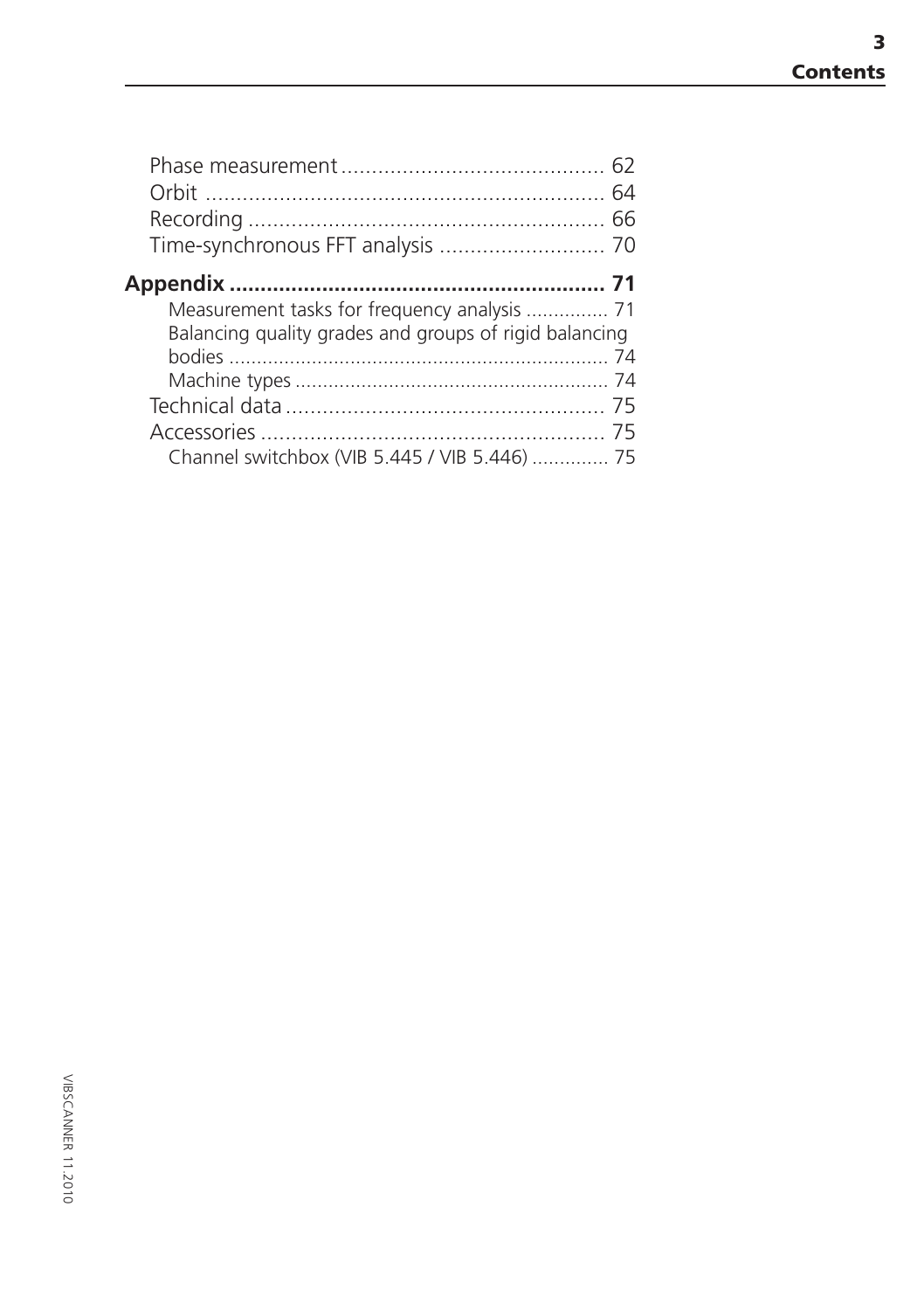Phase measurement .......................................... 62
Orbit ................................................................ 64
Recording ......................................................... 66
Time-synchronous FFT analysis .......................... 70

**Appendix ........................................................... 71**

Measurement tasks for frequency analysis .............. 71
Balancing quality grades and groups of rigid balancing bodies .................................................................... 74
Machine types ....................................................... 74

Technical data ................................................... 75
Accessories ....................................................... 75

Channel switchbox (VIB 5.445 / VIB 5.446) ............. 75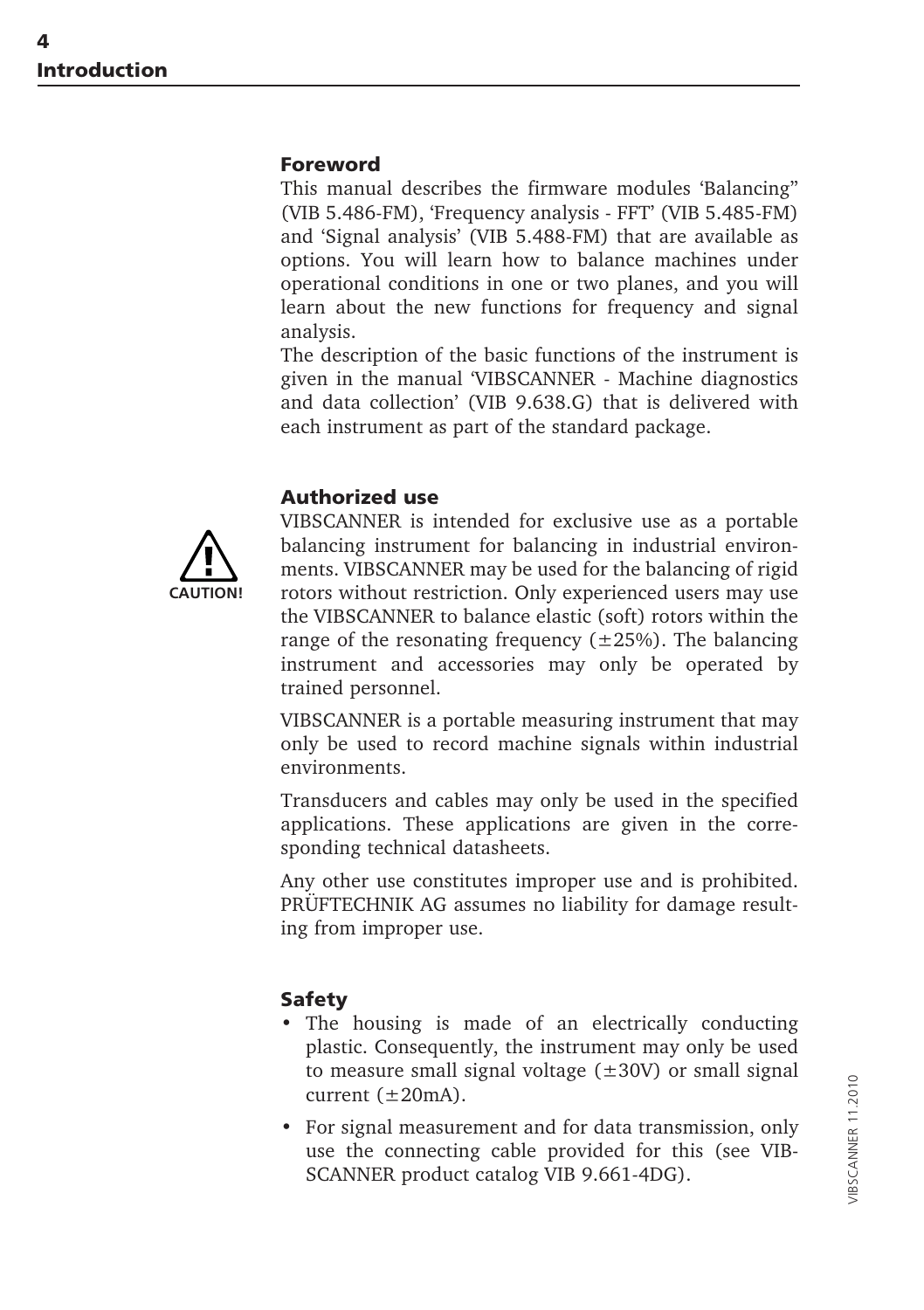## Foreword

This manual describes the firmware modules ‘Balancing” (VIB 5.486-FM), ‘Frequency analysis - FFT’ (VIB 5.485-FM) and ‘Signal analysis’ (VIB 5.488-FM) that are available as options. You will learn how to balance machines under operational conditions in one or two planes, and you will learn about the new functions for frequency and signal analysis.

The description of the basic functions of the instrument is given in the manual ‘VIBSCANNER - Machine diagnostics and data collection’ (VIB 9.638.G) that is delivered with each instrument as part of the standard package.

## Authorized use

CAUTION!

VIBSCANNER is intended for exclusive use as a portable balancing instrument for balancing in industrial environments. VIBSCANNER may be used for the balancing of rigid rotors without restriction. Only experienced users may use the VIBSCANNER to balance elastic (soft) rotors within the range of the resonating frequency (±25%). The balancing instrument and accessories may only be operated by trained personnel.

VIBSCANNER is a portable measuring instrument that may only be used to record machine signals within industrial environments.

Transducers and cables may only be used in the specified applications. These applications are given in the corresponding technical datasheets.

Any other use constitutes improper use and is prohibited. PRÜFTECHNIK AG assumes no liability for damage resulting from improper use.

## Safety

- The housing is made of an electrically conducting plastic. Consequently, the instrument may only be used to measure small signal voltage (±30V) or small signal current (±20mA).
- For signal measurement and for data transmission, only use the connecting cable provided for this (see VIBSCANNER product catalog VIB 9.661-4DG).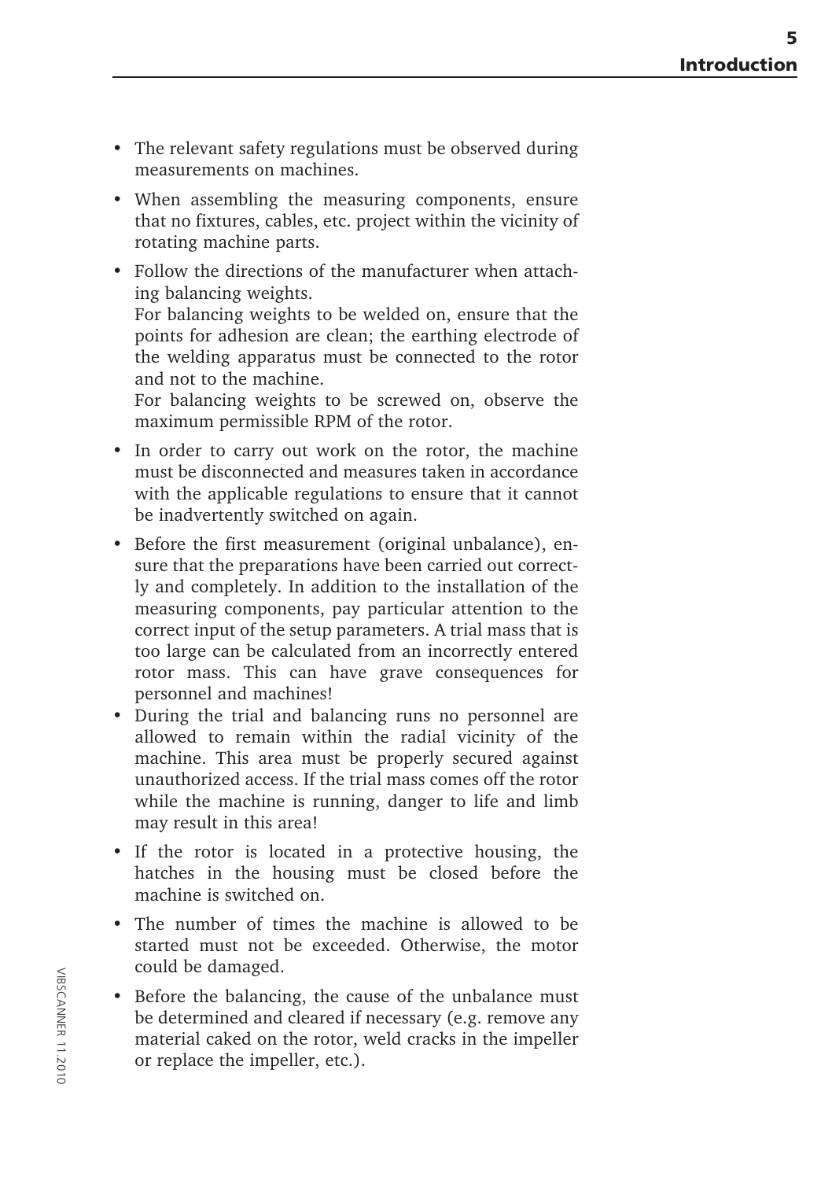- The relevant safety regulations must be observed during measurements on machines.
- When assembling the measuring components, ensure that no fixtures, cables, etc. project within the vicinity of rotating machine parts.
- Follow the directions of the manufacturer when attaching balancing weights.
  For balancing weights to be welded on, ensure that the points for adhesion are clean; the earthing electrode of the welding apparatus must be connected to the rotor and not to the machine.
  For balancing weights to be screwed on, observe the maximum permissible RPM of the rotor.
- In order to carry out work on the rotor, the machine must be disconnected and measures taken in accordance with the applicable regulations to ensure that it cannot be inadvertently switched on again.
- Before the first measurement (original unbalance), ensure that the preparations have been carried out correctly and completely. In addition to the installation of the measuring components, pay particular attention to the correct input of the setup parameters. A trial mass that is too large can be calculated from an incorrectly entered rotor mass. This can have grave consequences for personnel and machines!
- During the trial and balancing runs no personnel are allowed to remain within the radial vicinity of the machine. This area must be properly secured against unauthorized access. If the trial mass comes off the rotor while the machine is running, danger to life and limb may result in this area!
- If the rotor is located in a protective housing, the hatches in the housing must be closed before the machine is switched on.
- The number of times the machine is allowed to be started must not be exceeded. Otherwise, the motor could be damaged.
- Before the balancing, the cause of the unbalance must be determined and cleared if necessary (e.g. remove any material caked on the rotor, weld cracks in the impeller or replace the impeller, etc.).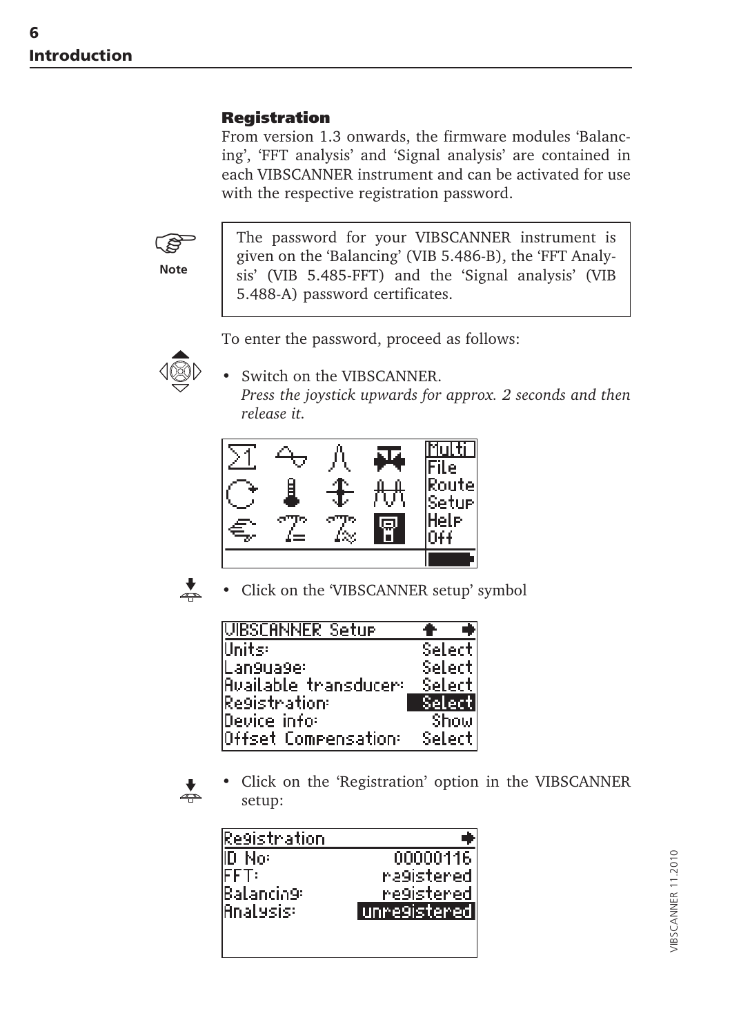## Registration

From version 1.3 onwards, the firmware modules 'Balancing', 'FFT analysis' and 'Signal analysis' are contained in each VIBSCANNER instrument and can be activated for use with the respective registration password.

**Note**

> The password for your VIBSCANNER instrument is given on the 'Balancing' (VIB 5.486-B), the 'FFT Analysis' (VIB 5.485-FFT) and the 'Signal analysis' (VIB 5.488-A) password certificates.

To enter the password, proceed as follows:

- Switch on the VIBSCANNER.
  *Press the joystick upwards for approx. 2 seconds and then release it.*

- Click on the 'VIBSCANNER setup' symbol

| VIBSCANNER Setup | |
|---|---|
| Units: | Select |
| Language: | Select |
| Available transducer: | Select |
| Registration: | Select |
| Device info: | Show |
| Offset Compensation: | Select |

- Click on the 'Registration' option in the VIBSCANNER setup:

| Registration | |
|---|---|
| ID No: | 00000116 |
| FFT: | registered |
| Balancing: | registered |
| Analysis: | unregistered |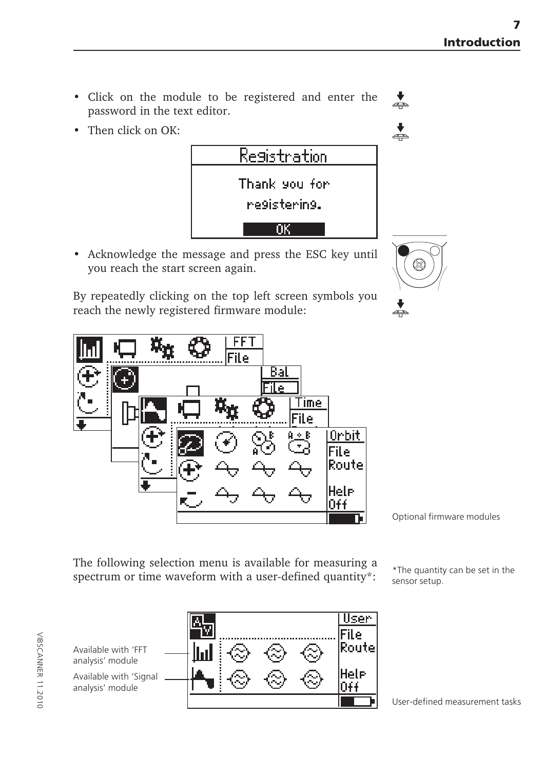- Click on the module to be registered and enter the password in the text editor.
- Then click on OK:

Registration

Thank you for registering.

OK

- Acknowledge the message and press the ESC key until you reach the start screen again.

By repeatedly clicking on the top left screen symbols you reach the newly registered firmware module:

Optional firmware modules

The following selection menu is available for measuring a spectrum or time waveform with a user-defined quantity*:

*The quantity can be set in the sensor setup.

Available with 'FFT analysis' module

Available with 'Signal analysis' module

User-defined measurement tasks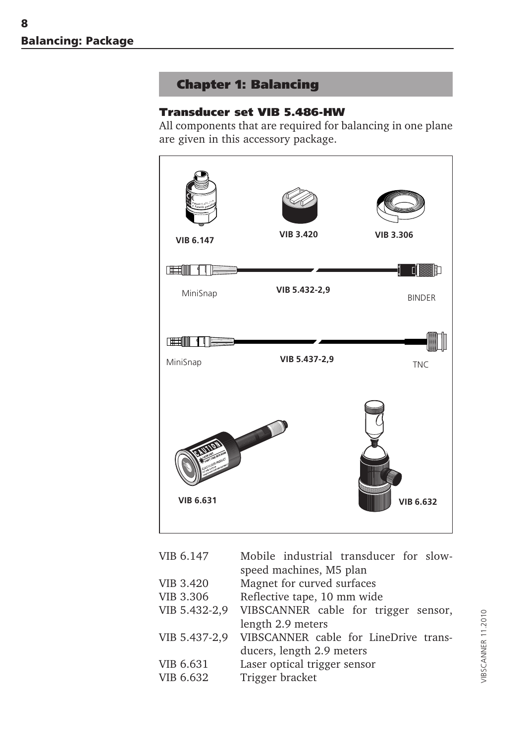## Chapter 1: Balancing

### Transducer set VIB 5.486-HW

All components that are required for balancing in one plane are given in this accessory package.

VIB 6.147

VIB 3.420

VIB 3.306

MiniSnap

VIB 5.432-2,9

BINDER

MiniSnap

VIB 5.437-2,9

TNC

VIB 6.631

VIB 6.632

| | |
|---|---|
| VIB 6.147 | Mobile industrial transducer for slow-speed machines, M5 plan |
| VIB 3.420 | Magnet for curved surfaces |
| VIB 3.306 | Reflective tape, 10 mm wide |
| VIB 5.432-2,9 | VIBSCANNER cable for trigger sensor, length 2.9 meters |
| VIB 5.437-2,9 | VIBSCANNER cable for LineDrive transducers, length 2.9 meters |
| VIB 6.631 | Laser optical trigger sensor |
| VIB 6.632 | Trigger bracket |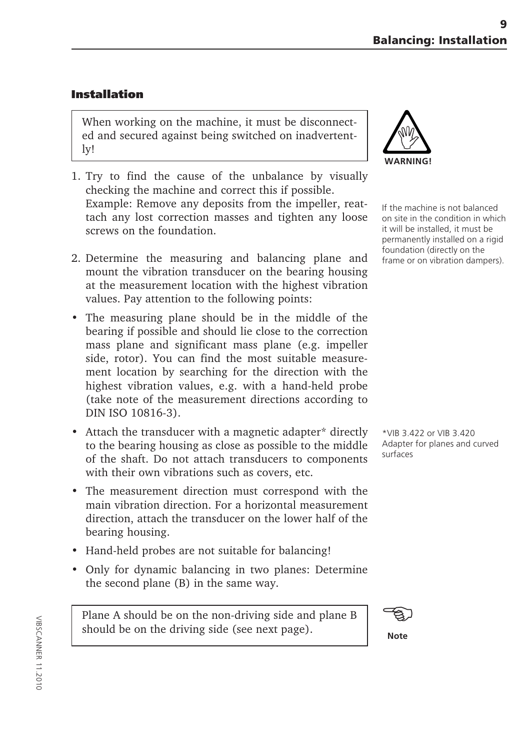## Installation

> When working on the machine, it must be disconnected and secured against being switched on inadvertently!

WARNING!

1. Try to find the cause of the unbalance by visually checking the machine and correct this if possible.
   Example: Remove any deposits from the impeller, reattach any lost correction masses and tighten any loose screws on the foundation.

If the machine is not balanced on site in the condition in which it will be installed, it must be permanently installed on a rigid foundation (directly on the frame or on vibration dampers).

2. Determine the measuring and balancing plane and mount the vibration transducer on the bearing housing at the measurement location with the highest vibration values. Pay attention to the following points:

- The measuring plane should be in the middle of the bearing if possible and should lie close to the correction mass plane and significant mass plane (e.g. impeller side, rotor). You can find the most suitable measurement location by searching for the direction with the highest vibration values, e.g. with a hand-held probe (take note of the measurement directions according to DIN ISO 10816-3).
- Attach the transducer with a magnetic adapter* directly to the bearing housing as close as possible to the middle of the shaft. Do not attach transducers to components with their own vibrations such as covers, etc.
- The measurement direction must correspond with the main vibration direction. For a horizontal measurement direction, attach the transducer on the lower half of the bearing housing.
- Hand-held probes are not suitable for balancing!
- Only for dynamic balancing in two planes: Determine the second plane (B) in the same way.

*VIB 3.422 or VIB 3.420 Adapter for planes and curved surfaces

> Plane A should be on the non-driving side and plane B should be on the driving side (see next page).

Note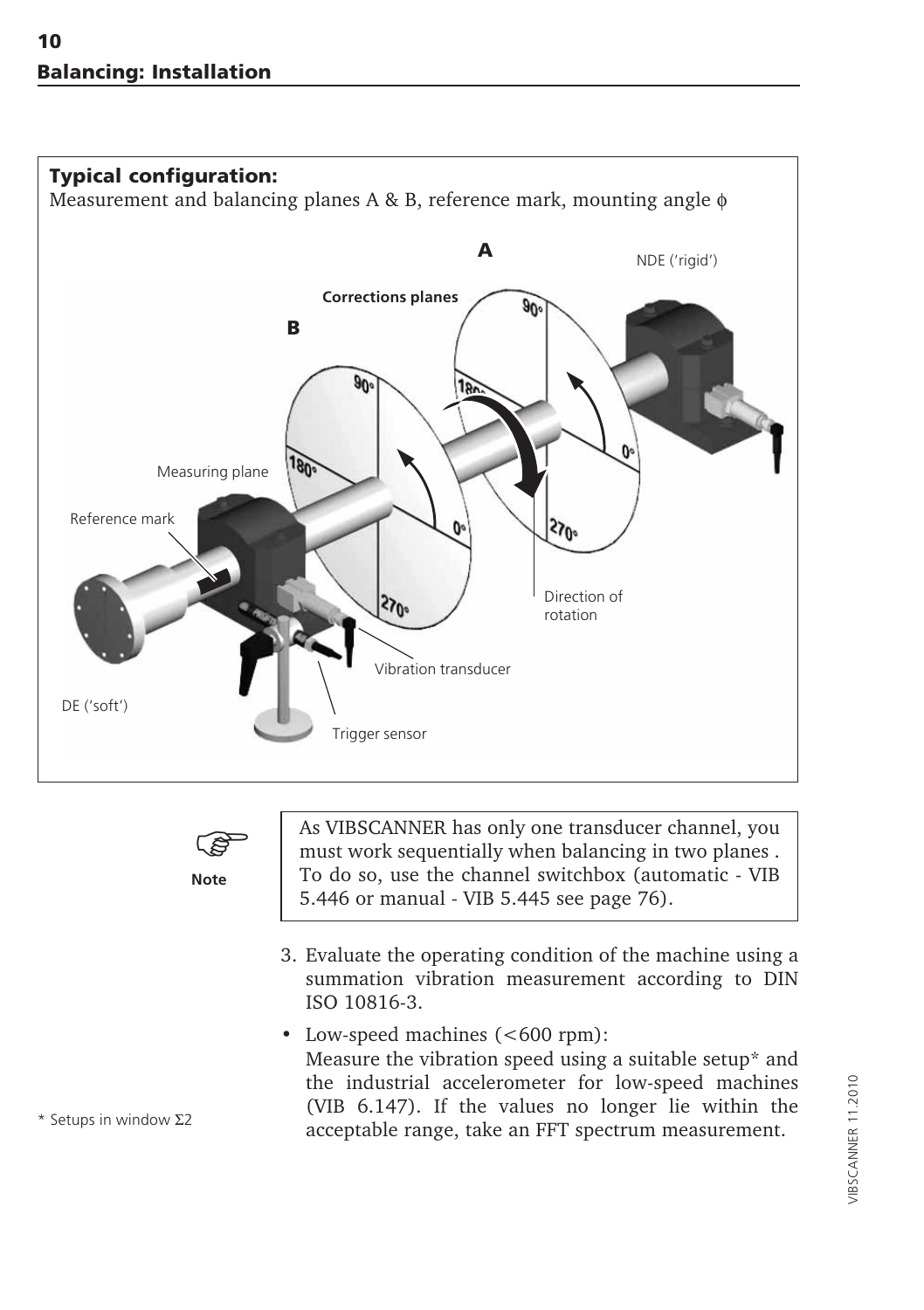## Balancing: Installation

**Typical configuration:**
Measurement and balancing planes A & B, reference mark, mounting angle $\phi$

A

NDE ('rigid')

**Corrections planes**

B

Measuring plane

Reference mark

Direction of rotation

Vibration transducer

DE ('soft')

Trigger sensor

**Note**

As VIBSCANNER has only one transducer channel, you must work sequentially when balancing in two planes . To do so, use the channel switchbox (automatic - VIB 5.446 or manual - VIB 5.445 see page 76).

3. Evaluate the operating condition of the machine using a summation vibration measurement according to DIN ISO 10816-3.

- Low-speed machines (<600 rpm):
  Measure the vibration speed using a suitable setup* and the industrial accelerometer for low-speed machines (VIB 6.147). If the values no longer lie within the acceptable range, take an FFT spectrum measurement.

* Setups in window Σ2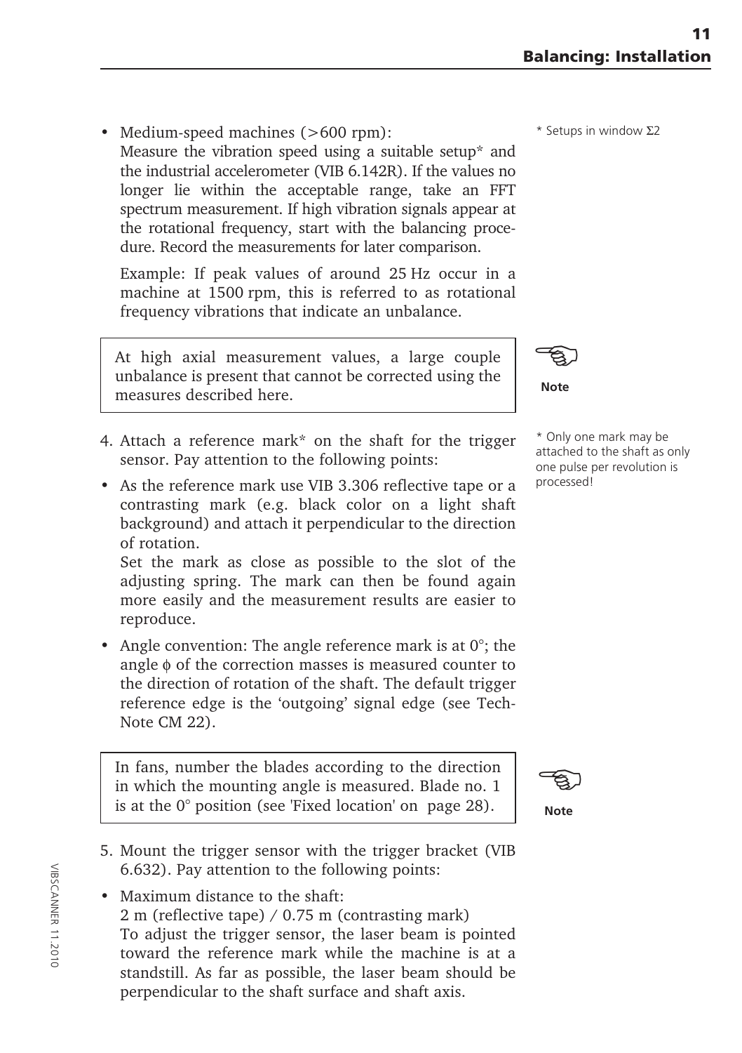- Medium-speed machines (>600 rpm):
  Measure the vibration speed using a suitable setup* and the industrial accelerometer (VIB 6.142R). If the values no longer lie within the acceptable range, take an FFT spectrum measurement. If high vibration signals appear at the rotational frequency, start with the balancing procedure. Record the measurements for later comparison.

  Example: If peak values of around 25 Hz occur in a machine at 1500 rpm, this is referred to as rotational frequency vibrations that indicate an unbalance.

* Setups in window Σ2

> **Note**
>
> At high axial measurement values, a large couple unbalance is present that cannot be corrected using the measures described here.

4. Attach a reference mark* on the shaft for the trigger sensor. Pay attention to the following points:

* Only one mark may be attached to the shaft as only one pulse per revolution is processed!

- As the reference mark use VIB 3.306 reflective tape or a contrasting mark (e.g. black color on a light shaft background) and attach it perpendicular to the direction of rotation.
  Set the mark as close as possible to the slot of the adjusting spring. The mark can then be found again more easily and the measurement results are easier to reproduce.
- Angle convention: The angle reference mark is at 0°; the angle $\phi$ of the correction masses is measured counter to the direction of rotation of the shaft. The default trigger reference edge is the 'outgoing' signal edge (see Tech-Note CM 22).

> **Note**
>
> In fans, number the blades according to the direction in which the mounting angle is measured. Blade no. 1 is at the 0° position (see 'Fixed location' on page 28).

5. Mount the trigger sensor with the trigger bracket (VIB 6.632). Pay attention to the following points:

- Maximum distance to the shaft:
  2 m (reflective tape) / 0.75 m (contrasting mark)
  To adjust the trigger sensor, the laser beam is pointed toward the reference mark while the machine is at a standstill. As far as possible, the laser beam should be perpendicular to the shaft surface and shaft axis.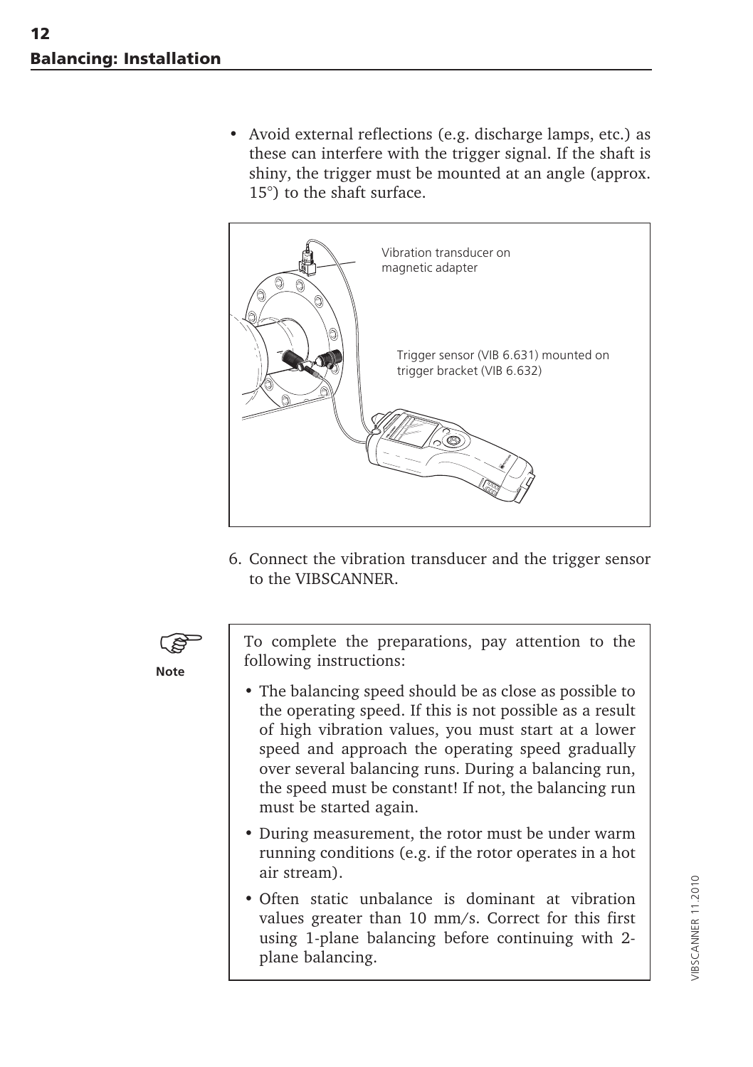## Balancing: Installation

- Avoid external reflections (e.g. discharge lamps, etc.) as these can interfere with the trigger signal. If the shaft is shiny, the trigger must be mounted at an angle (approx. 15°) to the shaft surface.

Vibration transducer on magnetic adapter

Trigger sensor (VIB 6.631) mounted on trigger bracket (VIB 6.632)

6. Connect the vibration transducer and the trigger sensor to the VIBSCANNER.

**Note**

To complete the preparations, pay attention to the following instructions:

- The balancing speed should be as close as possible to the operating speed. If this is not possible as a result of high vibration values, you must start at a lower speed and approach the operating speed gradually over several balancing runs. During a balancing run, the speed must be constant! If not, the balancing run must be started again.
- During measurement, the rotor must be under warm running conditions (e.g. if the rotor operates in a hot air stream).
- Often static unbalance is dominant at vibration values greater than 10 mm/s. Correct for this first using 1-plane balancing before continuing with 2-plane balancing.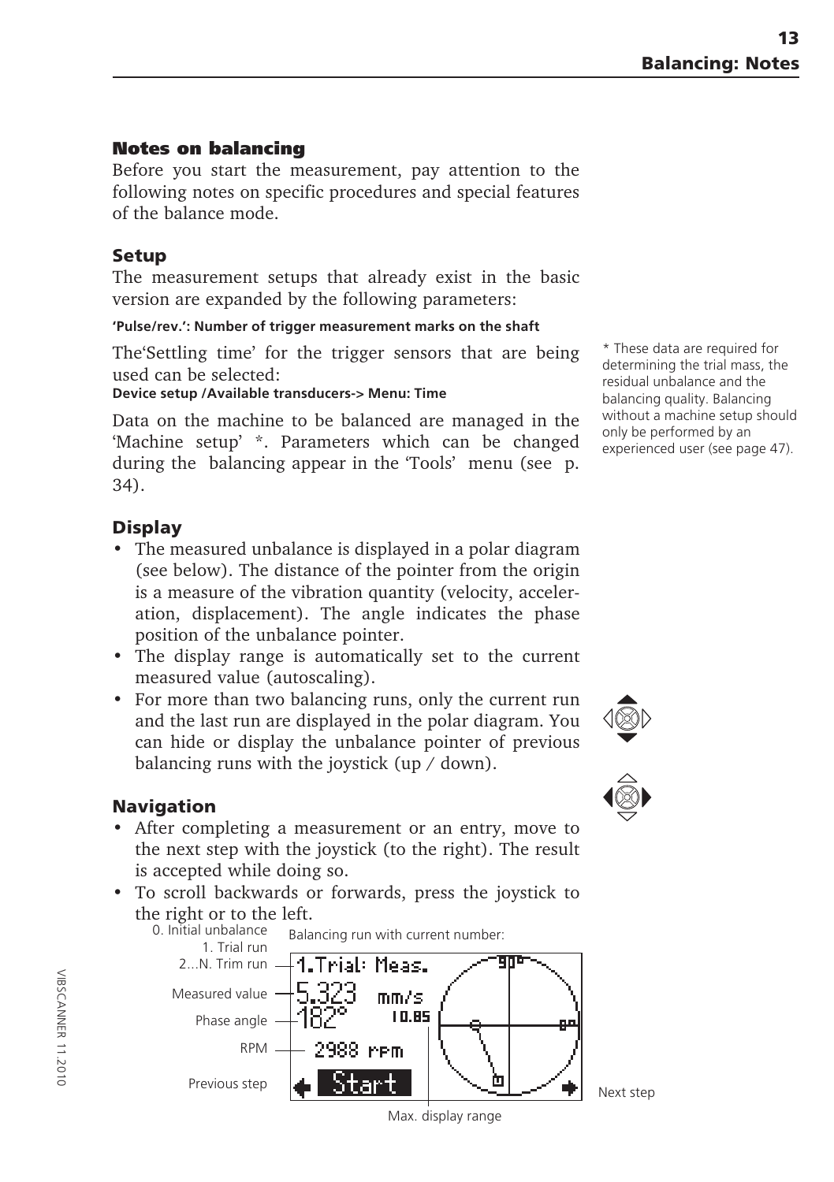## Notes on balancing

Before you start the measurement, pay attention to the following notes on specific procedures and special features of the balance mode.

### Setup

The measurement setups that already exist in the basic version are expanded by the following parameters:

**'Pulse/rev.': Number of trigger measurement marks on the shaft**

The'Settling time' for the trigger sensors that are being used can be selected:
**Device setup /Available transducers-> Menu: Time**

Data on the machine to be balanced are managed in the 'Machine setup' *. Parameters which can be changed during the balancing appear in the 'Tools' menu (see p. 34).

* These data are required for determining the trial mass, the residual unbalance and the balancing quality. Balancing without a machine setup should only be performed by an experienced user (see page 47).

### Display

- The measured unbalance is displayed in a polar diagram (see below). The distance of the pointer from the origin is a measure of the vibration quantity (velocity, acceleration, displacement). The angle indicates the phase position of the unbalance pointer.
- The display range is automatically set to the current measured value (autoscaling).
- For more than two balancing runs, only the current run and the last run are displayed in the polar diagram. You can hide or display the unbalance pointer of previous balancing runs with the joystick (up / down).

### Navigation

- After completing a measurement or an entry, move to the next step with the joystick (to the right). The result is accepted while doing so.
- To scroll backwards or forwards, press the joystick to the right or to the left.

0. Initial unbalance
1. Trial run
2...N. Trim run

Balancing run with current number:

1.Trial: Meas.
5.323 mm/s
182°
10.85
2988 rpm
Start
90°
0°

Measured value
Phase angle
RPM
Previous step
Next step
Max. display range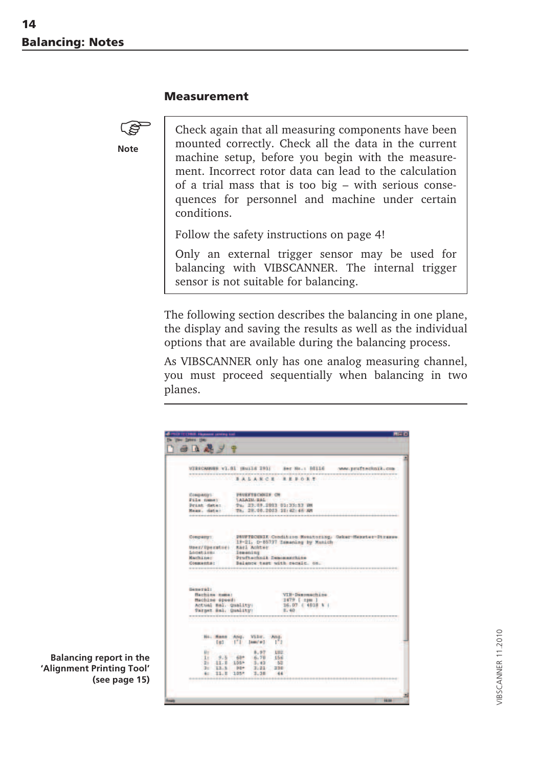## Balancing: Notes

### Measurement

**Note**

> Check again that all measuring components have been mounted correctly. Check all the data in the current machine setup, before you begin with the measurement. Incorrect rotor data can lead to the calculation of a trial mass that is too big – with serious consequences for personnel and machine under certain conditions.
>
> Follow the safety instructions on page 4!
>
> Only an external trigger sensor may be used for balancing with VIBSCANNER. The internal trigger sensor is not suitable for balancing.

The following section describes the balancing in one plane, the display and saving the results as well as the individual options that are available during the balancing process.

As VIBSCANNER only has one analog measuring channel, you must proceed sequentially when balancing in two planes.

Balancing report in the 'Alignment Printing Tool' (see page 15)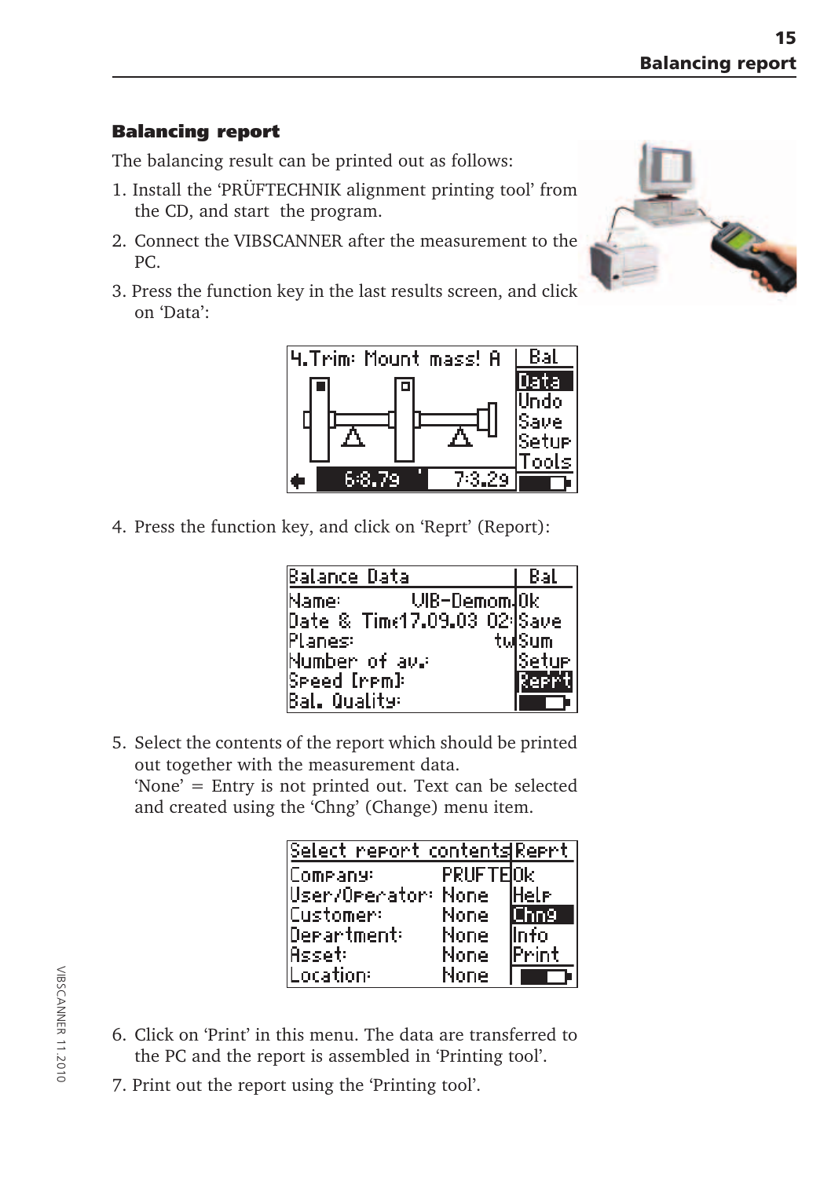## Balancing report

The balancing result can be printed out as follows:

1. Install the 'PRÜFTECHNIK alignment printing tool' from the CD, and start the program.
2. Connect the VIBSCANNER after the measurement to the PC.
3. Press the function key in the last results screen, and click on 'Data':

4. Press the function key, and click on 'Reprt' (Report):

5. Select the contents of the report which should be printed out together with the measurement data. 'None' = Entry is not printed out. Text can be selected and created using the 'Chng' (Change) menu item.

6. Click on 'Print' in this menu. The data are transferred to the PC and the report is assembled in 'Printing tool'.
7. Print out the report using the 'Printing tool'.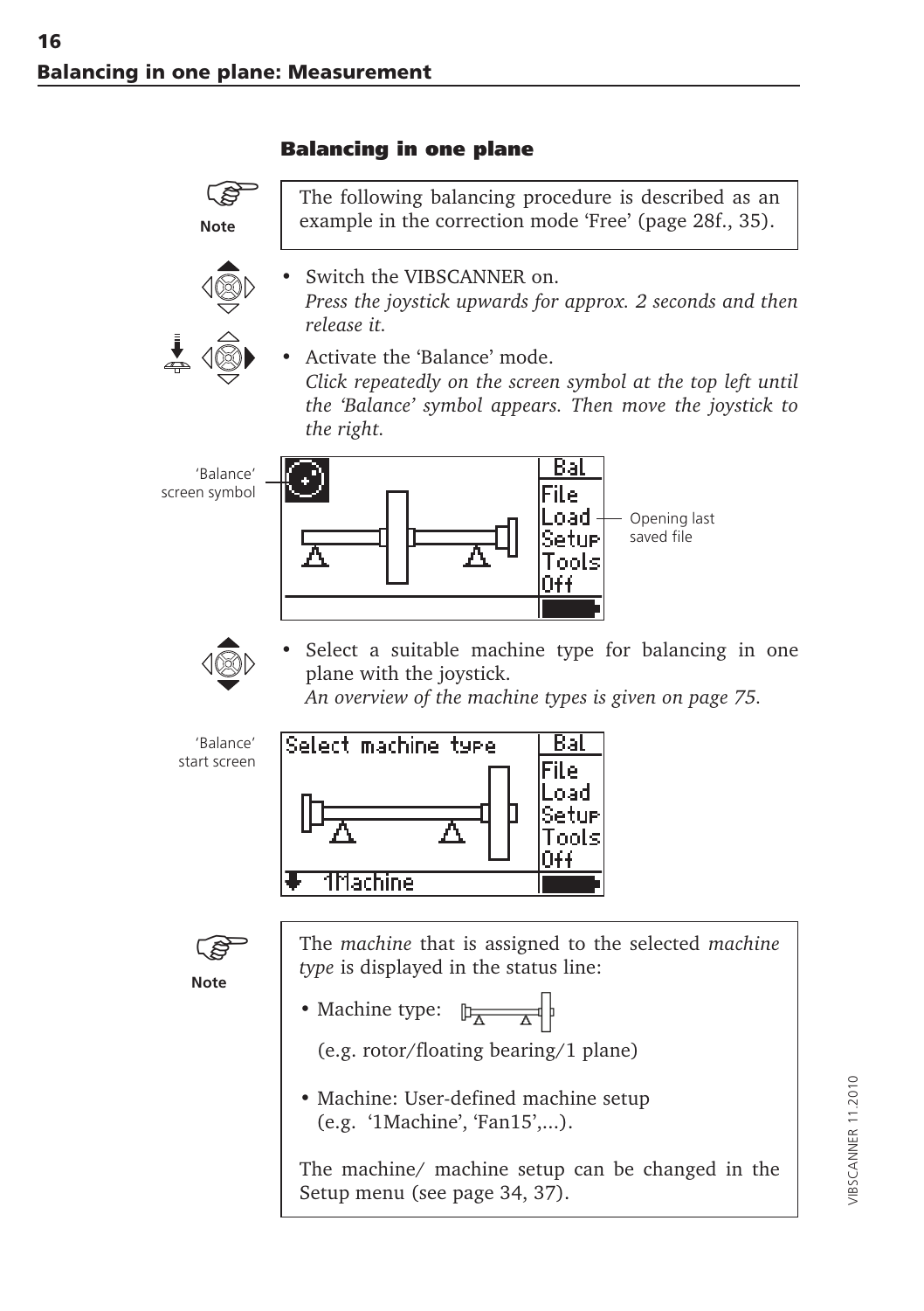## Balancing in one plane: Measurement

### Balancing in one plane

**Note**

> The following balancing procedure is described as an example in the correction mode 'Free' (page 28f., 35).

- Switch the VIBSCANNER on.
  *Press the joystick upwards for approx. 2 seconds and then release it.*
- Activate the 'Balance' mode.
  *Click repeatedly on the screen symbol at the top left until the 'Balance' symbol appears. Then move the joystick to the right.*

'Balance' screen symbol

Bal
File
Load — Opening last saved file
Setup
Tools
Off

- Select a suitable machine type for balancing in one plane with the joystick.
  *An overview of the machine types is given on page 75.*

'Balance' start screen

Select machine type

Bal
File
Load
Setup
Tools
Off

1Machine

**Note**

> The *machine* that is assigned to the selected *machine type* is displayed in the status line:
>
> - Machine type:
>
>   (e.g. rotor/floating bearing/1 plane)
>
> - Machine: User-defined machine setup
>   (e.g. '1Machine', 'Fan15',...).
>
> The machine/ machine setup can be changed in the Setup menu (see page 34, 37).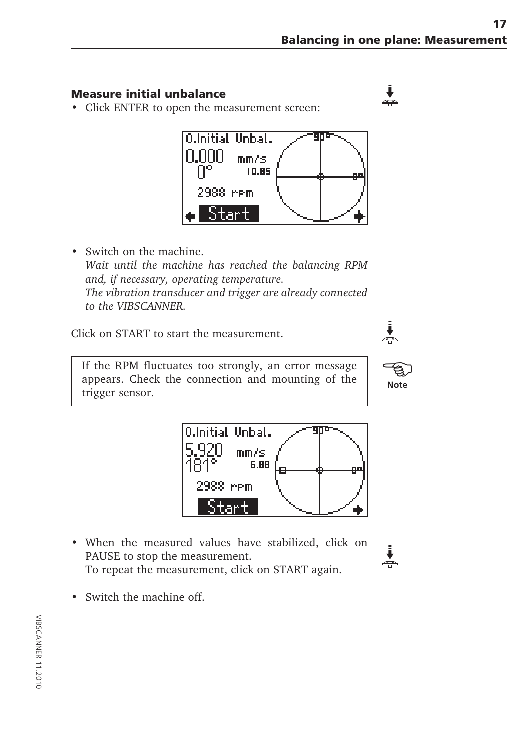### Measure initial unbalance

- Click ENTER to open the measurement screen:

- Switch on the machine.
  *Wait until the machine has reached the balancing RPM and, if necessary, operating temperature.*
  *The vibration transducer and trigger are already connected to the VIBSCANNER.*

Click on START to start the measurement.

> If the RPM fluctuates too strongly, an error message appears. Check the connection and mounting of the trigger sensor.

Note

- When the measured values have stabilized, click on PAUSE to stop the measurement.
  To repeat the measurement, click on START again.

- Switch the machine off.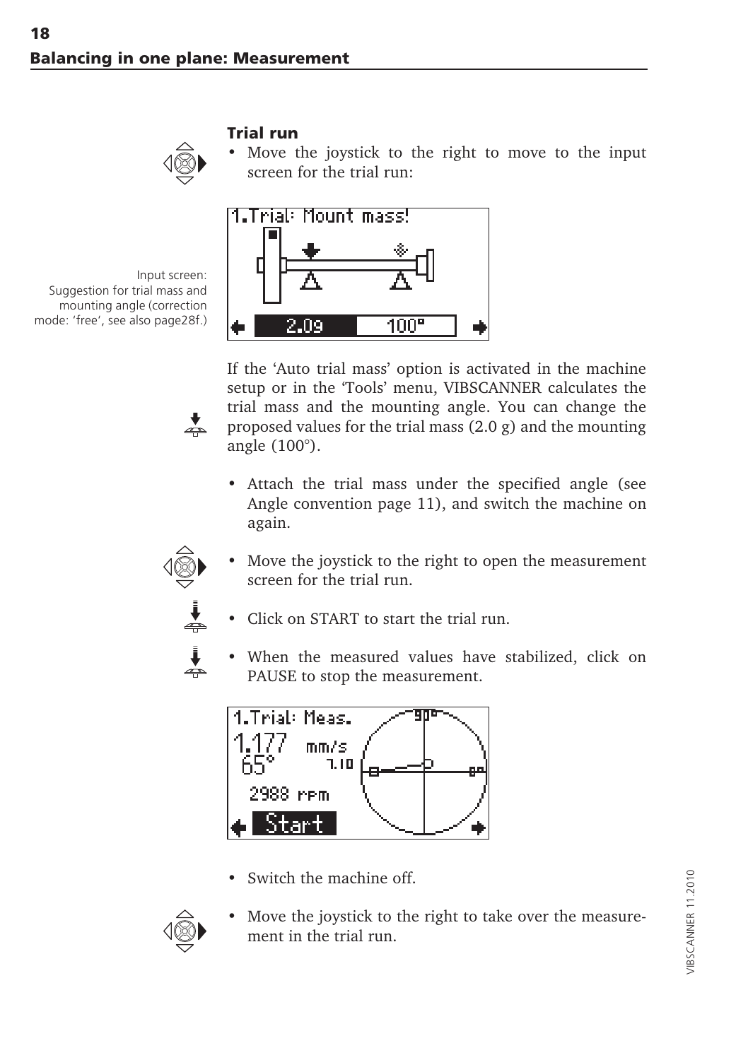## Balancing in one plane: Measurement

### Trial run

- Move the joystick to the right to move to the input screen for the trial run:

Input screen: Suggestion for trial mass and mounting angle (correction mode: 'free', see also page28f.)

If the 'Auto trial mass' option is activated in the machine setup or in the 'Tools' menu, VIBSCANNER calculates the trial mass and the mounting angle. You can change the proposed values for the trial mass (2.0 g) and the mounting angle (100°).

- Attach the trial mass under the specified angle (see Angle convention page 11), and switch the machine on again.
- Move the joystick to the right to open the measurement screen for the trial run.
- Click on START to start the trial run.
- When the measured values have stabilized, click on PAUSE to stop the measurement.
- Switch the machine off.
- Move the joystick to the right to take over the measurement in the trial run.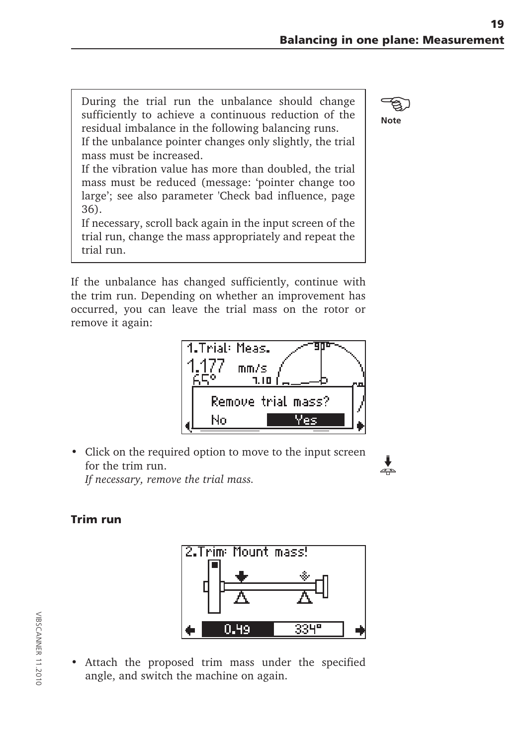> **Note**
>
> During the trial run the unbalance should change sufficiently to achieve a continuous reduction of the residual imbalance in the following balancing runs.
> If the unbalance pointer changes only slightly, the trial mass must be increased.
> If the vibration value has more than doubled, the trial mass must be reduced (message: 'pointer change too large'; see also parameter 'Check bad influence, page 36).
> If necessary, scroll back again in the input screen of the trial run, change the mass appropriately and repeat the trial run.

If the unbalance has changed sufficiently, continue with the trim run. Depending on whether an improvement has occurred, you can leave the trial mass on the rotor or remove it again:

- Click on the required option to move to the input screen for the trim run.
  *If necessary, remove the trial mass.*

### Trim run

- Attach the proposed trim mass under the specified angle, and switch the machine on again.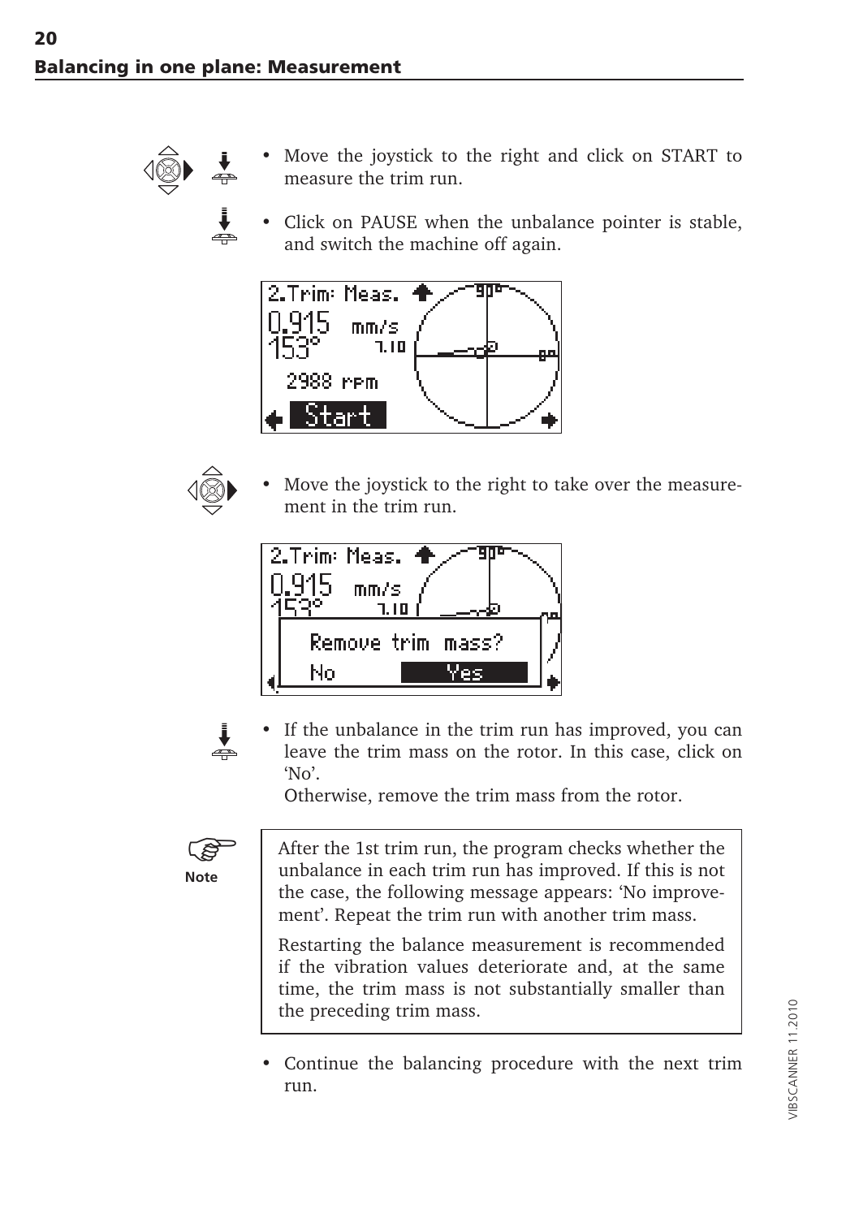## Balancing in one plane: Measurement

- Move the joystick to the right and click on START to measure the trim run.
- Click on PAUSE when the unbalance pointer is stable, and switch the machine off again.

- Move the joystick to the right to take over the measurement in the trim run.

- If the unbalance in the trim run has improved, you can leave the trim mass on the rotor. In this case, click on 'No'.

  Otherwise, remove the trim mass from the rotor.

> **Note**
>
> After the 1st trim run, the program checks whether the unbalance in each trim run has improved. If this is not the case, the following message appears: 'No improvement'. Repeat the trim run with another trim mass.
>
> Restarting the balance measurement is recommended if the vibration values deteriorate and, at the same time, the trim mass is not substantially smaller than the preceding trim mass.

- Continue the balancing procedure with the next trim run.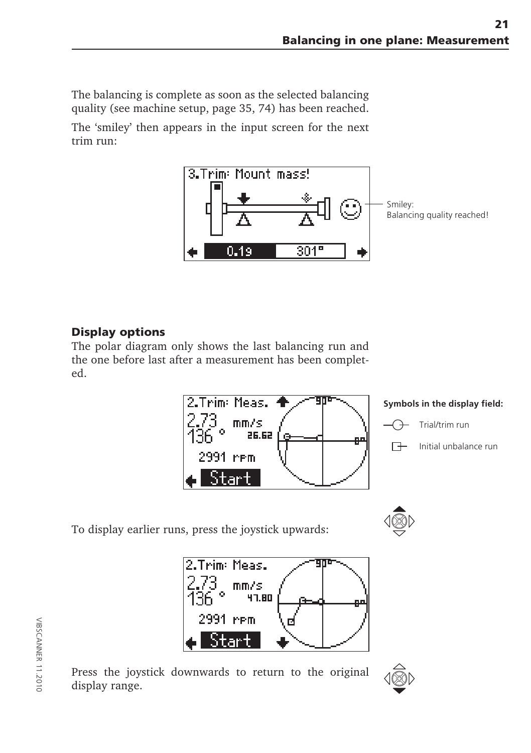The balancing is complete as soon as the selected balancing quality (see machine setup, page 35, 74) has been reached.

The 'smiley' then appears in the input screen for the next trim run:

Smiley: Balancing quality reached!

### Display options

The polar diagram only shows the last balancing run and the one before last after a measurement has been completed.

**Symbols in the display field:**

- Trial/trim run
- Initial unbalance run

To display earlier runs, press the joystick upwards:

Press the joystick downwards to return to the original display range.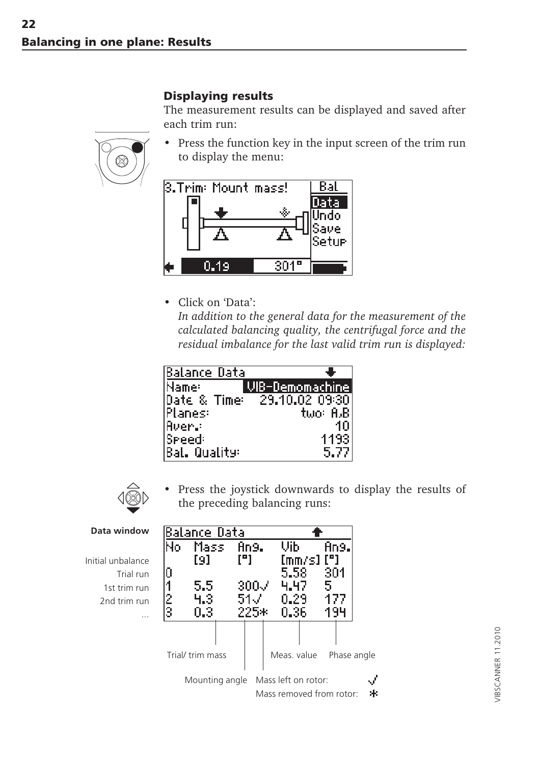## Balancing in one plane: Results

### Displaying results

The measurement results can be displayed and saved after each trim run:

- Press the function key in the input screen of the trim run to display the menu:

```
3.Trim: Mount mass!   | Bal
                      | Data
                      | Undo
                      | Save
                      | Setup
   0.19      301°
```

- Click on 'Data':
  *In addition to the general data for the measurement of the calculated balancing quality, the centrifugal force and the residual imbalance for the last valid trim run is displayed:*

```
Balance Data
Name:          VIB-Demomachine
Date & Time:   29.10.02 09:30
Planes:              two: A,B
Aver.:                     10
Speed:                   1193
Bal. Quality:            5.77
```

- Press the joystick downwards to display the results of the preceding balancing runs:

**Data window**

| | No | Mass [g] | Ang. [°] | Vib [mm/s] | Ang. [°] |
|---|---|---|---|---|---|
| Initial unbalance | 0 | | | 5.58 | 301 |
| Trial run | 1 | 5.5 | 300√ | 4.47 | 5 |
| 1st trim run | 2 | 4.3 | 51√ | 0.29 | 177 |
| 2nd trim run | 3 | 0.3 | 225* | 0.36 | 194 |
| ... | | | | | |

Trial/ trim mass — Mounting angle — Meas. value — Phase angle

Mass left on rotor: √
Mass removed from rotor: *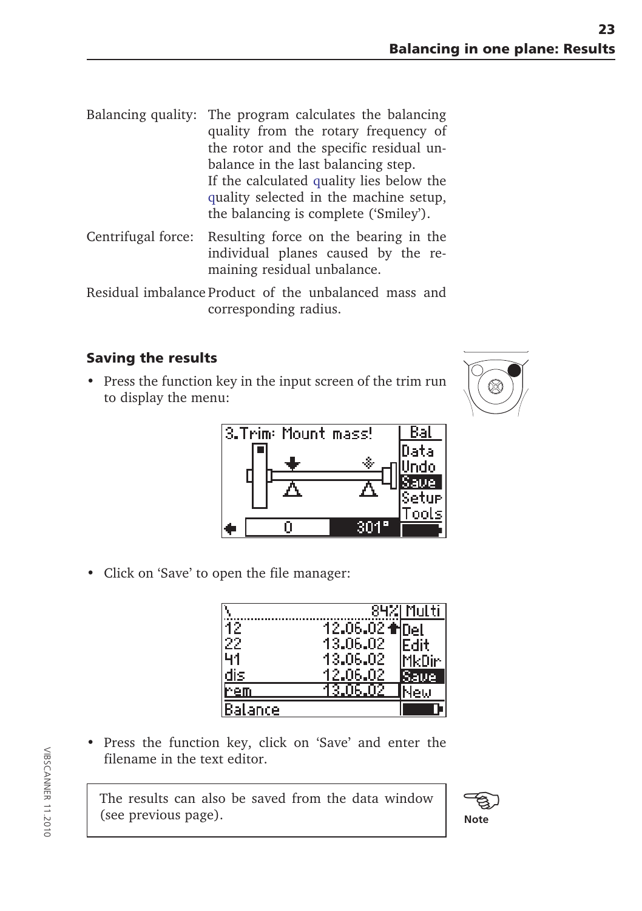Balancing quality: The program calculates the balancing quality from the rotary frequency of the rotor and the specific residual unbalance in the last balancing step.
If the calculated quality lies below the quality selected in the machine setup, the balancing is complete ('Smiley').

Centrifugal force: Resulting force on the bearing in the individual planes caused by the remaining residual unbalance.

Residual imbalance Product of the unbalanced mass and corresponding radius.

## Saving the results

- Press the function key in the input screen of the trim run to display the menu:

- Click on 'Save' to open the file manager:

- Press the function key, click on 'Save' and enter the filename in the text editor.

> The results can also be saved from the data window (see previous page).

**Note**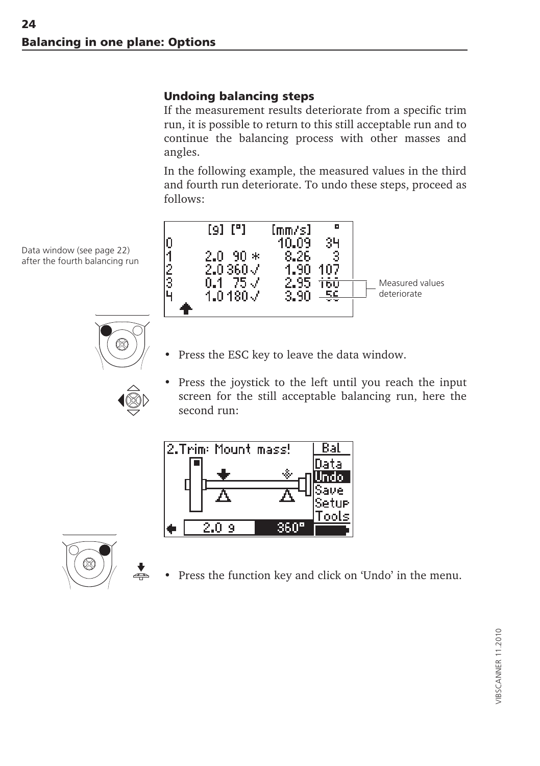## Balancing in one plane: Options

### Undoing balancing steps

If the measurement results deteriorate from a specific trim run, it is possible to return to this still acceptable run and to continue the balancing process with other masses and angles.

In the following example, the measured values in the third and fourth run deteriorate. To undo these steps, proceed as follows:

Data window (see page 22) after the fourth balancing run

| | [g] | [°] | | [mm/s] | ° |
|---|---|---|---|---|---|
| 0 | | | | 10.09 | 34 |
| 1 | 2.0 | 90 | * | 8.26 | 3 |
| 2 | 2.0 | 360 | √ | 1.90 | 107 |
| 3 | 0.1 | 75 | √ | 2.95 | 160 |
| 4 | 1.0 | 180 | √ | 3.90 | 55 |

Measured values deteriorate

- Press the ESC key to leave the data window.
- Press the joystick to the left until you reach the input screen for the still acceptable balancing run, here the second run:

2.Trim: Mount mass! — Bal: Data, Undo, Save, Setup, Tools — 2.0 g, 360°

- Press the function key and click on 'Undo' in the menu.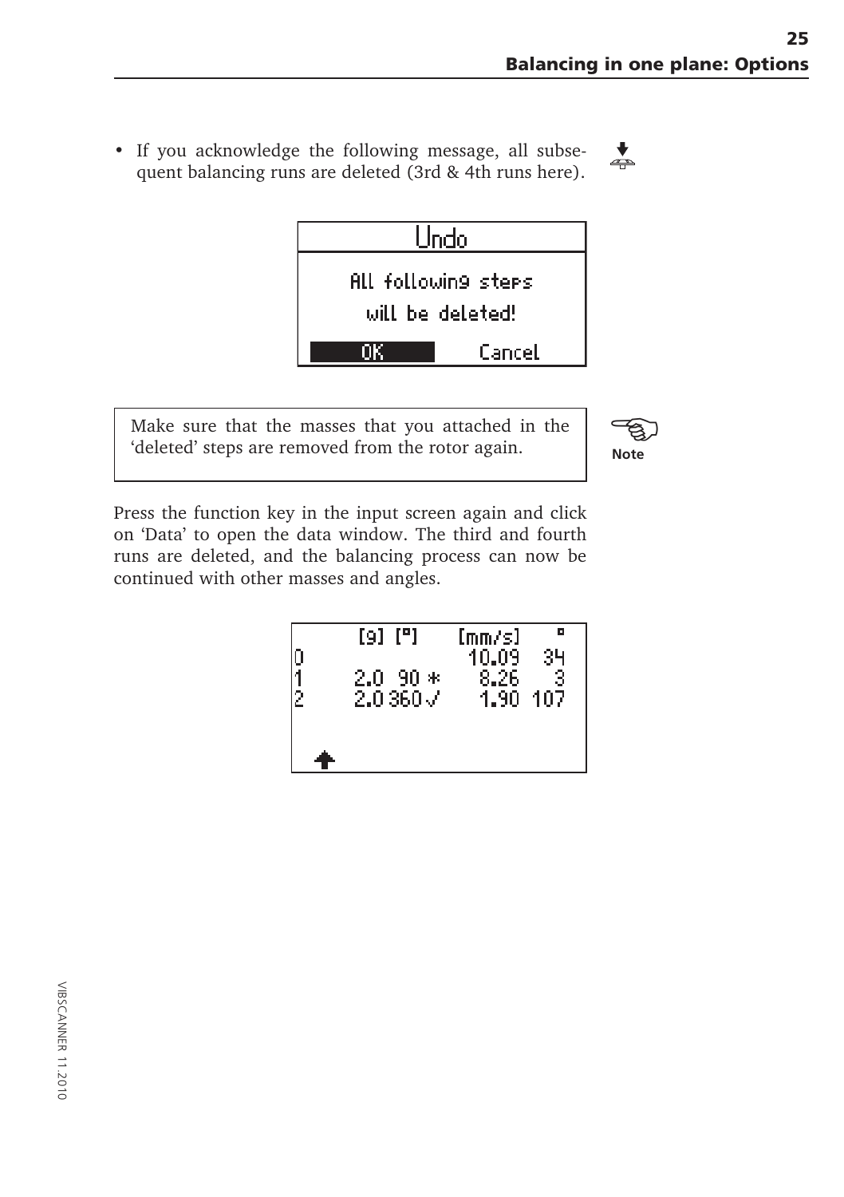- If you acknowledge the following message, all subsequent balancing runs are deleted (3rd & 4th runs here).

```
Undo
All following steps
will be deleted!
OK          Cancel
```

> Make sure that the masses that you attached in the 'deleted' steps are removed from the rotor again.
>
> **Note**

Press the function key in the input screen again and click on 'Data' to open the data window. The third and fourth runs are deleted, and the balancing process can now be continued with other masses and angles.

|   | [g] | [°] | [mm/s] | ° |
|---|---|---|---|---|
| 0 |   |   | 10.09 | 34 |
| 1 | 2.0 | 90 * | 8.26 | 3 |
| 2 | 2.0 | 360 ✓ | 1.90 | 107 |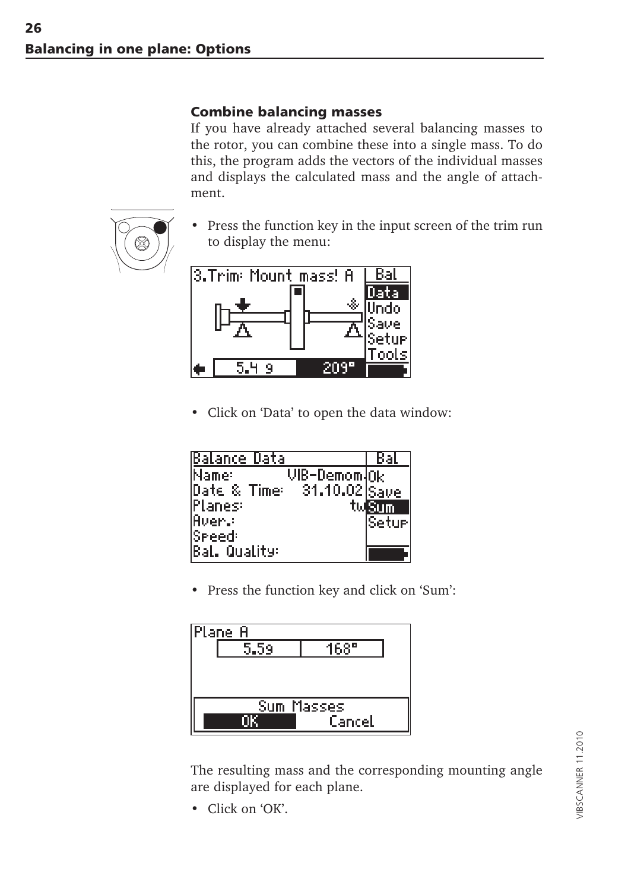## Balancing in one plane: Options

### Combine balancing masses

If you have already attached several balancing masses to the rotor, you can combine these into a single mass. To do this, the program adds the vectors of the individual masses and displays the calculated mass and the angle of attachment.

- Press the function key in the input screen of the trim run to display the menu:

- Click on 'Data' to open the data window:

- Press the function key and click on 'Sum':

The resulting mass and the corresponding mounting angle are displayed for each plane.

- Click on 'OK'.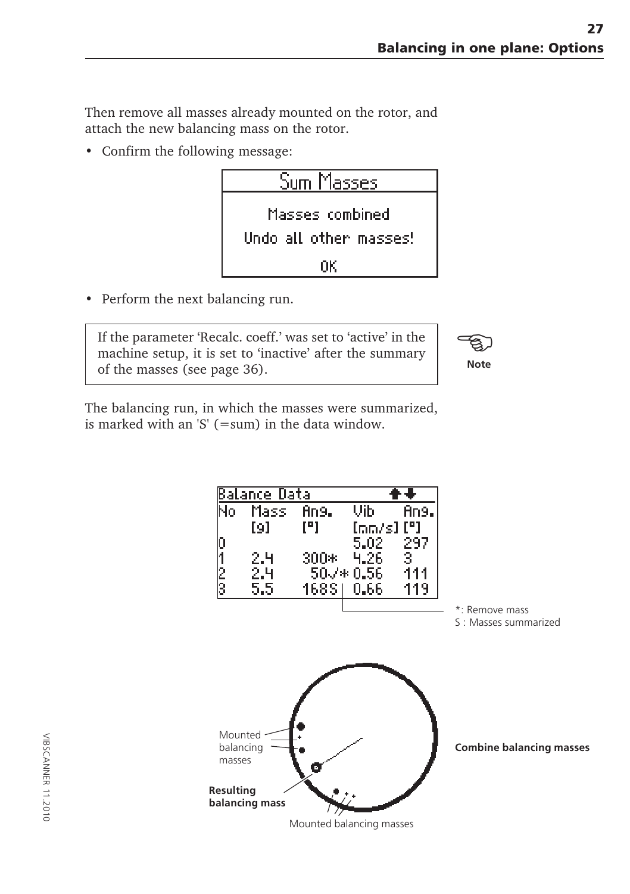Then remove all masses already mounted on the rotor, and attach the new balancing mass on the rotor.

- Confirm the following message:

```
Sum Masses
Masses combined
Undo all other masses!
OK
```

- Perform the next balancing run.

> If the parameter 'Recalc. coeff.' was set to 'active' in the machine setup, it is set to 'inactive' after the summary of the masses (see page 36).

**Note**

The balancing run, in which the masses were summarized, is marked with an 'S' (=sum) in the data window.

**Balance Data**

| No | Mass [g] | Ang. [°] | Vib [mm/s] | Ang. [°] |
|---|---|---|---|---|
| 0 | | | 5.02 | 297 |
| 1 | 2.4 | 300* | 4.26 | 3 |
| 2 | 2.4 | 50√* | 0.56 | 111 |
| 3 | 5.5 | 168S | 0.66 | 119 |

*: Remove mass
S : Masses summarized

Mounted balancing masses

**Resulting balancing mass**

Mounted balancing masses

**Combine balancing masses**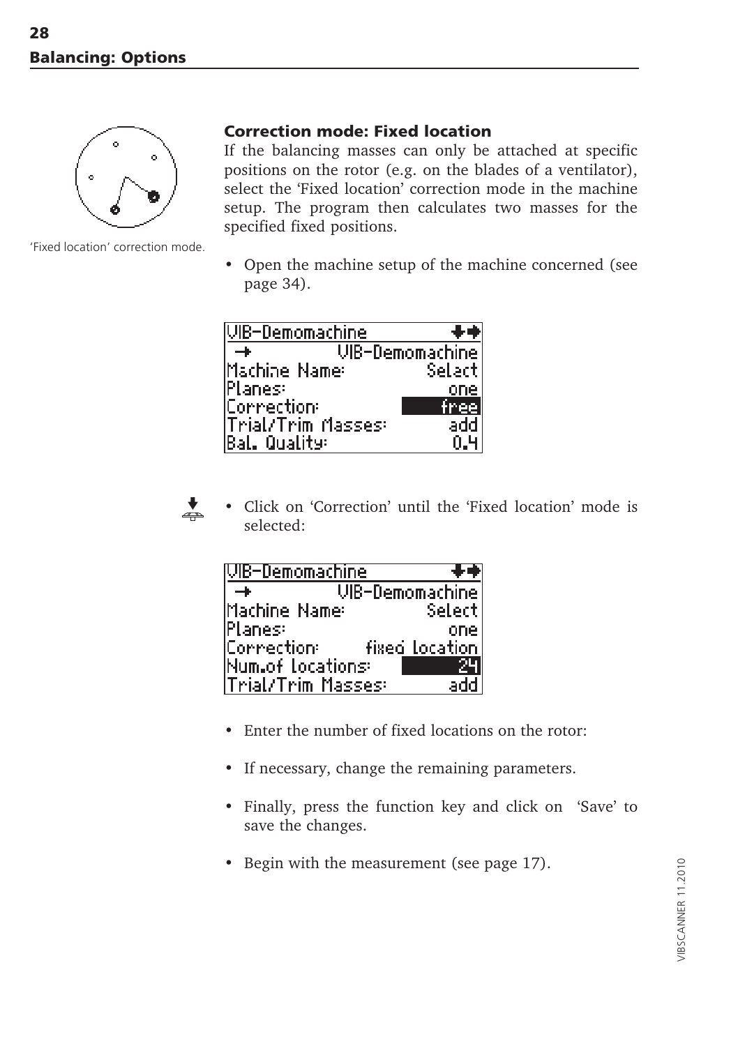## Balancing: Options

### Correction mode: Fixed location

If the balancing masses can only be attached at specific positions on the rotor (e.g. on the blades of a ventilator), select the 'Fixed location' correction mode in the machine setup. The program then calculates two masses for the specified fixed positions.

'Fixed location' correction mode.

- Open the machine setup of the machine concerned (see page 34).

```
VIB-Demomachine
 →        VIB-Demomachine
Machine Name:      Select
Planes:               one
Correction:          free
Trial/Trim Masses:    add
Bal. Quality:         0.4
```

- Click on 'Correction' until the 'Fixed location' mode is selected:

```
VIB-Demomachine
 →        VIB-Demomachine
Machine Name:      Select
Planes:               one
Correction:  fixed location
Num.of locations:      24
Trial/Trim Masses:    add
```

- Enter the number of fixed locations on the rotor:
- If necessary, change the remaining parameters.
- Finally, press the function key and click on 'Save' to save the changes.
- Begin with the measurement (see page 17).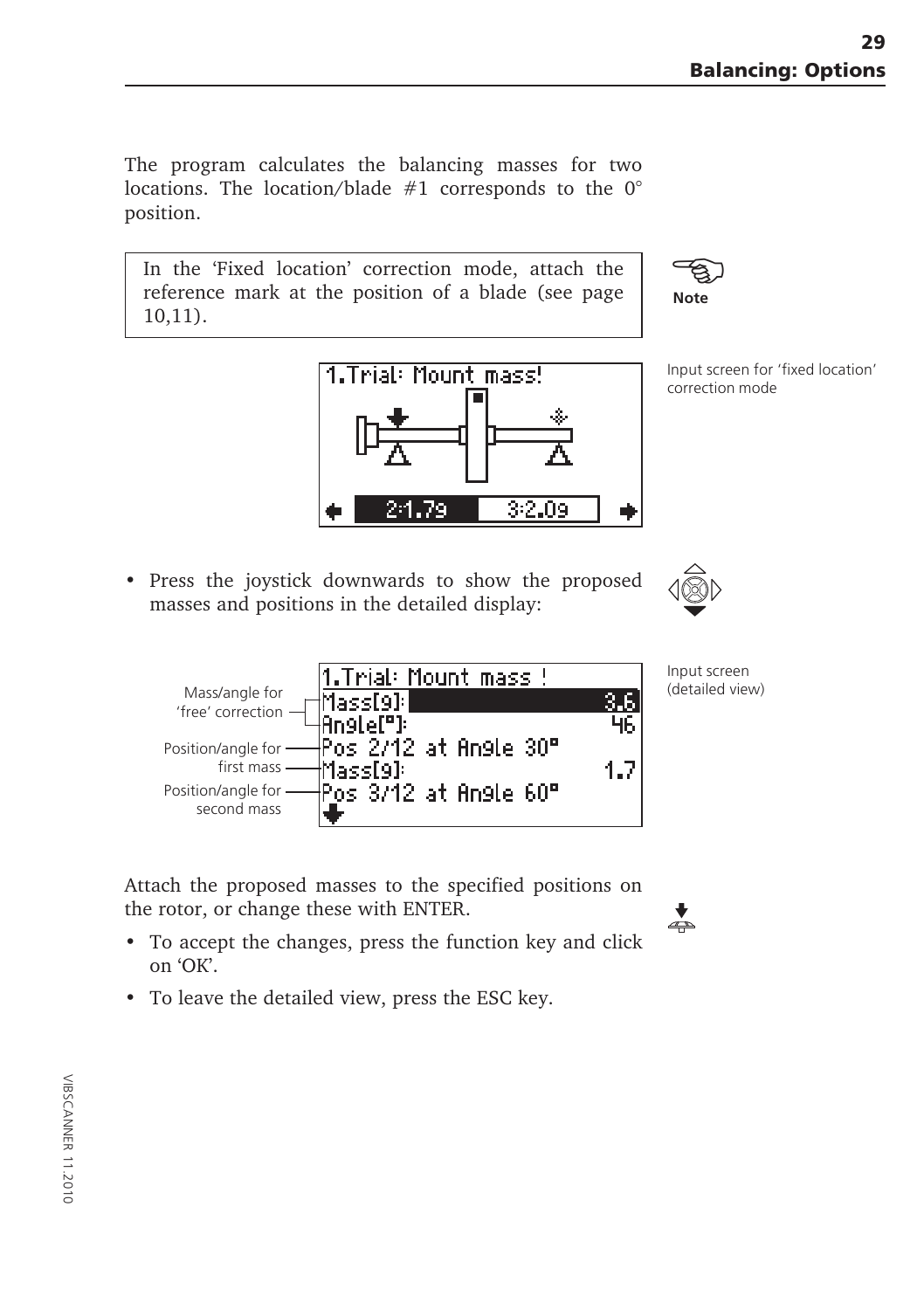The program calculates the balancing masses for two locations. The location/blade #1 corresponds to the 0° position.

> **Note**
> In the 'Fixed location' correction mode, attach the reference mark at the position of a blade (see page 10,11).

Input screen for 'fixed location' correction mode

- Press the joystick downwards to show the proposed masses and positions in the detailed display:

Input screen (detailed view)

Mass/angle for 'free' correction

Position/angle for first mass

Position/angle for second mass

Attach the proposed masses to the specified positions on the rotor, or change these with ENTER.

- To accept the changes, press the function key and click on 'OK'.
- To leave the detailed view, press the ESC key.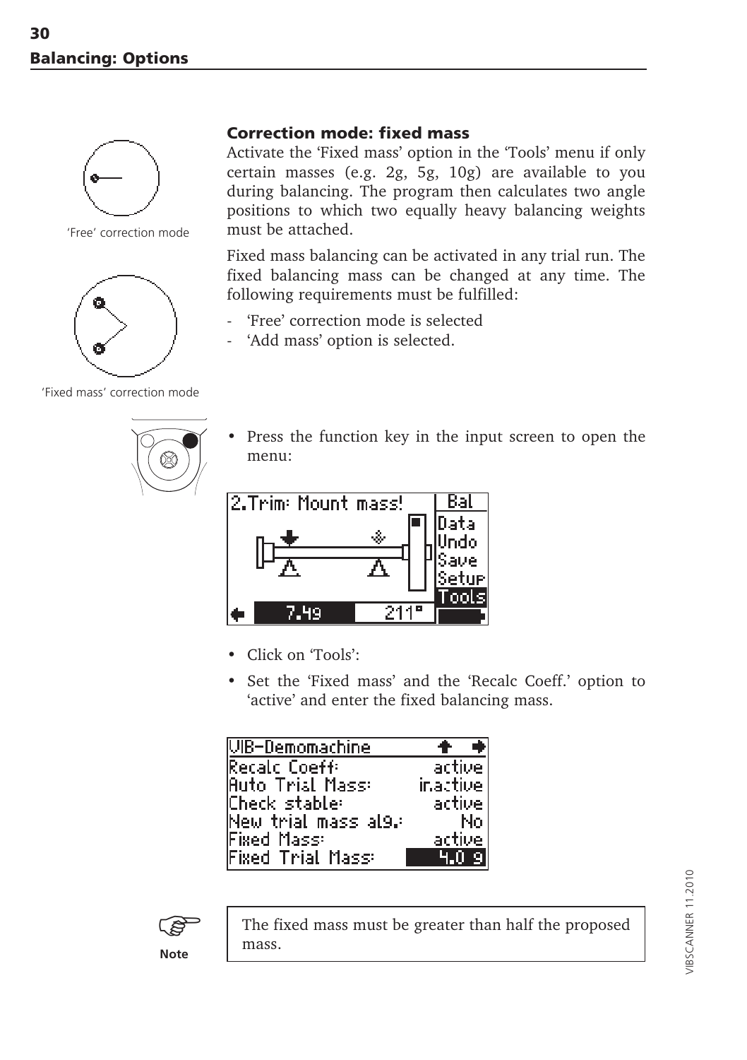## Correction mode: fixed mass

'Free' correction mode

'Fixed mass' correction mode

Activate the 'Fixed mass' option in the 'Tools' menu if only certain masses (e.g. 2g, 5g, 10g) are available to you during balancing. The program then calculates two angle positions to which two equally heavy balancing weights must be attached.

Fixed mass balancing can be activated in any trial run. The fixed balancing mass can be changed at any time. The following requirements must be fulfilled:

- 'Free' correction mode is selected
- 'Add mass' option is selected.

- Press the function key in the input screen to open the menu:

```
2.Trim: Mount mass!        Bal
                           Data
                           Undo
                           Save
                           Setup
                           Tools
   7.4g        211°
```

- Click on 'Tools':
- Set the 'Fixed mass' and the 'Recalc Coeff.' option to 'active' and enter the fixed balancing mass.

```
VIB-Demomachine
Recalc Coeff:            active
Auto Trial Mass:       inactive
Check stable:            active
New trial mass alg.:         No
Fixed Mass:              active
Fixed Trial Mass:         4.0 g
```

**Note**

> The fixed mass must be greater than half the proposed mass.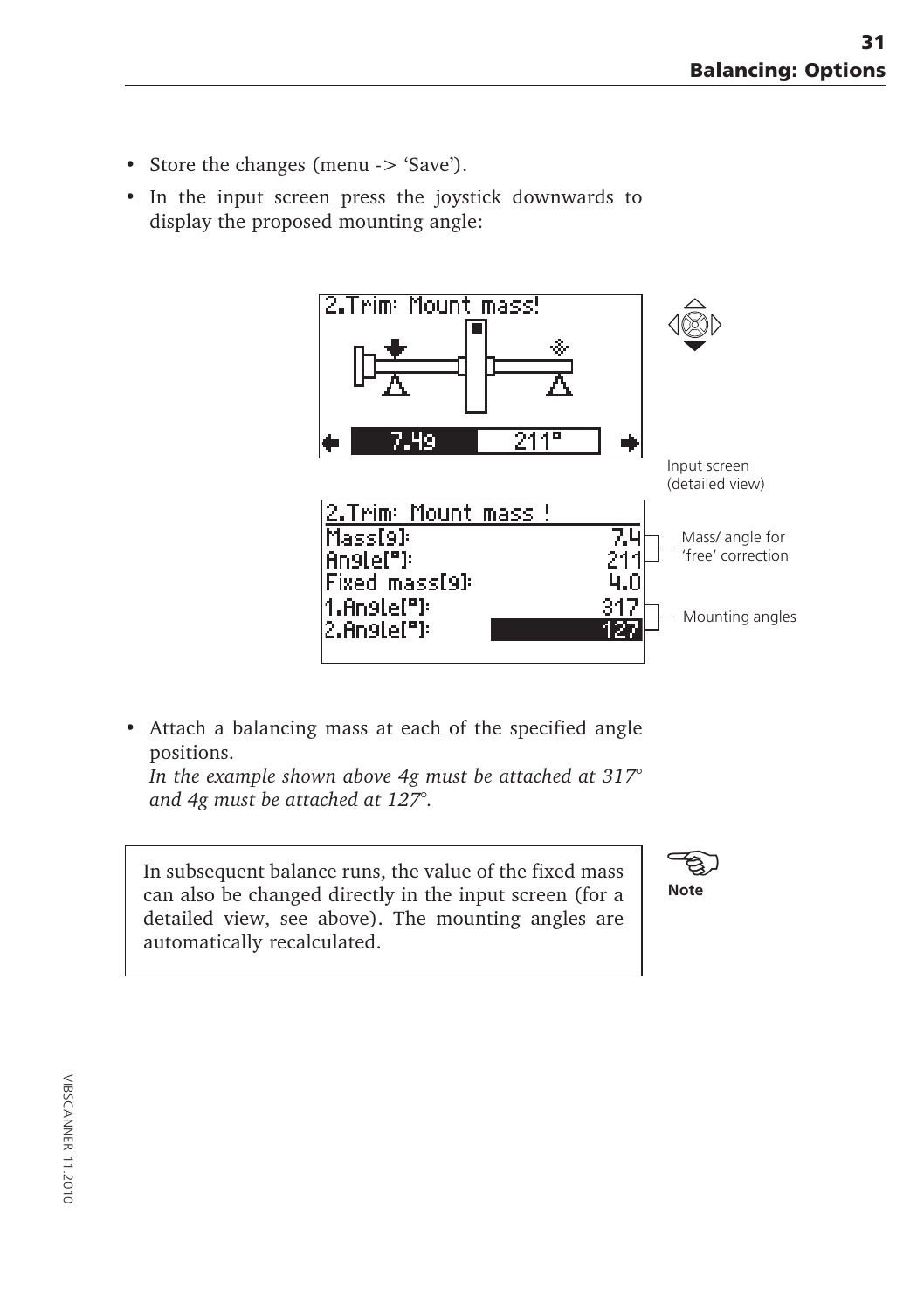- Store the changes (menu -> 'Save').
- In the input screen press the joystick downwards to display the proposed mounting angle:

Input screen (detailed view)

Mass/ angle for 'free' correction

Mounting angles

- Attach a balancing mass at each of the specified angle positions.
  *In the example shown above 4g must be attached at 317° and 4g must be attached at 127°.*

> **Note**
>
> In subsequent balance runs, the value of the fixed mass can also be changed directly in the input screen (for a detailed view, see above). The mounting angles are automatically recalculated.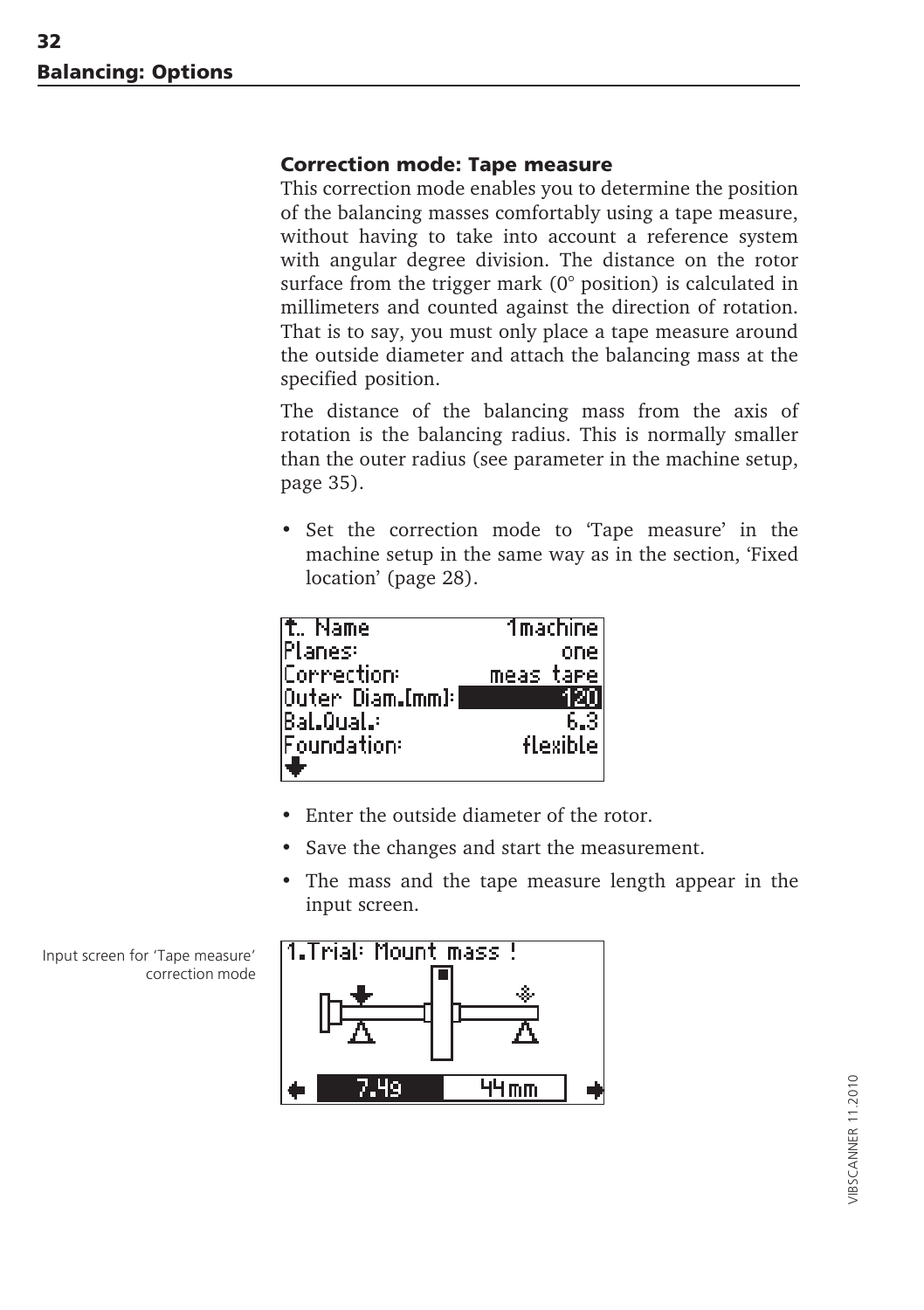## Correction mode: Tape measure

This correction mode enables you to determine the position of the balancing masses comfortably using a tape measure, without having to take into account a reference system with angular degree division. The distance on the rotor surface from the trigger mark (0° position) is calculated in millimeters and counted against the direction of rotation. That is to say, you must only place a tape measure around the outside diameter and attach the balancing mass at the specified position.

The distance of the balancing mass from the axis of rotation is the balancing radius. This is normally smaller than the outer radius (see parameter in the machine setup, page 35).

- Set the correction mode to 'Tape measure' in the machine setup in the same way as in the section, 'Fixed location' (page 28).

```
↑.. Name            1machine
Planes:                  one
Correction:        meas tape
Outer Diam.[mm]:         120
Bal.Qual.:               6.3
Foundation:         flexible
↓
```

- Enter the outside diameter of the rotor.
- Save the changes and start the measurement.
- The mass and the tape measure length appear in the input screen.

Input screen for 'Tape measure' correction mode

```
1.Trial: Mount mass !

←   7.4g   |   44mm   →
```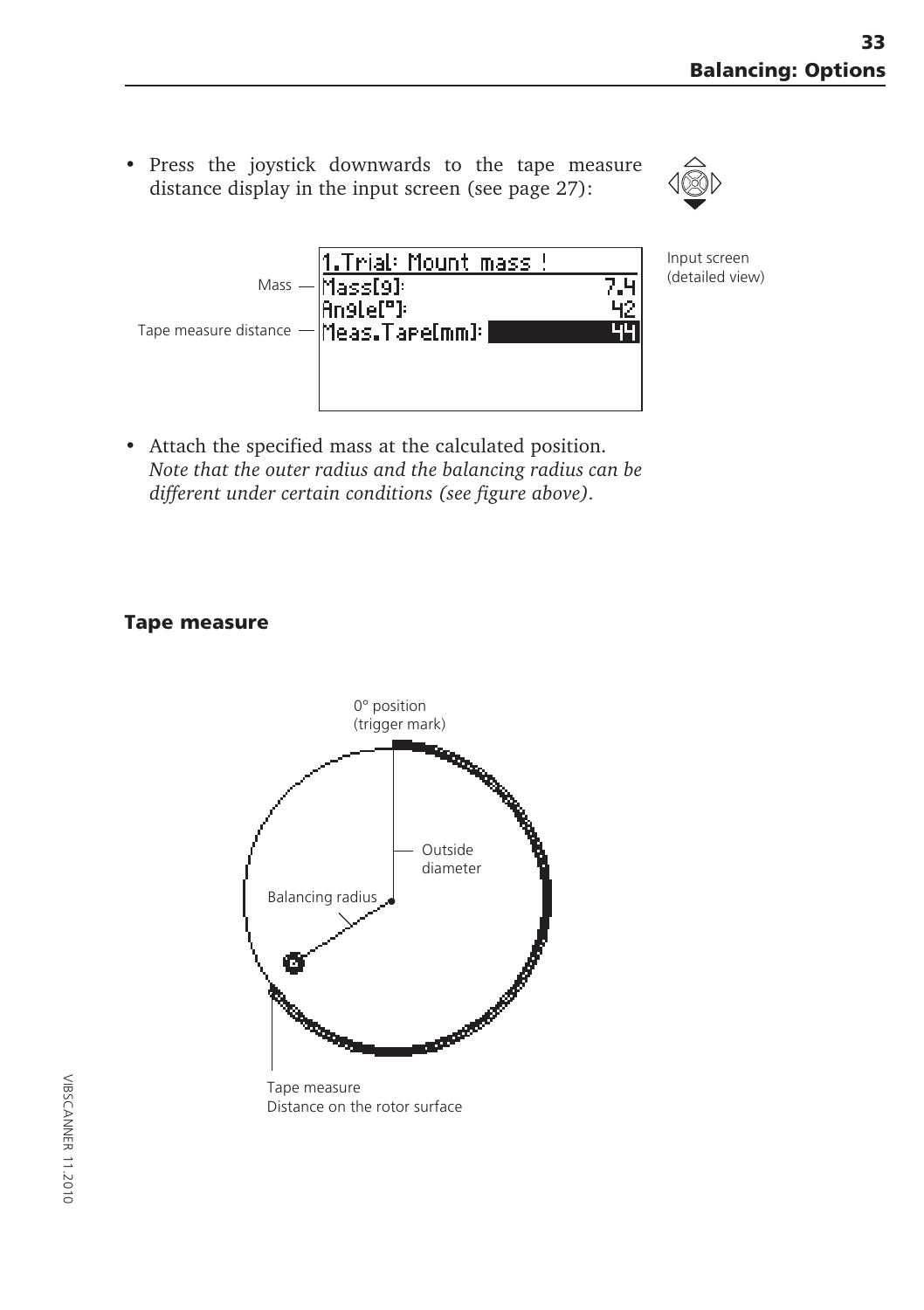- Press the joystick downwards to the tape measure distance display in the input screen (see page 27):

Input screen (detailed view)

```
1.Trial: Mount mass !
Mass[g]:              7.4
Angle[°]:              42
Meas.Tape[mm]:         44
```

Mass — Tape measure distance

- Attach the specified mass at the calculated position. *Note that the outer radius and the balancing radius can be different under certain conditions (see figure above).*

## Tape measure

0° position (trigger mark)

Outside diameter

Balancing radius

Tape measure
Distance on the rotor surface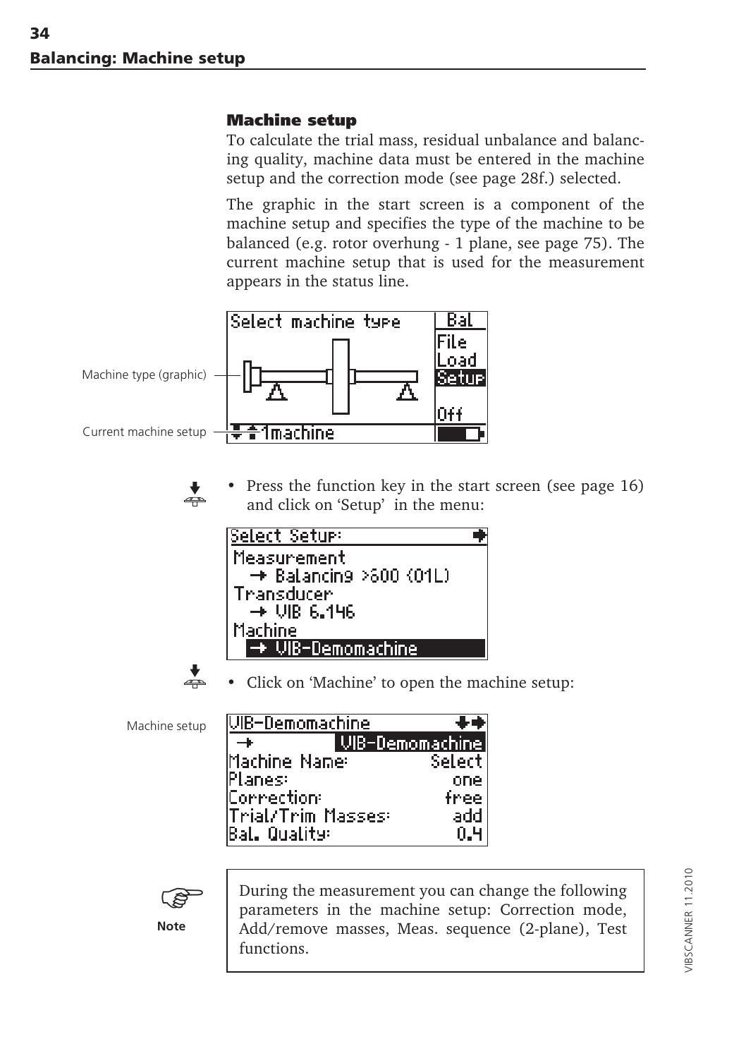## Machine setup

To calculate the trial mass, residual unbalance and balancing quality, machine data must be entered in the machine setup and the correction mode (see page 28f.) selected.

The graphic in the start screen is a component of the machine setup and specifies the type of the machine to be balanced (e.g. rotor overhung - 1 plane, see page 75). The current machine setup that is used for the measurement appears in the status line.

Machine type (graphic)

Current machine setup

```
Select machine type        Bal
                           File
                           Load
                           Setup

                           Off
1machine
```

- Press the function key in the start screen (see page 16) and click on 'Setup' in the menu:

```
Select Setup:
Measurement
  → Balancing >600 (01L)
Transducer
  → VIB 6.146
Machine
  → VIB-Demomachine
```

- Click on 'Machine' to open the machine setup:

Machine setup

```
VIB-Demomachine
→            VIB-Demomachine
Machine Name:         Select
Planes:                  one
Correction:             free
Trial/Trim Masses:       add
Bal. Quality:            0.4
```

**Note**

During the measurement you can change the following parameters in the machine setup: Correction mode, Add/remove masses, Meas. sequence (2-plane), Test functions.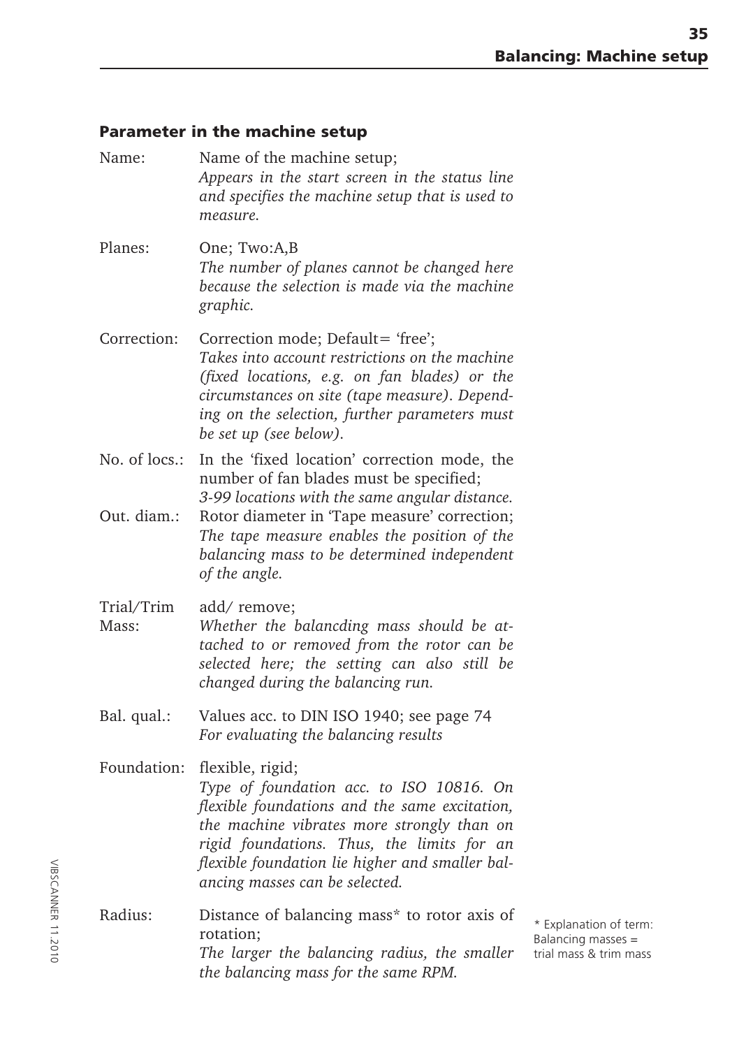## Parameter in the machine setup

Name: Name of the machine setup;
*Appears in the start screen in the status line and specifies the machine setup that is used to measure.*

Planes: One; Two:A,B
*The number of planes cannot be changed here because the selection is made via the machine graphic.*

Correction: Correction mode; Default= 'free';
*Takes into account restrictions on the machine (fixed locations, e.g. on fan blades) or the circumstances on site (tape measure). Depending on the selection, further parameters must be set up (see below).*

No. of locs.: In the 'fixed location' correction mode, the number of fan blades must be specified;
*3-99 locations with the same angular distance.*

Out. diam.: Rotor diameter in 'Tape measure' correction;
*The tape measure enables the position of the balancing mass to be determined independent of the angle.*

Trial/Trim Mass: add/ remove;
*Whether the balancding mass should be attached to or removed from the rotor can be selected here; the setting can also still be changed during the balancing run.*

Bal. qual.: Values acc. to DIN ISO 1940; see page 74
*For evaluating the balancing results*

Foundation: flexible, rigid;
*Type of foundation acc. to ISO 10816. On flexible foundations and the same excitation, the machine vibrates more strongly than on rigid foundations. Thus, the limits for an flexible foundation lie higher and smaller balancing masses can be selected.*

Radius: Distance of balancing mass* to rotor axis of rotation;
*The larger the balancing radius, the smaller the balancing mass for the same RPM.*

* Explanation of term: Balancing masses = trial mass & trim mass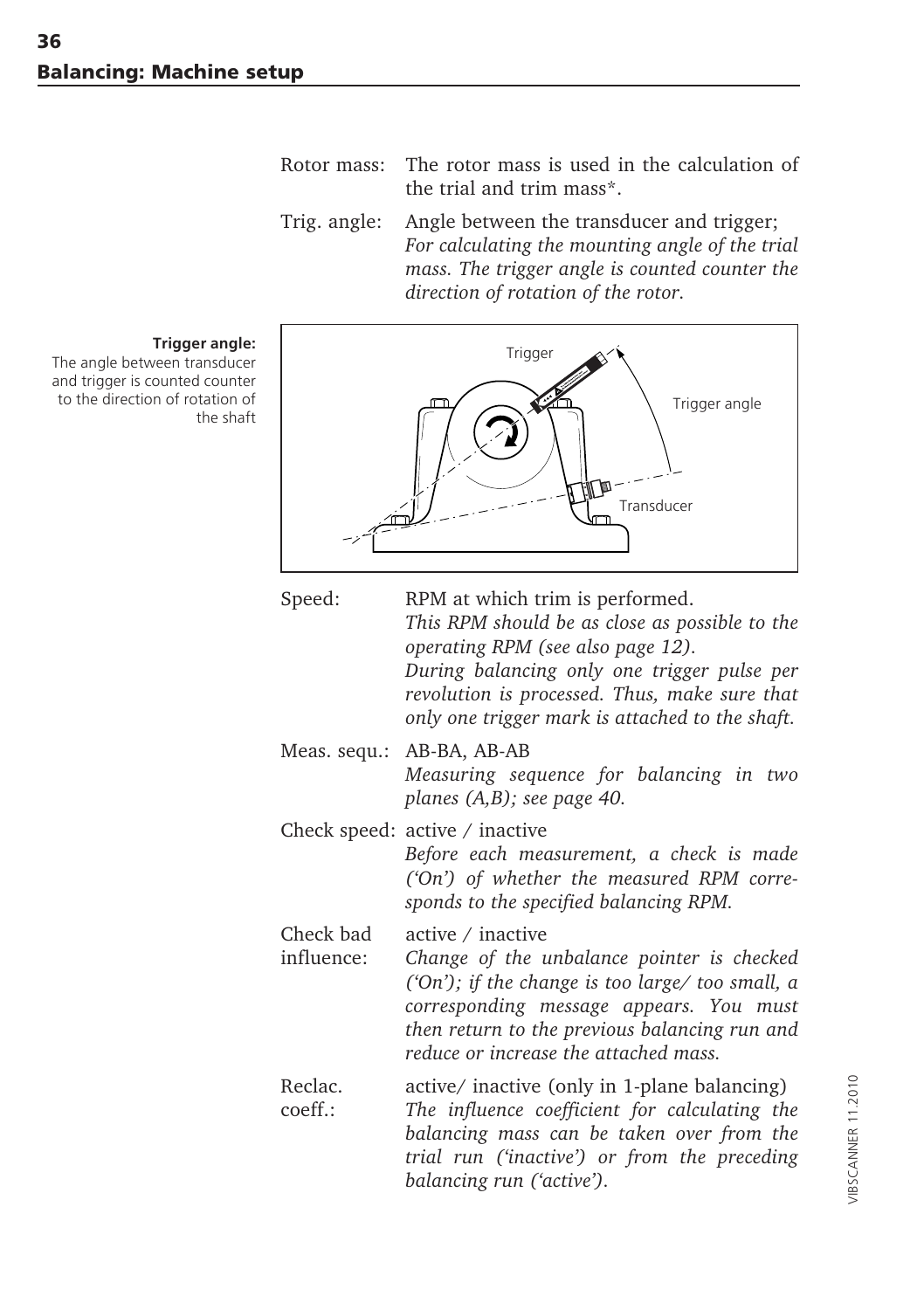## Balancing: Machine setup

Rotor mass: The rotor mass is used in the calculation of the trial and trim mass*.

Trig. angle: Angle between the transducer and trigger; *For calculating the mounting angle of the trial mass. The trigger angle is counted counter the direction of rotation of the rotor.*

**Trigger angle:**
The angle between transducer and trigger is counted counter to the direction of rotation of the shaft

Trigger

Trigger angle

Transducer

Speed: RPM at which trim is performed.
*This RPM should be as close as possible to the operating RPM (see also page 12).*
*During balancing only one trigger pulse per revolution is processed. Thus, make sure that only one trigger mark is attached to the shaft.*

Meas. sequ.: AB-BA, AB-AB
*Measuring sequence for balancing in two planes (A,B); see page 40.*

Check speed: active / inactive
*Before each measurement, a check is made ('On') of whether the measured RPM corresponds to the specified balancing RPM.*

Check bad influence: active / inactive
*Change of the unbalance pointer is checked ('On'); if the change is too large/ too small, a corresponding message appears. You must then return to the previous balancing run and reduce or increase the attached mass.*

Reclac. coeff.: active/ inactive (only in 1-plane balancing)
*The influence coefficient for calculating the balancing mass can be taken over from the trial run ('inactive') or from the preceding balancing run ('active').*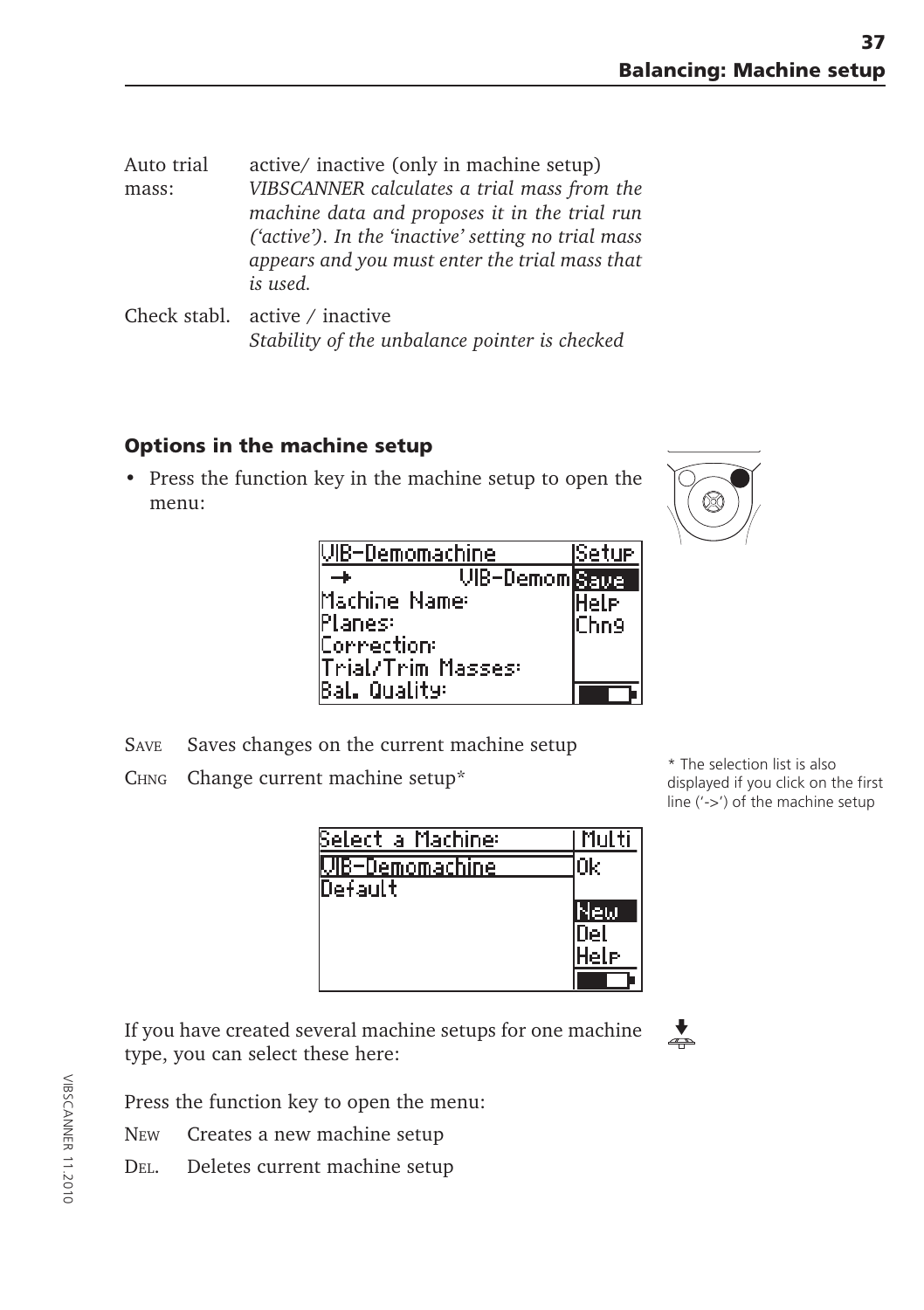Auto trial mass: active/ inactive (only in machine setup)
*VIBSCANNER calculates a trial mass from the machine data and proposes it in the trial run ('active'). In the 'inactive' setting no trial mass appears and you must enter the trial mass that is used.*

Check stabl. active / inactive
*Stability of the unbalance pointer is checked*

### Options in the machine setup

- Press the function key in the machine setup to open the menu:

```
VIB-Demomachine          Setup
 →          VIB-Demom    Save
Machine Name:            Help
Planes:                  Chng
Correction:
Trial/Trim Masses:
Bal. Quality:
```

SAVE Saves changes on the current machine setup

CHNG Change current machine setup*

\* The selection list is also displayed if you click on the first line ('->') of the machine setup

```
Select a Machine:        Multi
VIB-Demomachine          Ok
Default
                         New
                         Del
                         Help
```

If you have created several machine setups for one machine type, you can select these here:

Press the function key to open the menu:

NEW Creates a new machine setup

DEL. Deletes current machine setup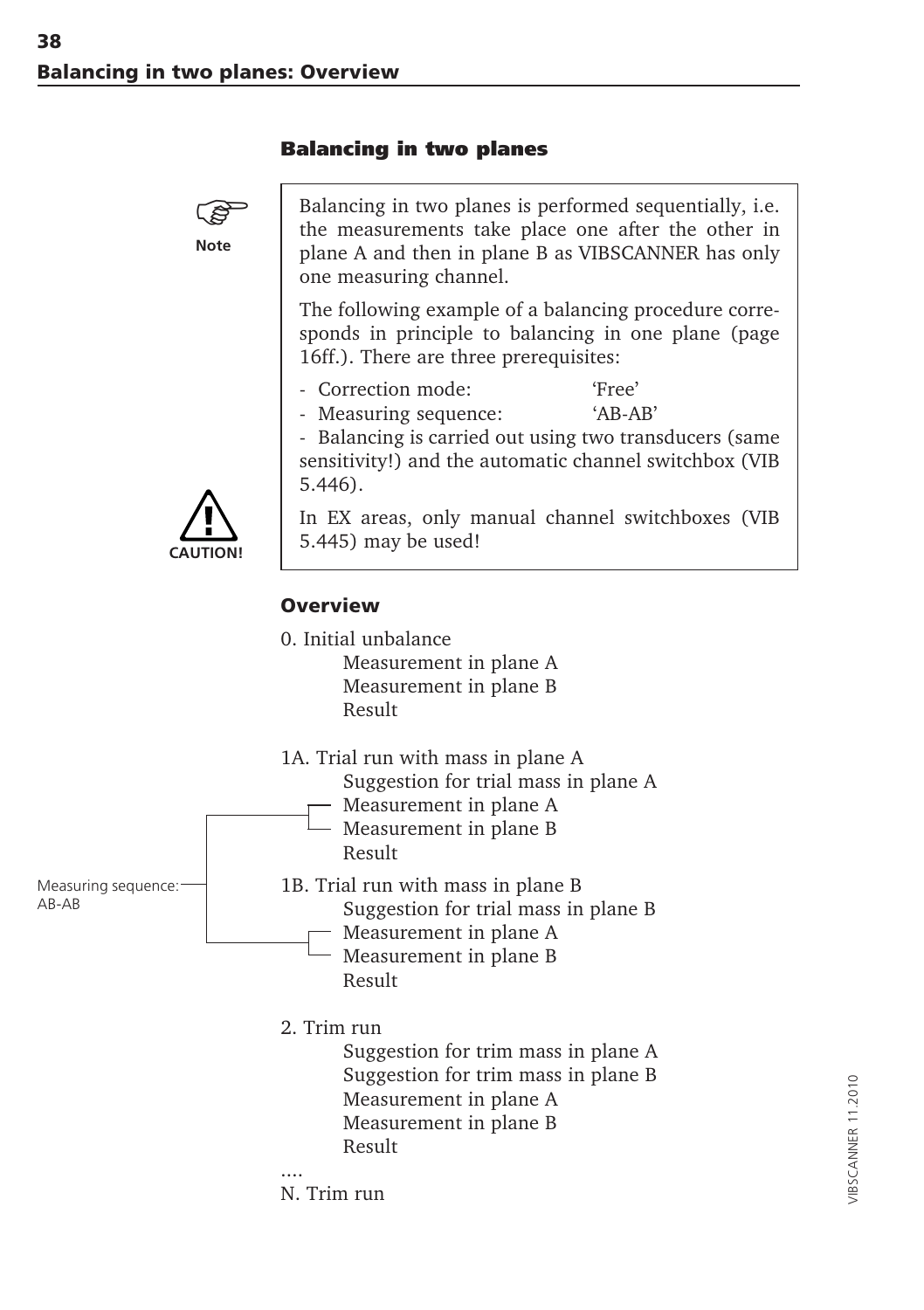## Balancing in two planes: Overview

### Balancing in two planes

> **Note**
>
> Balancing in two planes is performed sequentially, i.e. the measurements take place one after the other in plane A and then in plane B as VIBSCANNER has only one measuring channel.
>
> The following example of a balancing procedure corresponds in principle to balancing in one plane (page 16ff.). There are three prerequisites:
>
> - Correction mode: 'Free'
> - Measuring sequence: 'AB-AB'
> - Balancing is carried out using two transducers (same sensitivity!) and the automatic channel switchbox (VIB 5.446).
>
> **CAUTION!**
>
> In EX areas, only manual channel switchboxes (VIB 5.445) may be used!

### Overview

0. Initial unbalance
   - Measurement in plane A
   - Measurement in plane B
   - Result

1A. Trial run with mass in plane A
   - Suggestion for trial mass in plane A
   - Measurement in plane A
   - Measurement in plane B
   - Result

1B. Trial run with mass in plane B
   - Suggestion for trial mass in plane B
   - Measurement in plane A
   - Measurement in plane B
   - Result

Measuring sequence: AB-AB

2. Trim run
   - Suggestion for trim mass in plane A
   - Suggestion for trim mass in plane B
   - Measurement in plane A
   - Measurement in plane B
   - Result

....

N. Trim run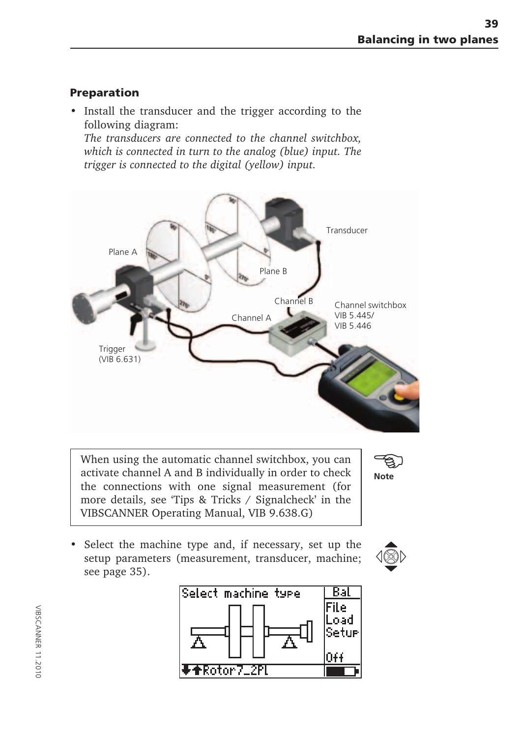## Preparation

- Install the transducer and the trigger according to the following diagram:
  *The transducers are connected to the channel switchbox, which is connected in turn to the analog (blue) input. The trigger is connected to the digital (yellow) input.*

Transducer

Plane A

Plane B

Channel B

Channel switchbox
VIB 5.445/
VIB 5.446

Channel A

Trigger
(VIB 6.631)

> When using the automatic channel switchbox, you can activate channel A and B individually in order to check the connections with one signal measurement (for more details, see 'Tips & Tricks / Signalcheck' in the VIBSCANNER Operating Manual, VIB 9.638.G)

**Note**

- Select the machine type and, if necessary, set up the setup parameters (measurement, transducer, machine; see page 35).

Select machine type | Bal
File
Load
Setup
Off
Rotor7_2Pl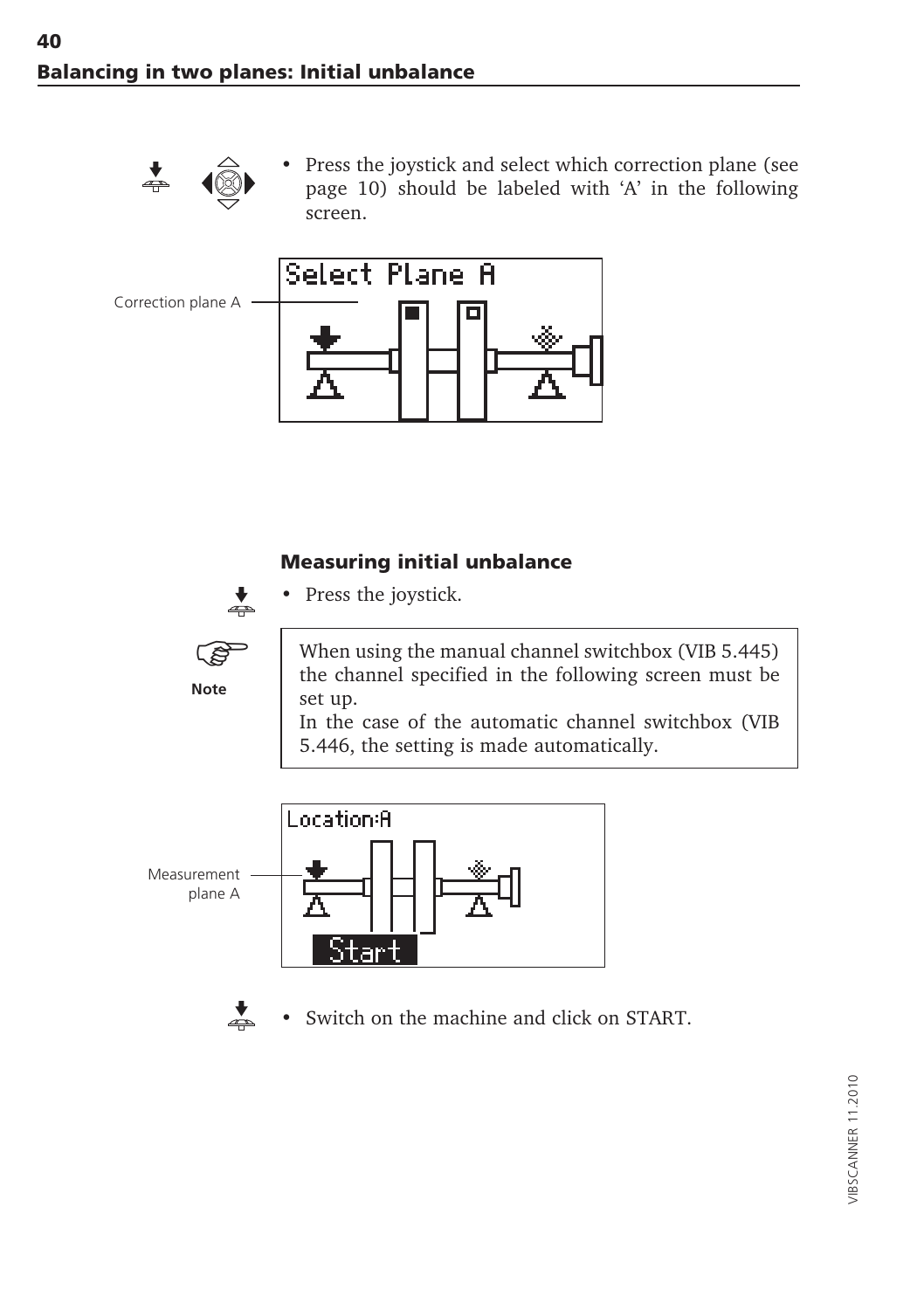## Balancing in two planes: Initial unbalance

- Press the joystick and select which correction plane (see page 10) should be labeled with 'A' in the following screen.

Correction plane A

### Measuring initial unbalance

- Press the joystick.

**Note**

> When using the manual channel switchbox (VIB 5.445) the channel specified in the following screen must be set up.
> In the case of the automatic channel switchbox (VIB 5.446, the setting is made automatically.

Measurement plane A

- Switch on the machine and click on START.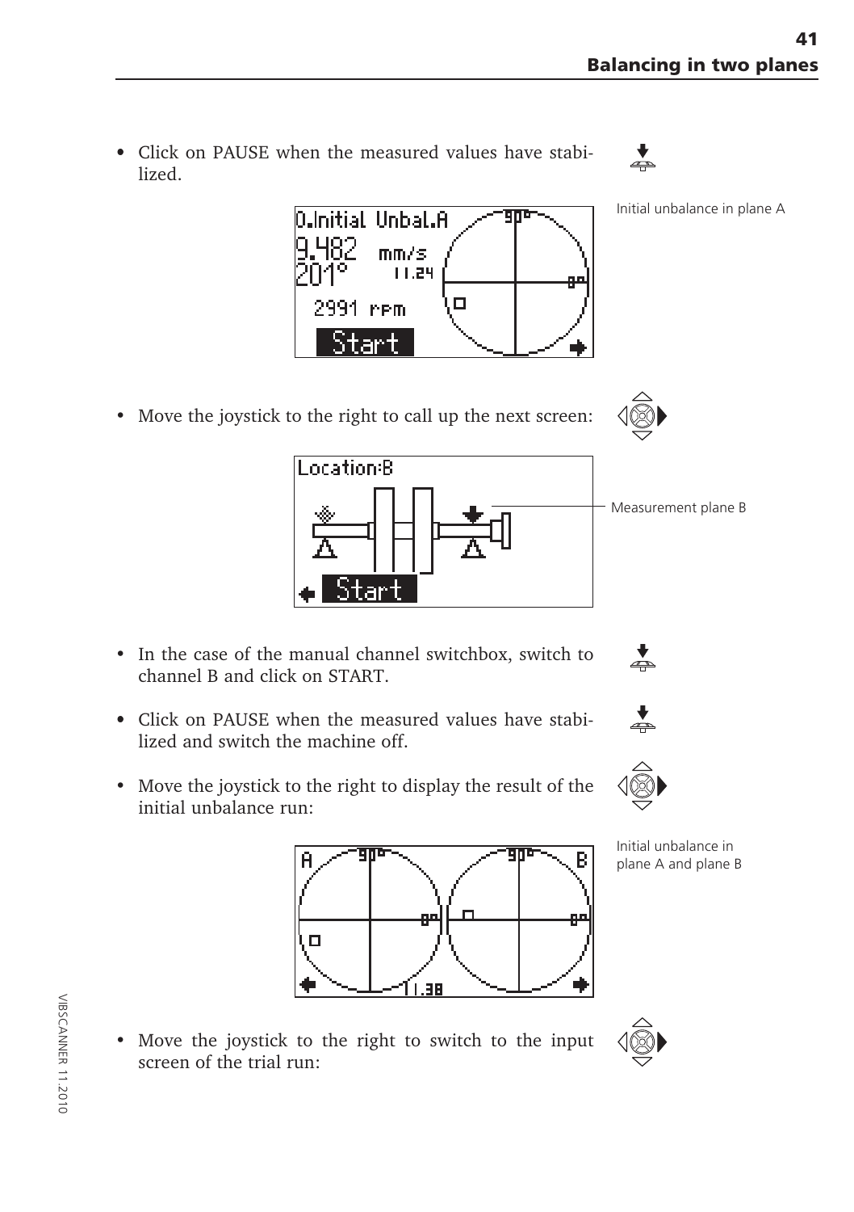- Click on PAUSE when the measured values have stabilized.

Initial unbalance in plane A

- Move the joystick to the right to call up the next screen:

Measurement plane B

- In the case of the manual channel switchbox, switch to channel B and click on START.
- Click on PAUSE when the measured values have stabilized and switch the machine off.
- Move the joystick to the right to display the result of the initial unbalance run:

Initial unbalance in plane A and plane B

- Move the joystick to the right to switch to the input screen of the trial run: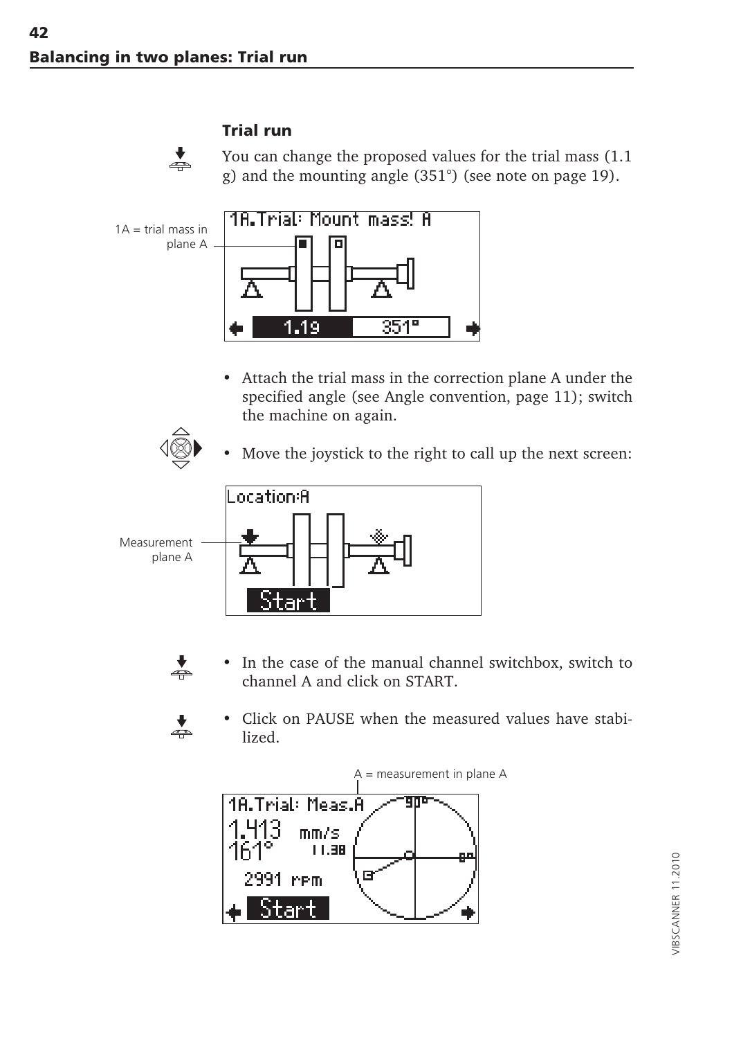## Balancing in two planes: Trial run

### Trial run

You can change the proposed values for the trial mass (1.1 g) and the mounting angle (351°) (see note on page 19).

1A = trial mass in plane A

- Attach the trial mass in the correction plane A under the specified angle (see Angle convention, page 11); switch the machine on again.
- Move the joystick to the right to call up the next screen:

Measurement plane A

- In the case of the manual channel switchbox, switch to channel A and click on START.
- Click on PAUSE when the measured values have stabilized.

A = measurement in plane A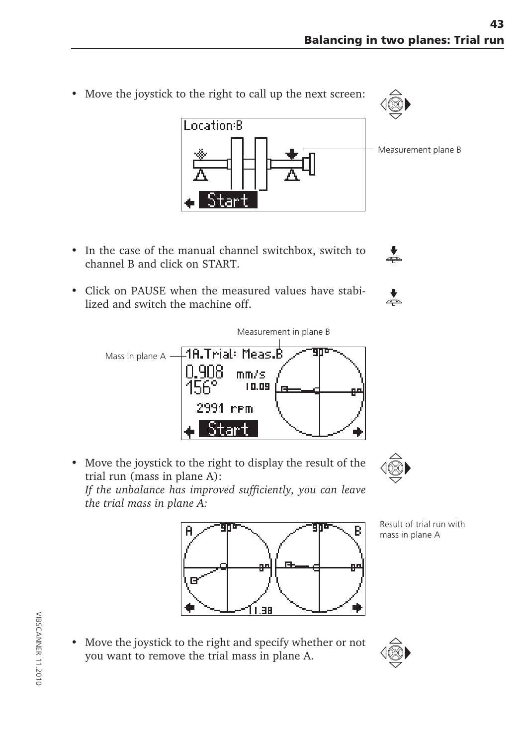- Move the joystick to the right to call up the next screen:

Measurement plane B

- In the case of the manual channel switchbox, switch to channel B and click on START.

- Click on PAUSE when the measured values have stabilized and switch the machine off.

Measurement in plane B

Mass in plane A

- Move the joystick to the right to display the result of the trial run (mass in plane A):
  *If the unbalance has improved sufficiently, you can leave the trial mass in plane A:*

Result of trial run with mass in plane A

- Move the joystick to the right and specify whether or not you want to remove the trial mass in plane A.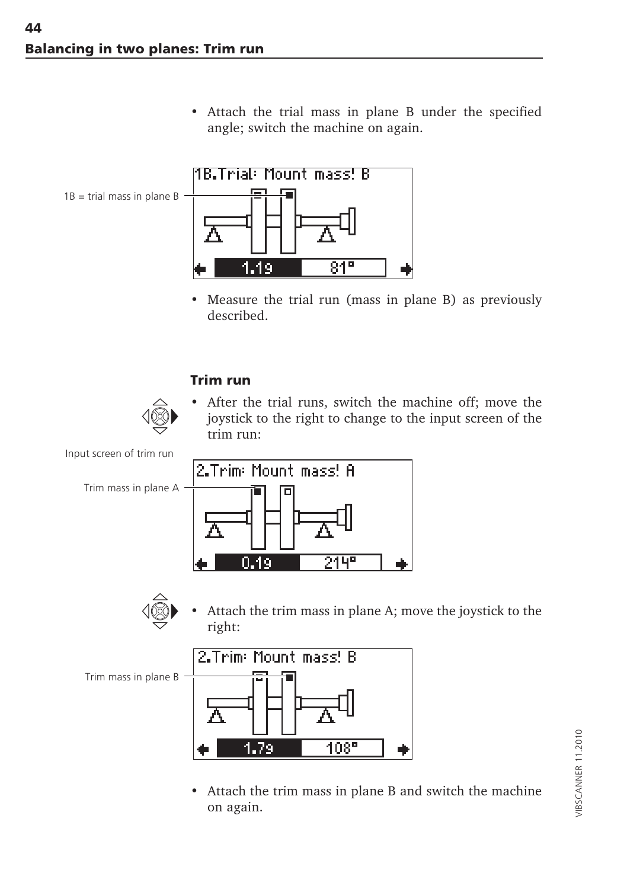- Attach the trial mass in plane B under the specified angle; switch the machine on again.

1B = trial mass in plane B

1B.Trial: Mount mass! B

1.1g | 81°

- Measure the trial run (mass in plane B) as previously described.

### Trim run

- After the trial runs, switch the machine off; move the joystick to the right to change to the input screen of the trim run:

Input screen of trim run

Trim mass in plane A

2.Trim: Mount mass! A

0.1g | 214°

- Attach the trim mass in plane A; move the joystick to the right:

Trim mass in plane B

2.Trim: Mount mass! B

1.7g | 108°

- Attach the trim mass in plane B and switch the machine on again.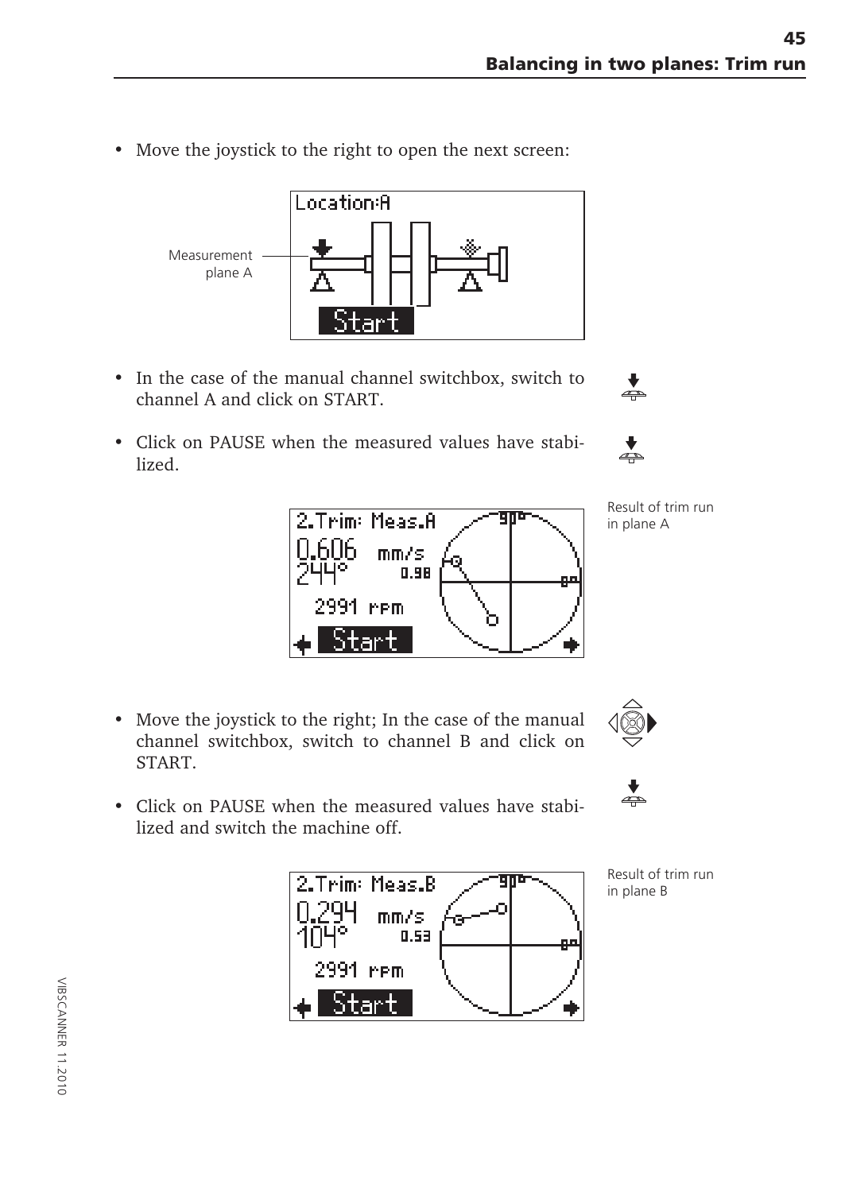- Move the joystick to the right to open the next screen:

Measurement plane A

- In the case of the manual channel switchbox, switch to channel A and click on START.
- Click on PAUSE when the measured values have stabilized.

Result of trim run in plane A

- Move the joystick to the right; In the case of the manual channel switchbox, switch to channel B and click on START.
- Click on PAUSE when the measured values have stabilized and switch the machine off.

Result of trim run in plane B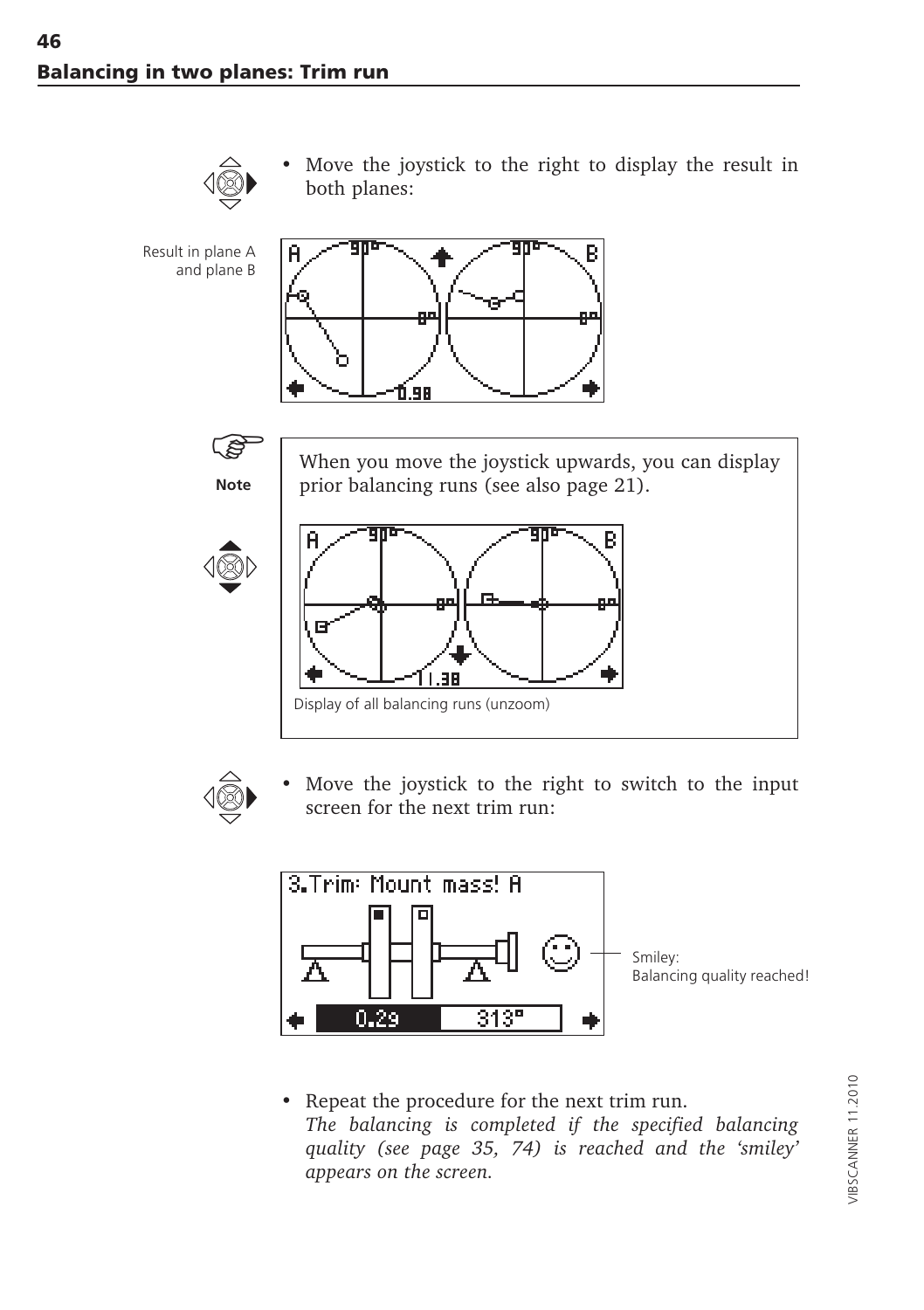## Balancing in two planes: Trim run

- Move the joystick to the right to display the result in both planes:

Result in plane A and plane B

**Note**

When you move the joystick upwards, you can display prior balancing runs (see also page 21).

Display of all balancing runs (unzoom)

- Move the joystick to the right to switch to the input screen for the next trim run:

Smiley: Balancing quality reached!

- Repeat the procedure for the next trim run.
  *The balancing is completed if the specified balancing quality (see page 35, 74) is reached and the 'smiley' appears on the screen.*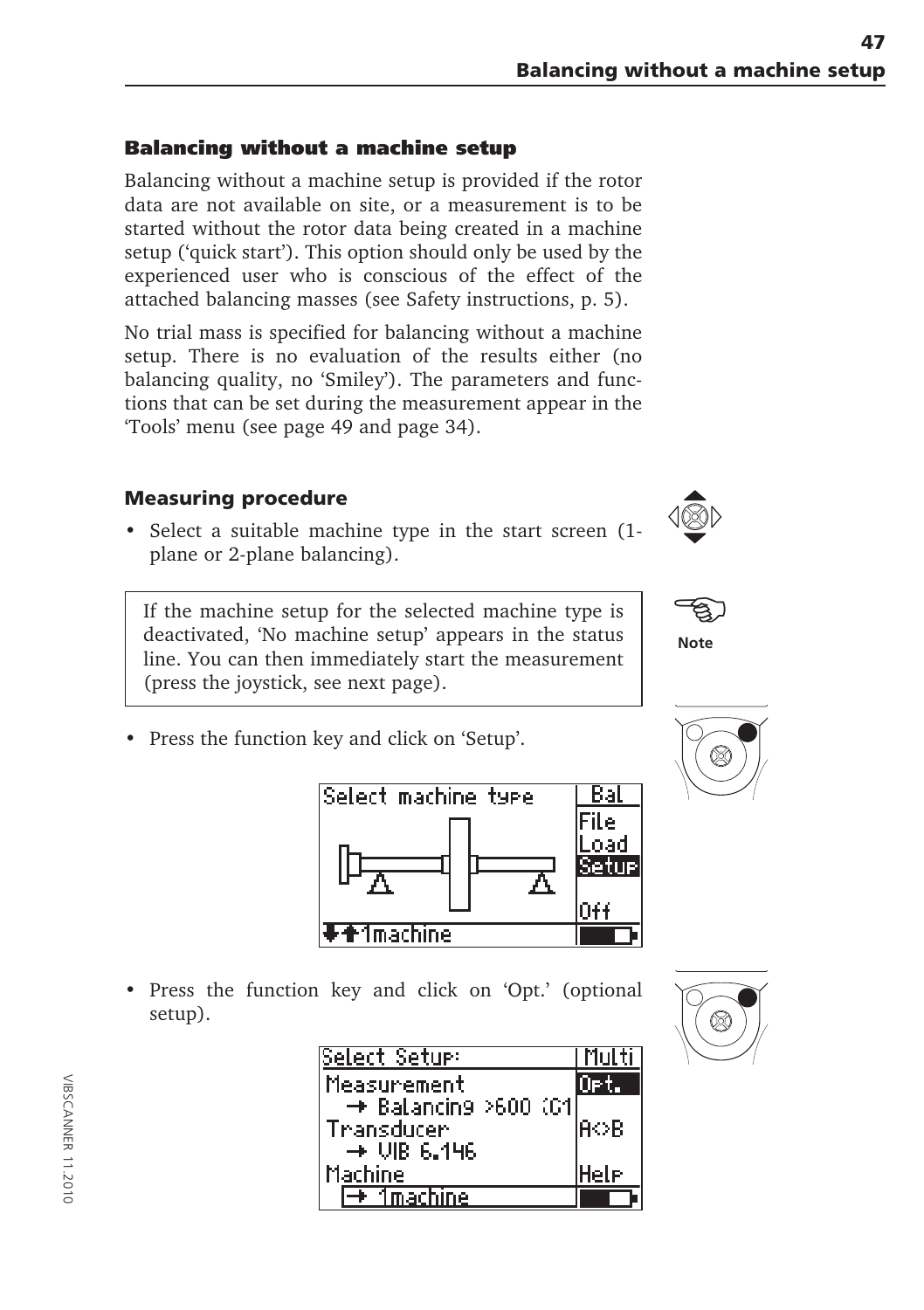## Balancing without a machine setup

Balancing without a machine setup is provided if the rotor data are not available on site, or a measurement is to be started without the rotor data being created in a machine setup ('quick start'). This option should only be used by the experienced user who is conscious of the effect of the attached balancing masses (see Safety instructions, p. 5).

No trial mass is specified for balancing without a machine setup. There is no evaluation of the results either (no balancing quality, no 'Smiley'). The parameters and functions that can be set during the measurement appear in the 'Tools' menu (see page 49 and page 34).

### Measuring procedure

- Select a suitable machine type in the start screen (1-plane or 2-plane balancing).

> **Note**
>
> If the machine setup for the selected machine type is deactivated, 'No machine setup' appears in the status line. You can then immediately start the measurement (press the joystick, see next page).

- Press the function key and click on 'Setup'.

- Press the function key and click on 'Opt.' (optional setup).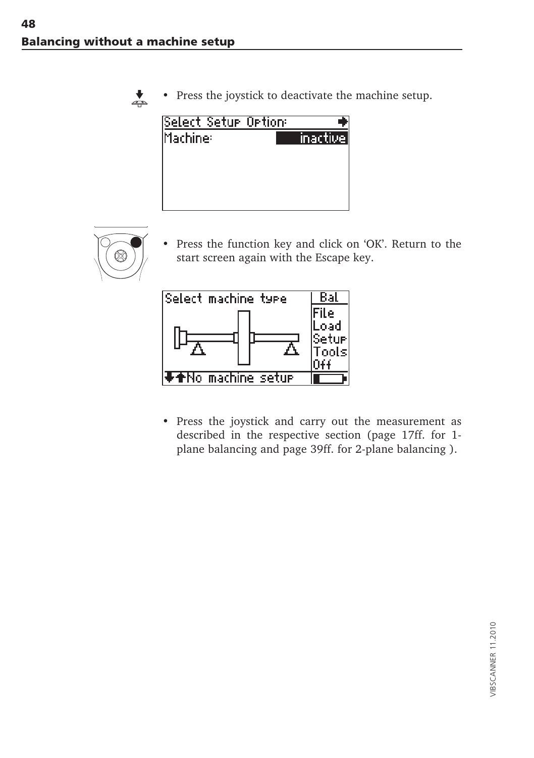## Balancing without a machine setup

- Press the joystick to deactivate the machine setup.

```
Select Setup Option:
Machine:          inactive
```

- Press the function key and click on 'OK'. Return to the start screen again with the Escape key.

```
Select machine type     Bal
                        File
                        Load
                        Setup
                        Tools
                        Off
No machine setup
```

- Press the joystick and carry out the measurement as described in the respective section (page 17ff. for 1-plane balancing and page 39ff. for 2-plane balancing ).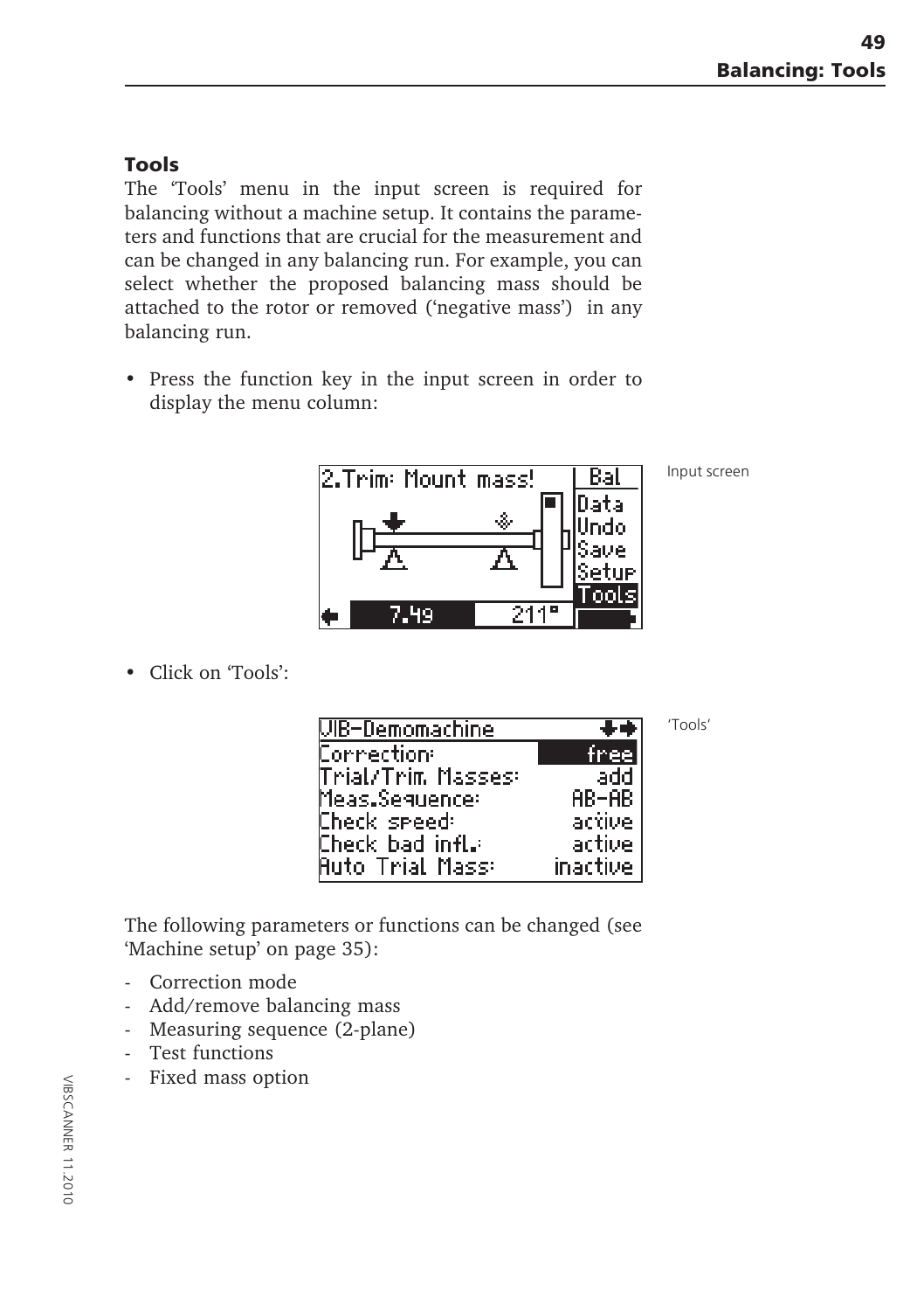## Tools

The 'Tools' menu in the input screen is required for balancing without a machine setup. It contains the parameters and functions that are crucial for the measurement and can be changed in any balancing run. For example, you can select whether the proposed balancing mass should be attached to the rotor or removed ('negative mass') in any balancing run.

- Press the function key in the input screen in order to display the menu column:

Input screen

- Click on 'Tools':

'Tools'

The following parameters or functions can be changed (see 'Machine setup' on page 35):

- Correction mode
- Add/remove balancing mass
- Measuring sequence (2-plane)
- Test functions
- Fixed mass option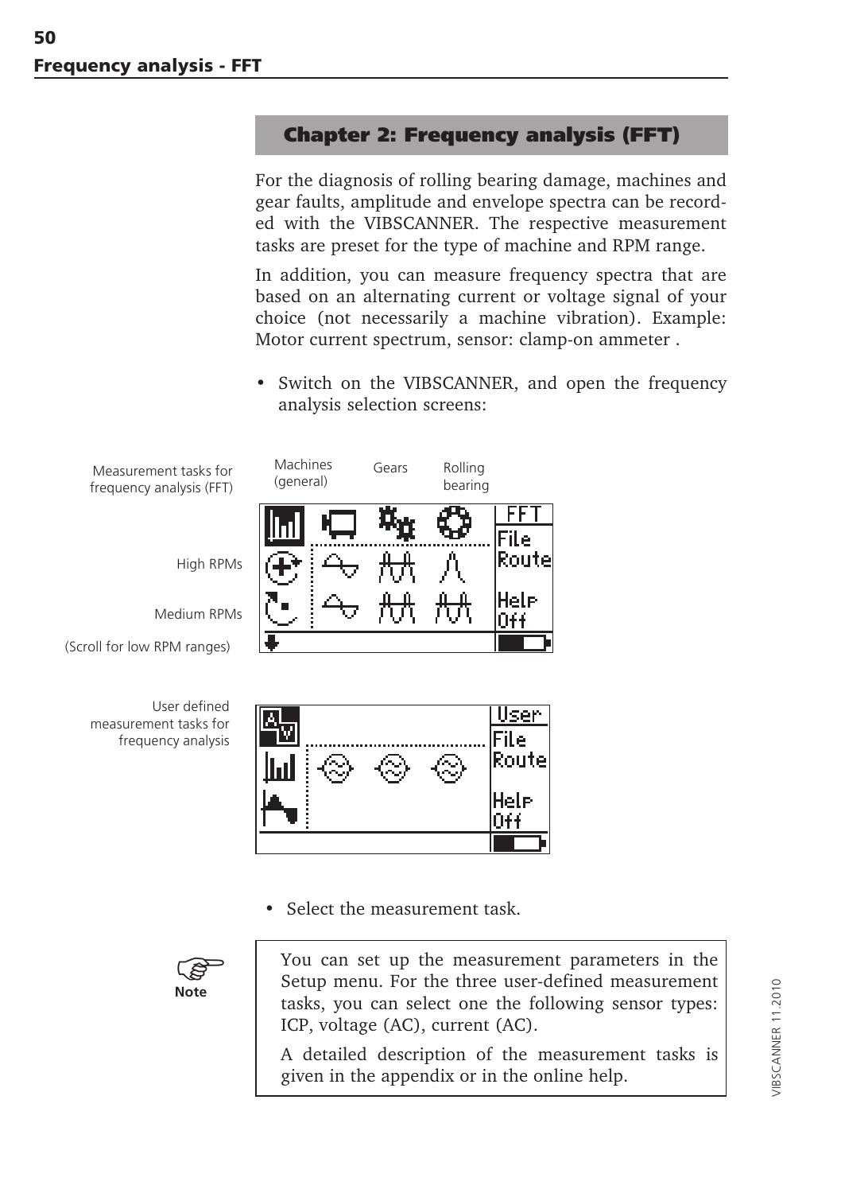## Chapter 2: Frequency analysis (FFT)

For the diagnosis of rolling bearing damage, machines and gear faults, amplitude and envelope spectra can be recorded with the VIBSCANNER. The respective measurement tasks are preset for the type of machine and RPM range.

In addition, you can measure frequency spectra that are based on an alternating current or voltage signal of your choice (not necessarily a machine vibration). Example: Motor current spectrum, sensor: clamp-on ammeter .

- Switch on the VIBSCANNER, and open the frequency analysis selection screens:

Measurement tasks for frequency analysis (FFT)

Machines (general) | Gears | Rolling bearing

High RPMs

Medium RPMs

(Scroll for low RPM ranges)

FFT
File
Route
Help
Off

User defined measurement tasks for frequency analysis

User
File
Route
Help
Off

- Select the measurement task.

**Note**

You can set up the measurement parameters in the Setup menu. For the three user-defined measurement tasks, you can select one the following sensor types: ICP, voltage (AC), current (AC).

A detailed description of the measurement tasks is given in the appendix or in the online help.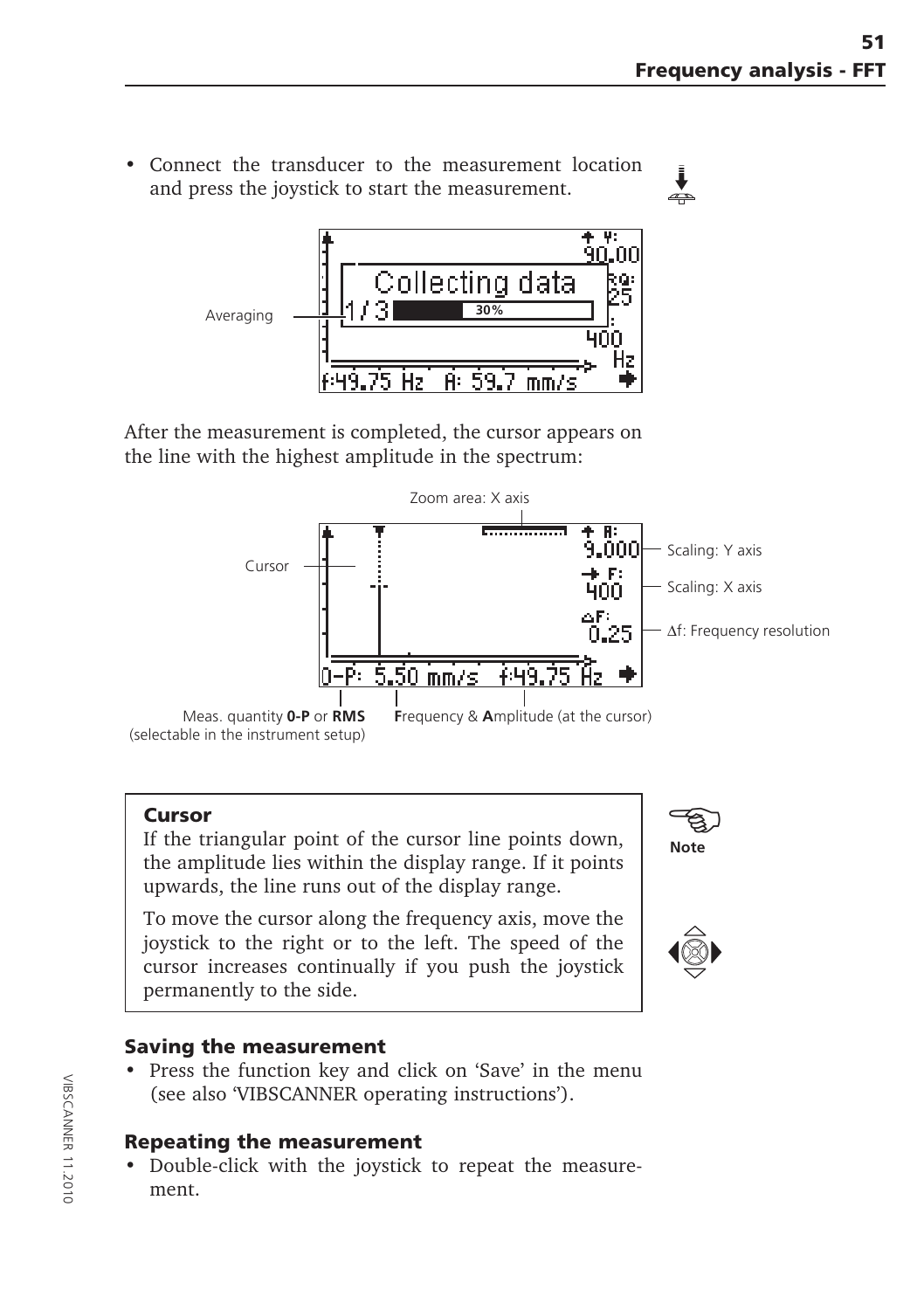- Connect the transducer to the measurement location and press the joystick to start the measurement.

Averaging

After the measurement is completed, the cursor appears on the line with the highest amplitude in the spectrum:

Zoom area: X axis

Cursor

Scaling: Y axis

Scaling: X axis

Δf: Frequency resolution

Meas. quantity **0-P** or **RMS** (selectable in the instrument setup)

**F**requency & **A**mplitude (at the cursor)

**Cursor**

If the triangular point of the cursor line points down, the amplitude lies within the display range. If it points upwards, the line runs out of the display range.

To move the cursor along the frequency axis, move the joystick to the right or to the left. The speed of the cursor increases continually if you push the joystick permanently to the side.

**Note**

### Saving the measurement

- Press the function key and click on 'Save' in the menu (see also 'VIBSCANNER operating instructions').

### Repeating the measurement

- Double-click with the joystick to repeat the measurement.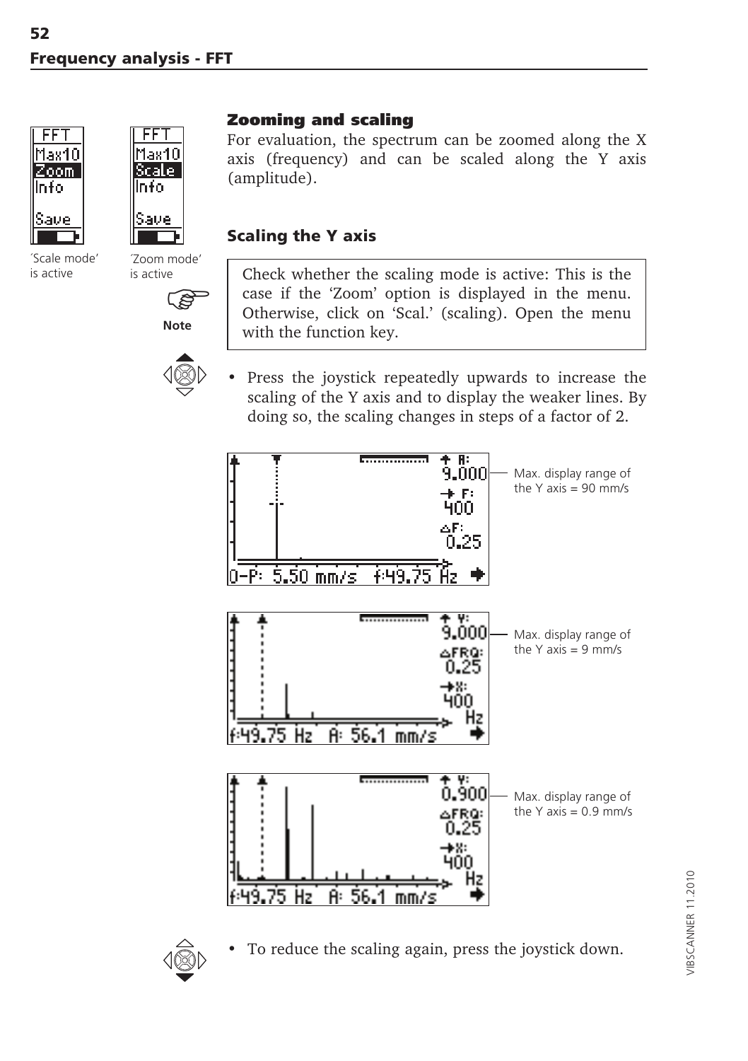## Zooming and scaling

For evaluation, the spectrum can be zoomed along the X axis (frequency) and can be scaled along the Y axis (amplitude).

´Scale mode' is active

´Zoom mode' is active

### Scaling the Y axis

**Note**

Check whether the scaling mode is active: This is the case if the 'Zoom' option is displayed in the menu. Otherwise, click on 'Scal.' (scaling). Open the menu with the function key.

- Press the joystick repeatedly upwards to increase the scaling of the Y axis and to display the weaker lines. By doing so, the scaling changes in steps of a factor of 2.

Max. display range of the Y axis = 90 mm/s

Max. display range of the Y axis = 9 mm/s

Max. display range of the Y axis = 0.9 mm/s

- To reduce the scaling again, press the joystick down.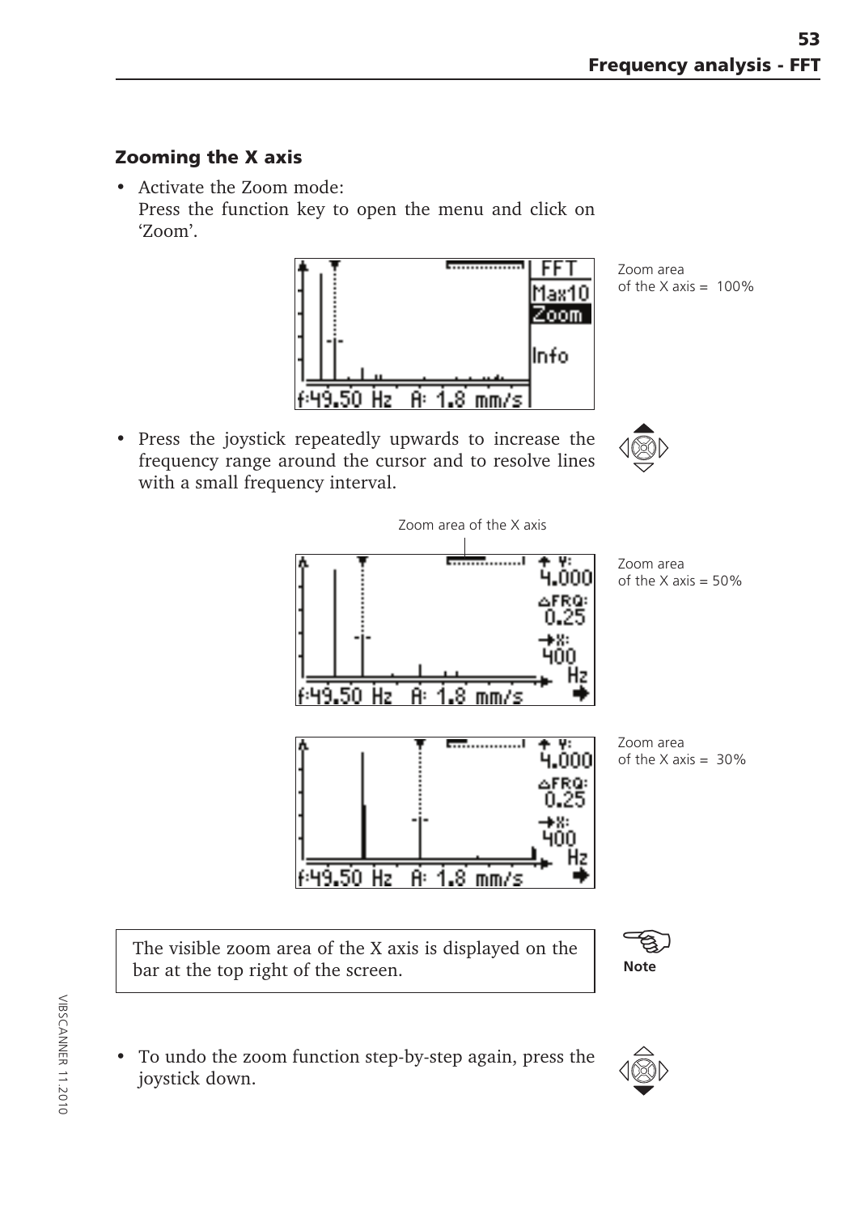## Zooming the X axis

- Activate the Zoom mode:
  Press the function key to open the menu and click on 'Zoom'.

Zoom area of the X axis = 100%

- Press the joystick repeatedly upwards to increase the frequency range around the cursor and to resolve lines with a small frequency interval.

Zoom area of the X axis

Zoom area of the X axis = 50%

Zoom area of the X axis = 30%

> **Note**
> The visible zoom area of the X axis is displayed on the bar at the top right of the screen.

- To undo the zoom function step-by-step again, press the joystick down.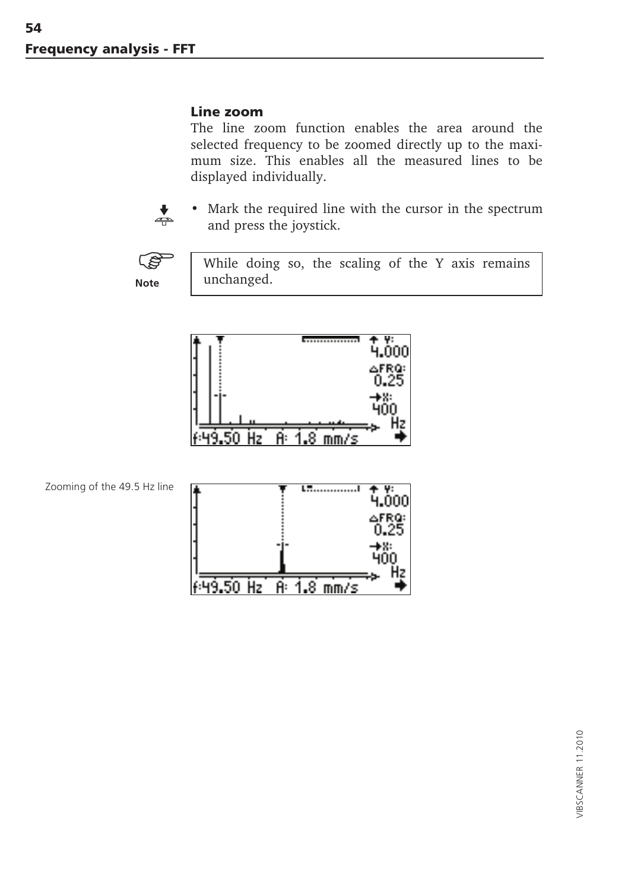### Line zoom

The line zoom function enables the area around the selected frequency to be zoomed directly up to the maximum size. This enables all the measured lines to be displayed individually.

- Mark the required line with the cursor in the spectrum and press the joystick.

**Note**

> While doing so, the scaling of the Y axis remains unchanged.

Zooming of the 49.5 Hz line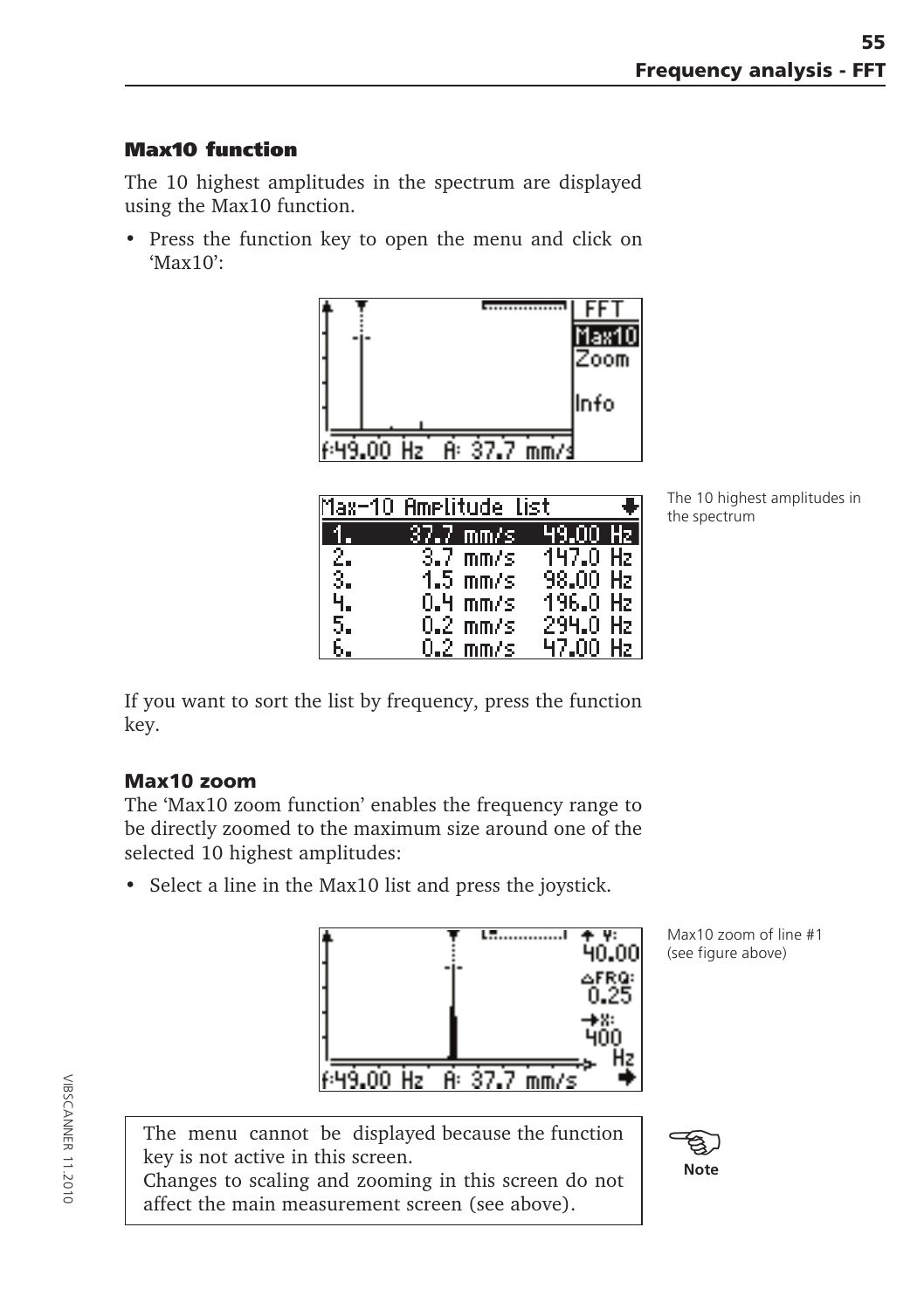## Max10 function

The 10 highest amplitudes in the spectrum are displayed using the Max10 function.

- Press the function key to open the menu and click on 'Max10':

The 10 highest amplitudes in the spectrum

If you want to sort the list by frequency, press the function key.

## Max10 zoom

The 'Max10 zoom function' enables the frequency range to be directly zoomed to the maximum size around one of the selected 10 highest amplitudes:

- Select a line in the Max10 list and press the joystick.

Max10 zoom of line #1 (see figure above)

**Note**

The menu cannot be displayed because the function key is not active in this screen.
Changes to scaling and zooming in this screen do not affect the main measurement screen (see above).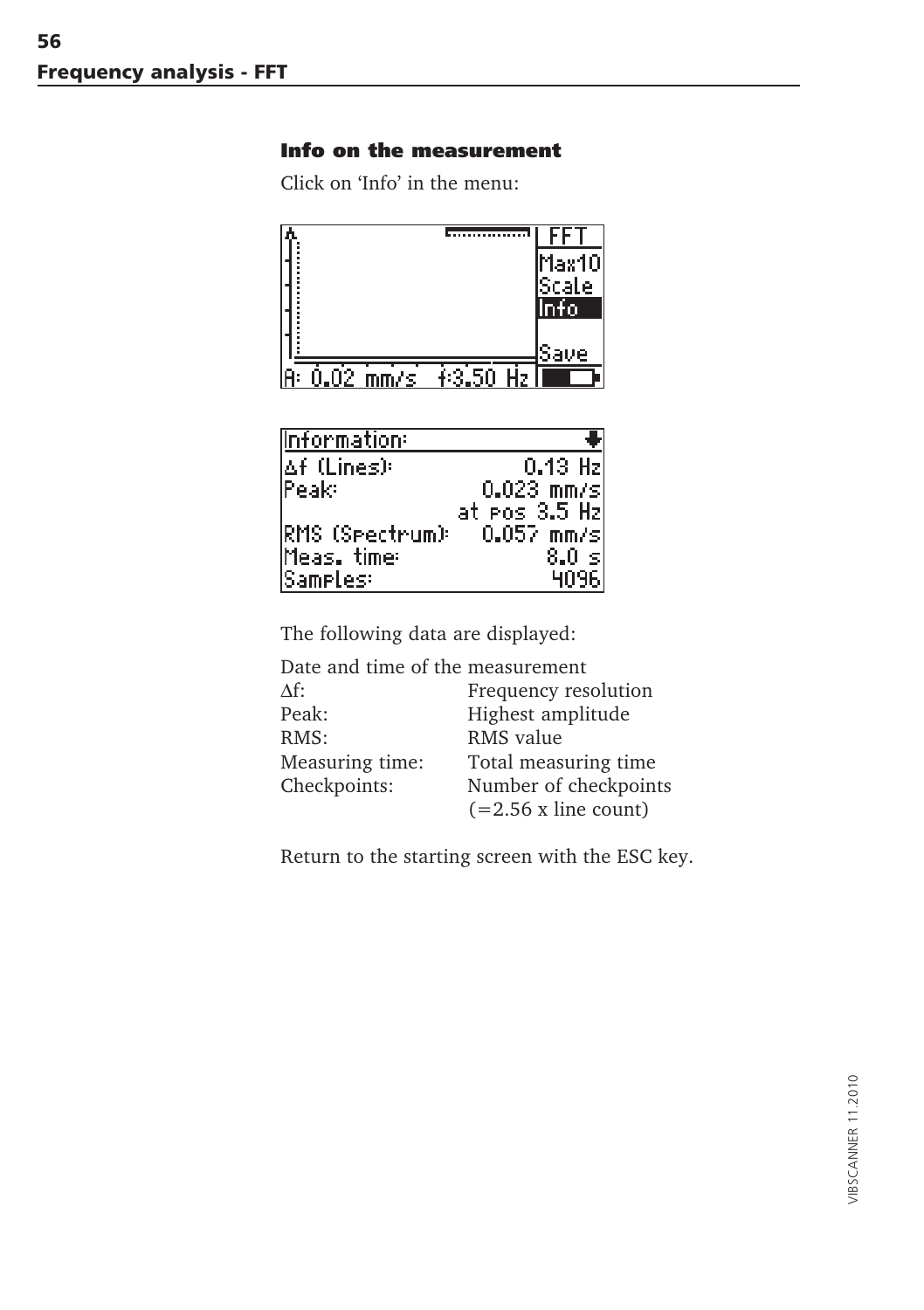## Info on the measurement

Click on 'Info' in the menu:

The following data are displayed:

Date and time of the measurement

| | |
|---|---|
| Δf: | Frequency resolution |
| Peak: | Highest amplitude |
| RMS: | RMS value |
| Measuring time: | Total measuring time |
| Checkpoints: | Number of checkpoints (=2.56 x line count) |

Return to the starting screen with the ESC key.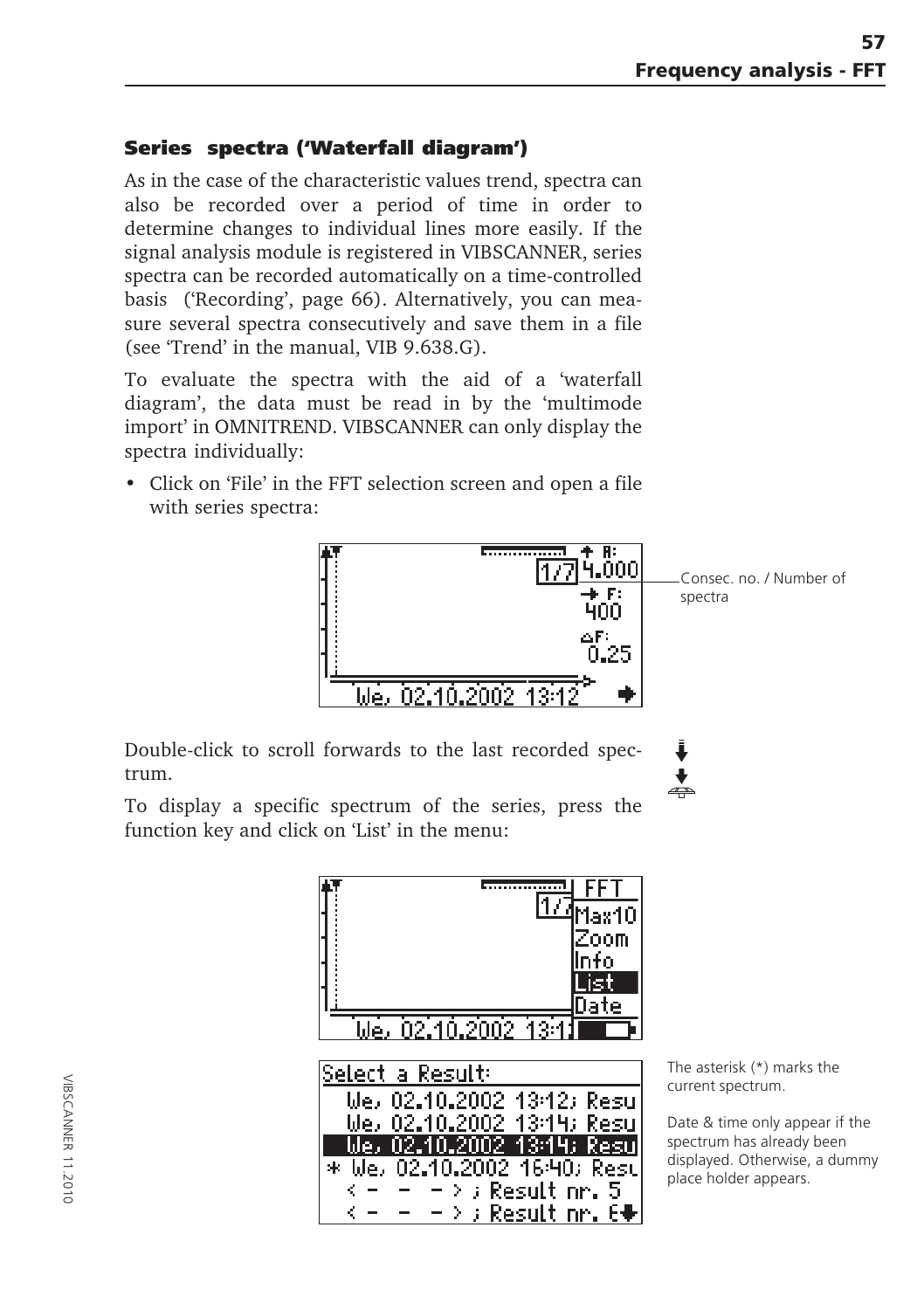### Series spectra ('Waterfall diagram')

As in the case of the characteristic values trend, spectra can also be recorded over a period of time in order to determine changes to individual lines more easily. If the signal analysis module is registered in VIBSCANNER, series spectra can be recorded automatically on a time-controlled basis ('Recording', page 66). Alternatively, you can measure several spectra consecutively and save them in a file (see 'Trend' in the manual, VIB 9.638.G).

To evaluate the spectra with the aid of a 'waterfall diagram', the data must be read in by the 'multimode import' in OMNITREND. VIBSCANNER can only display the spectra individually:

- Click on 'File' in the FFT selection screen and open a file with series spectra:

Consec. no. / Number of spectra

Double-click to scroll forwards to the last recorded spectrum.

To display a specific spectrum of the series, press the function key and click on 'List' in the menu:

The asterisk (*) marks the current spectrum.

Date & time only appear if the spectrum has already been displayed. Otherwise, a dummy place holder appears.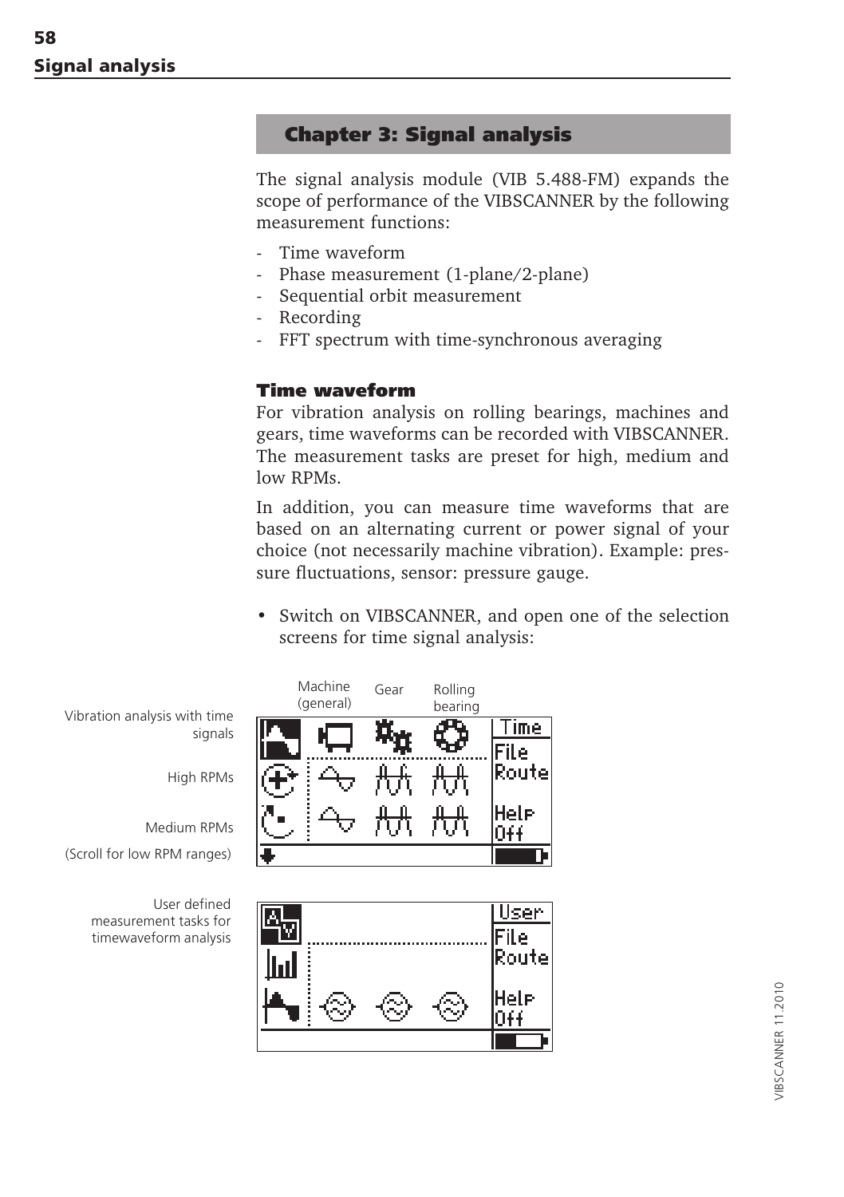## Chapter 3: Signal analysis

The signal analysis module (VIB 5.488-FM) expands the scope of performance of the VIBSCANNER by the following measurement functions:

- Time waveform
- Phase measurement (1-plane/2-plane)
- Sequential orbit measurement
- Recording
- FFT spectrum with time-synchronous averaging

### Time waveform

For vibration analysis on rolling bearings, machines and gears, time waveforms can be recorded with VIBSCANNER. The measurement tasks are preset for high, medium and low RPMs.

In addition, you can measure time waveforms that are based on an alternating current or power signal of your choice (not necessarily machine vibration). Example: pressure fluctuations, sensor: pressure gauge.

- Switch on VIBSCANNER, and open one of the selection screens for time signal analysis:

Machine (general) | Gear | Rolling bearing

Vibration analysis with time signals

High RPMs

Medium RPMs

(Scroll for low RPM ranges)

Time | File | Route | Help | Off

User defined measurement tasks for timewaveform analysis

User | File | Route | Help | Off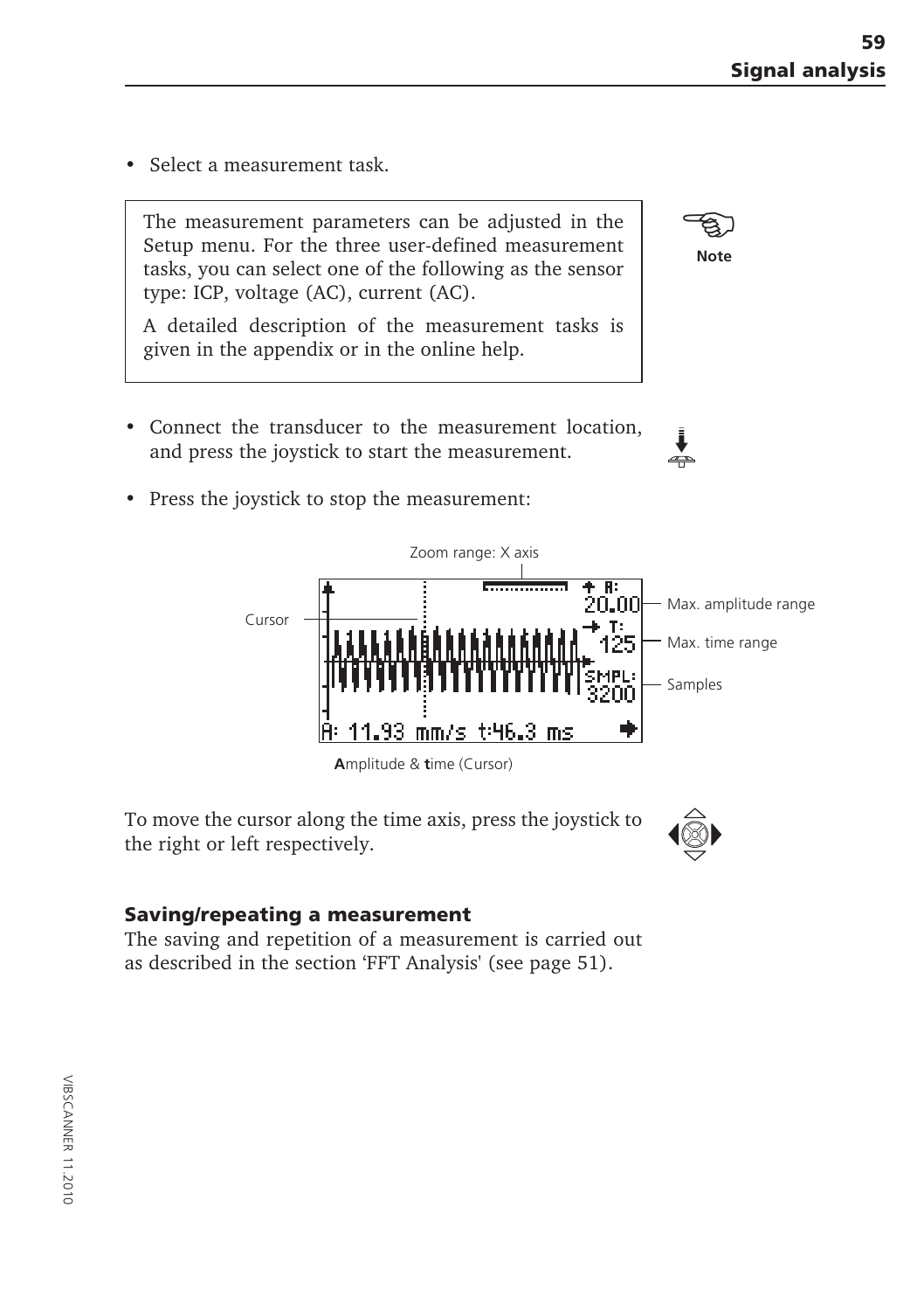- Select a measurement task.

> The measurement parameters can be adjusted in the Setup menu. For the three user-defined measurement tasks, you can select one of the following as the sensor type: ICP, voltage (AC), current (AC).
>
> A detailed description of the measurement tasks is given in the appendix or in the online help.

**Note**

- Connect the transducer to the measurement location, and press the joystick to start the measurement.
- Press the joystick to stop the measurement:

Zoom range: X axis

Cursor

Max. amplitude range

Max. time range

Samples

**A**mplitude & **t**ime (Cursor)

To move the cursor along the time axis, press the joystick to the right or left respectively.

### Saving/repeating a measurement

The saving and repetition of a measurement is carried out as described in the section 'FFT Analysis' (see page 51).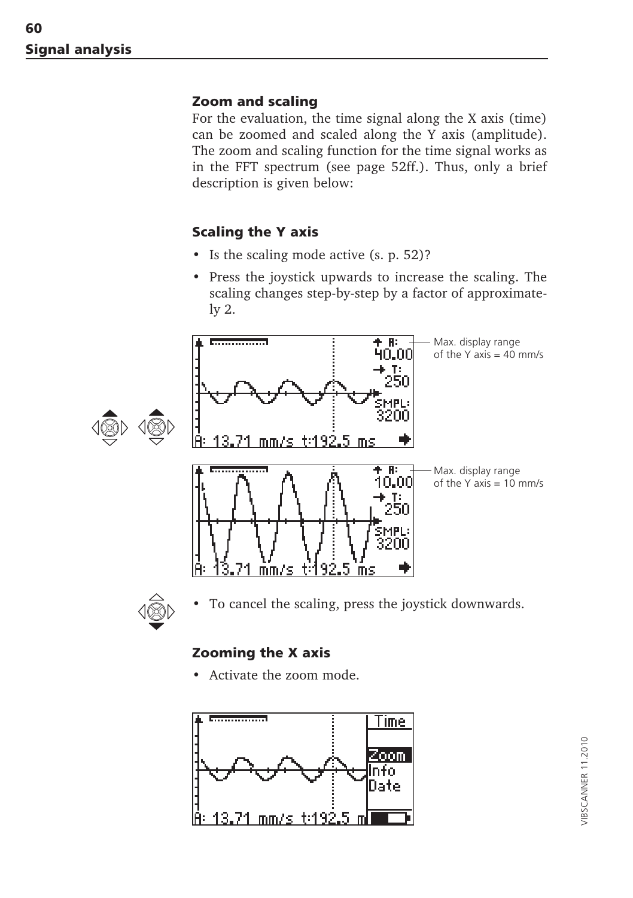## Zoom and scaling

For the evaluation, the time signal along the X axis (time) can be zoomed and scaled along the Y axis (amplitude). The zoom and scaling function for the time signal works as in the FFT spectrum (see page 52ff.). Thus, only a brief description is given below:

### Scaling the Y axis

- Is the scaling mode active (s. p. 52)?
- Press the joystick upwards to increase the scaling. The scaling changes step-by-step by a factor of approximately 2.

Max. display range of the Y axis = 40 mm/s

Max. display range of the Y axis = 10 mm/s

- To cancel the scaling, press the joystick downwards.

### Zooming the X axis

- Activate the zoom mode.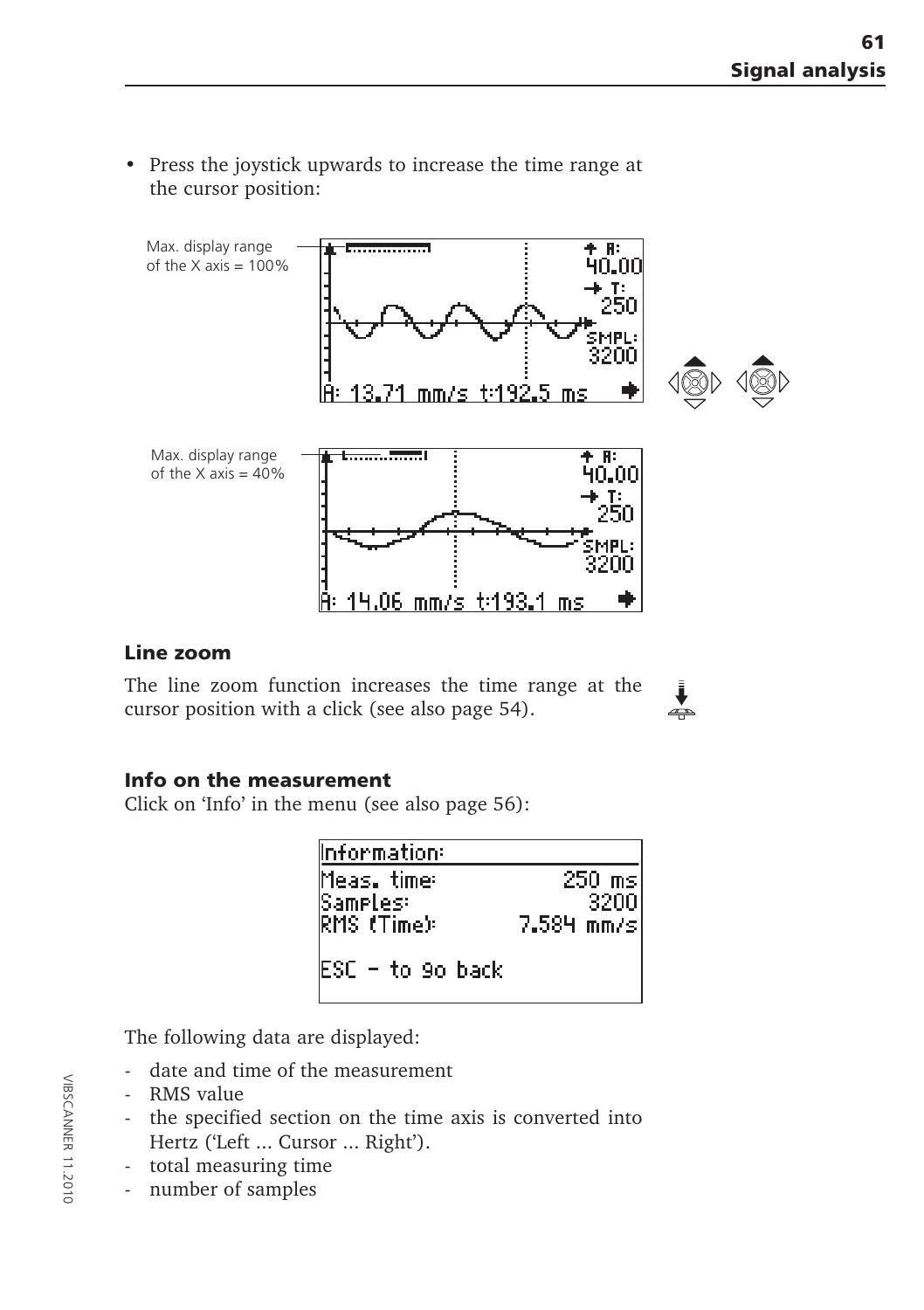- Press the joystick upwards to increase the time range at the cursor position:

Max. display range of the X axis = 100%

Max. display range of the X axis = 40%

### Line zoom

The line zoom function increases the time range at the cursor position with a click (see also page 54).

### Info on the measurement

Click on 'Info' in the menu (see also page 56):

The following data are displayed:

- date and time of the measurement
- RMS value
- the specified section on the time axis is converted into Hertz ('Left ... Cursor ... Right').
- total measuring time
- number of samples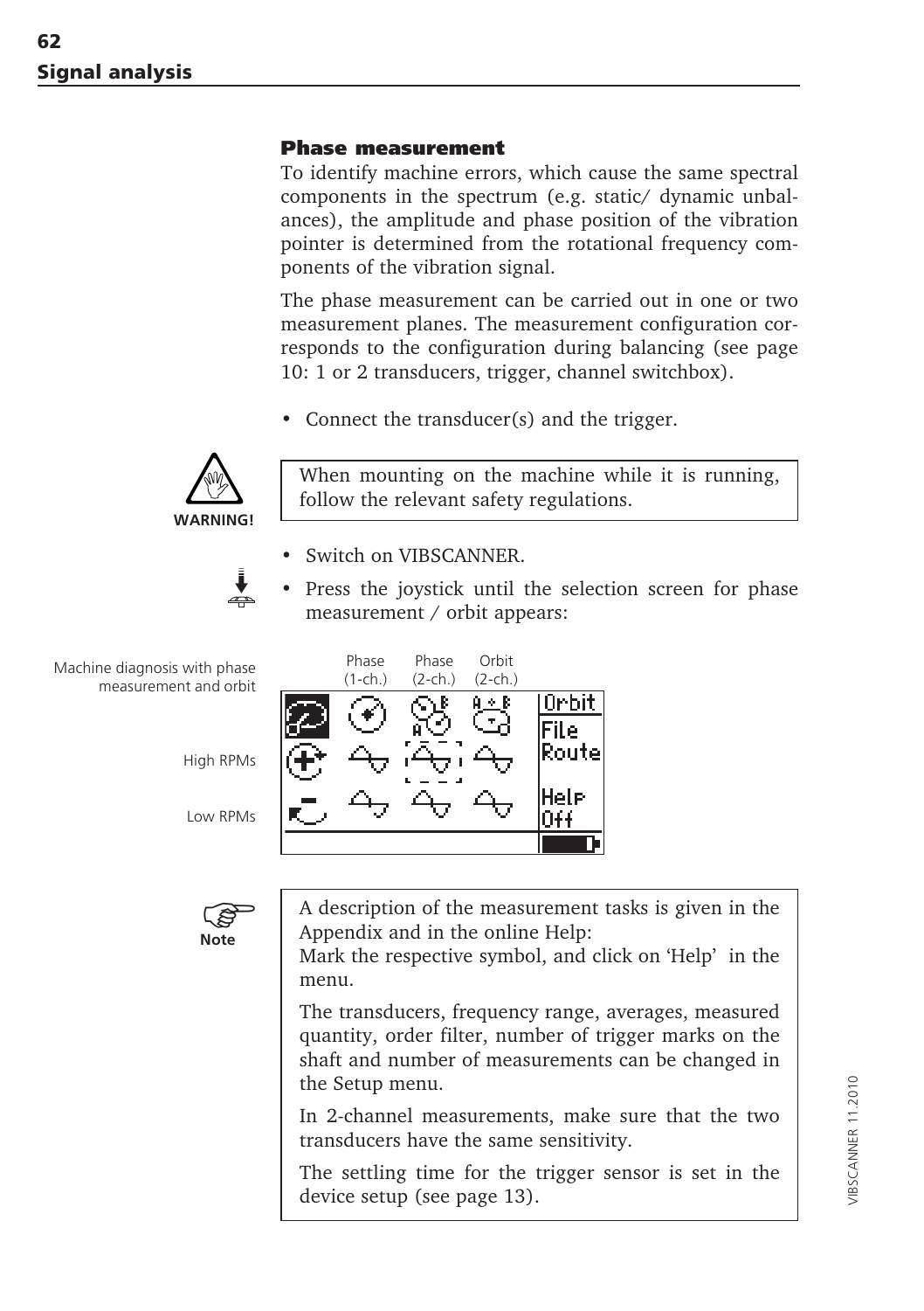## Phase measurement

To identify machine errors, which cause the same spectral components in the spectrum (e.g. static/ dynamic unbalances), the amplitude and phase position of the vibration pointer is determined from the rotational frequency components of the vibration signal.

The phase measurement can be carried out in one or two measurement planes. The measurement configuration corresponds to the configuration during balancing (see page 10: 1 or 2 transducers, trigger, channel switchbox).

- Connect the transducer(s) and the trigger.

**WARNING!**

> When mounting on the machine while it is running, follow the relevant safety regulations.

- Switch on VIBSCANNER.
- Press the joystick until the selection screen for phase measurement / orbit appears:

Machine diagnosis with phase measurement and orbit

High RPMs

Low RPMs

Phase (1-ch.) | Phase (2-ch.) | Orbit (2-ch.)

Orbit
File
Route
Help
Off

**Note**

> A description of the measurement tasks is given in the Appendix and in the online Help:
> Mark the respective symbol, and click on 'Help' in the menu.
>
> The transducers, frequency range, averages, measured quantity, order filter, number of trigger marks on the shaft and number of measurements can be changed in the Setup menu.
>
> In 2-channel measurements, make sure that the two transducers have the same sensitivity.
>
> The settling time for the trigger sensor is set in the device setup (see page 13).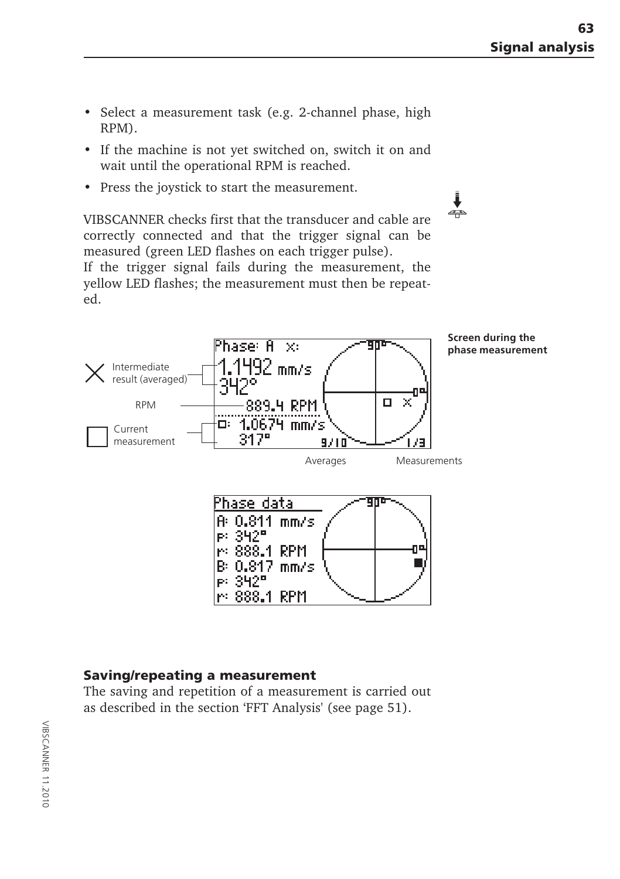- Select a measurement task (e.g. 2-channel phase, high RPM).
- If the machine is not yet switched on, switch it on and wait until the operational RPM is reached.
- Press the joystick to start the measurement.

VIBSCANNER checks first that the transducer and cable are correctly connected and that the trigger signal can be measured (green LED flashes on each trigger pulse).
If the trigger signal fails during the measurement, the yellow LED flashes; the measurement must then be repeated.

**Screen during the phase measurement**

Intermediate result (averaged)

RPM

Current measurement

Averages

Measurements

## Saving/repeating a measurement

The saving and repetition of a measurement is carried out as described in the section 'FFT Analysis' (see page 51).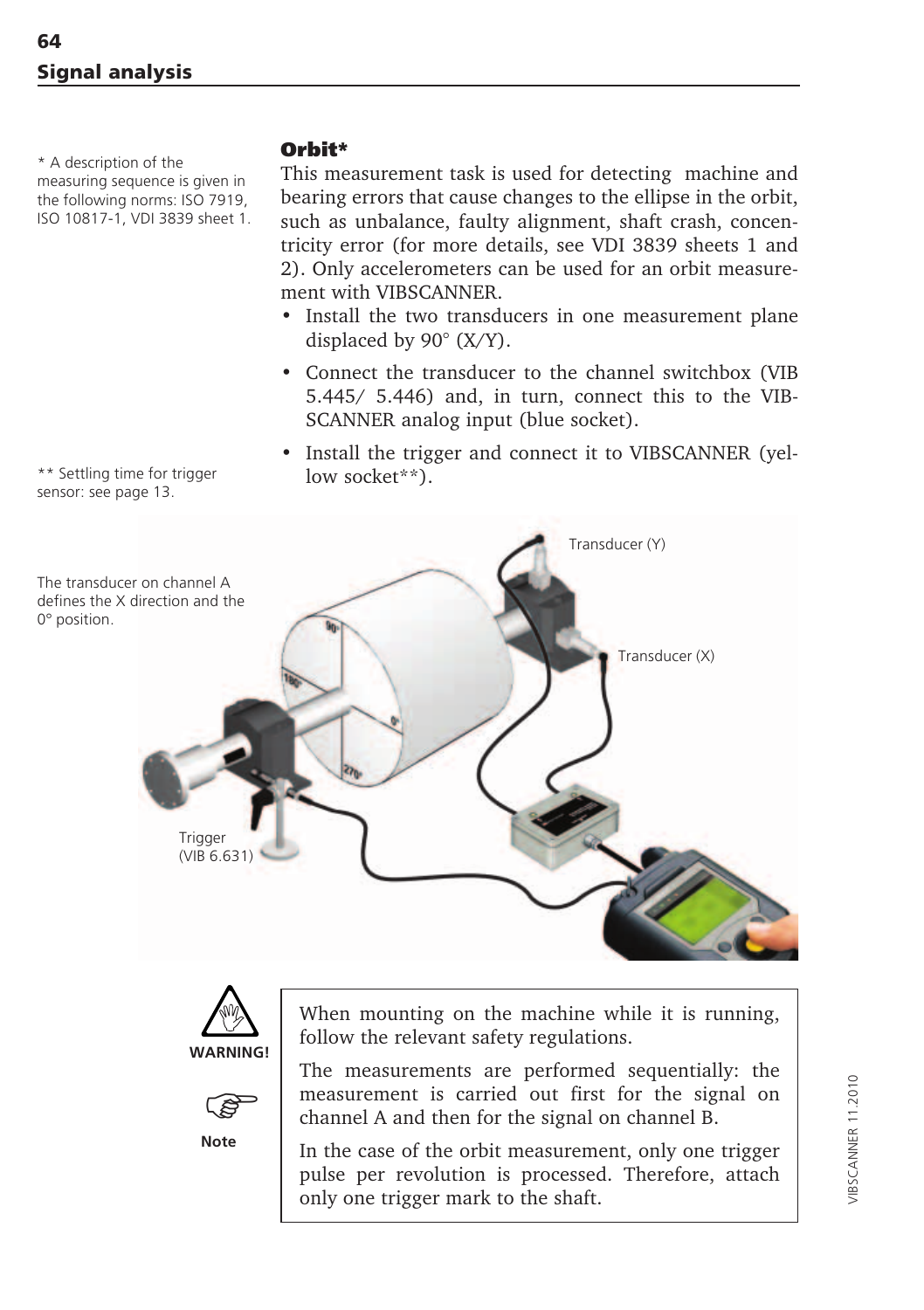## Signal analysis

### Orbit*

* A description of the measuring sequence is given in the following norms: ISO 7919, ISO 10817-1, VDI 3839 sheet 1.

This measurement task is used for detecting machine and bearing errors that cause changes to the ellipse in the orbit, such as unbalance, faulty alignment, shaft crash, concentricity error (for more details, see VDI 3839 sheets 1 and 2). Only accelerometers can be used for an orbit measurement with VIBSCANNER.

- Install the two transducers in one measurement plane displaced by 90° (X/Y).
- Connect the transducer to the channel switchbox (VIB 5.445/ 5.446) and, in turn, connect this to the VIBSCANNER analog input (blue socket).
- Install the trigger and connect it to VIBSCANNER (yellow socket**).

** Settling time for trigger sensor: see page 13.

The transducer on channel A defines the X direction and the 0° position.

Transducer (Y)

Transducer (X)

Trigger (VIB 6.631)

**WARNING!**

When mounting on the machine while it is running, follow the relevant safety regulations.

**Note**

The measurements are performed sequentially: the measurement is carried out first for the signal on channel A and then for the signal on channel B.

In the case of the orbit measurement, only one trigger pulse per revolution is processed. Therefore, attach only one trigger mark to the shaft.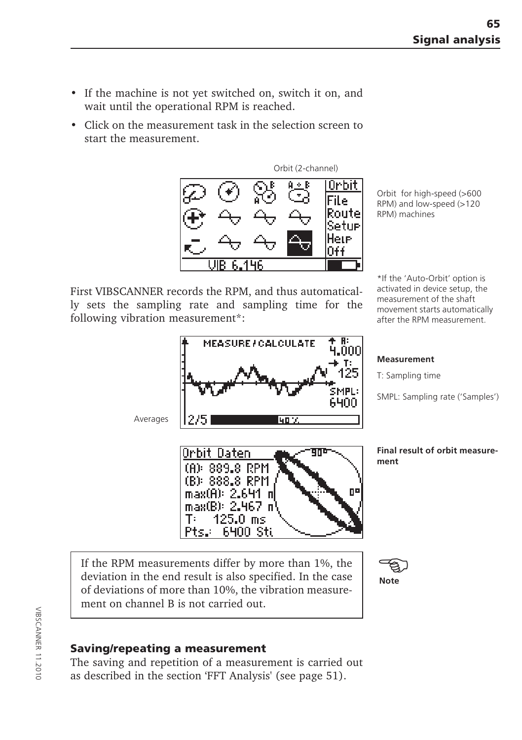- If the machine is not yet switched on, switch it on, and wait until the operational RPM is reached.
- Click on the measurement task in the selection screen to start the measurement.

Orbit (2-channel)

Orbit for high-speed (>600 RPM) and low-speed (>120 RPM) machines

First VIBSCANNER records the RPM, and thus automatically sets the sampling rate and sampling time for the following vibration measurement*:

*If the 'Auto-Orbit' option is activated in device setup, the measurement of the shaft movement starts automatically after the RPM measurement.

**Measurement**

T: Sampling time

SMPL: Sampling rate ('Samples')

Averages

**Final result of orbit measurement**

> **Note**
>
> If the RPM measurements differ by more than 1%, the deviation in the end result is also specified. In the case of deviations of more than 10%, the vibration measurement on channel B is not carried out.

## Saving/repeating a measurement

The saving and repetition of a measurement is carried out as described in the section 'FFT Analysis' (see page 51).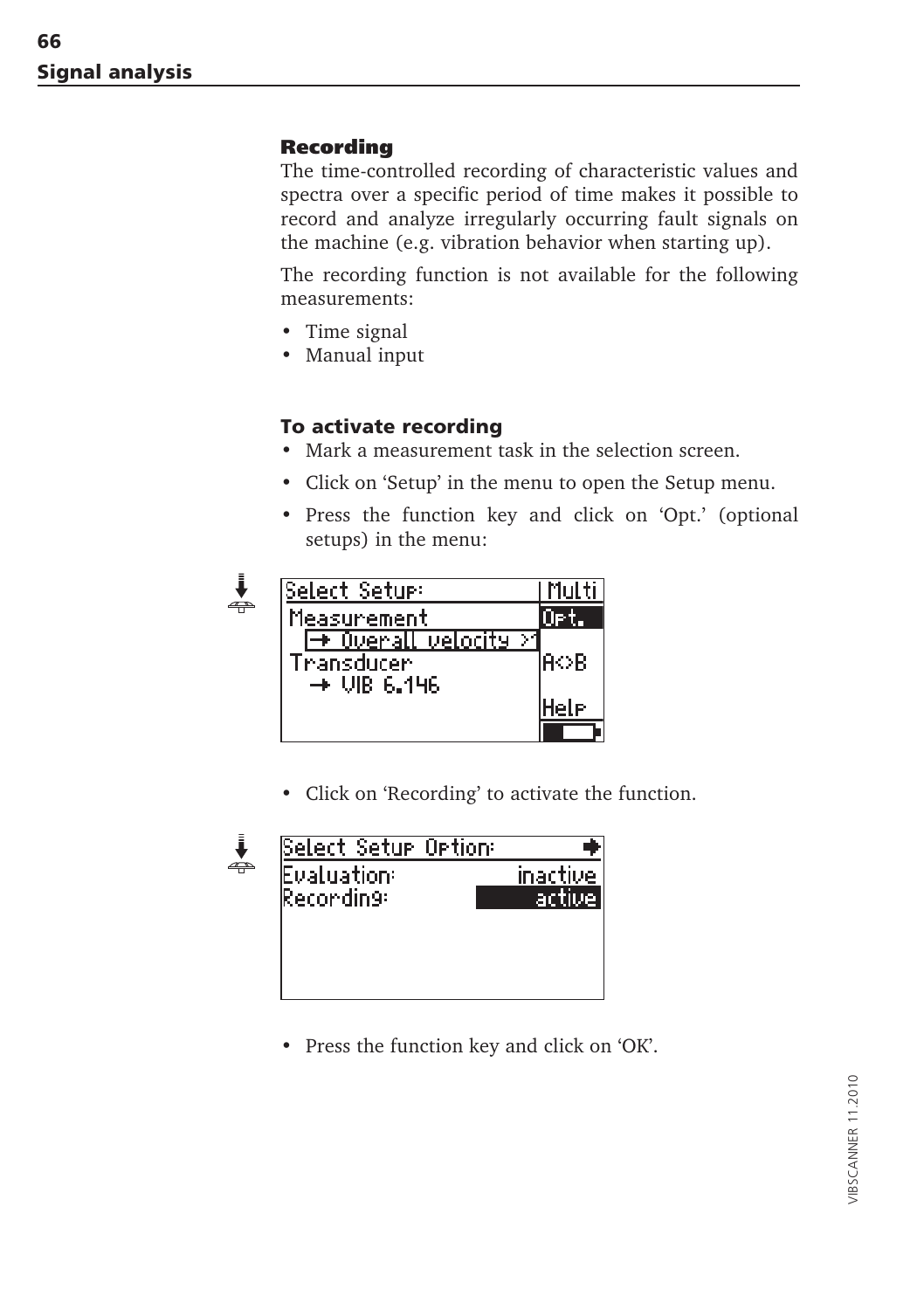## Recording

The time-controlled recording of characteristic values and spectra over a specific period of time makes it possible to record and analyze irregularly occurring fault signals on the machine (e.g. vibration behavior when starting up).

The recording function is not available for the following measurements:

- Time signal
- Manual input

### To activate recording

- Mark a measurement task in the selection screen.
- Click on 'Setup' in the menu to open the Setup menu.
- Press the function key and click on 'Opt.' (optional setups) in the menu:

- Click on 'Recording' to activate the function.

- Press the function key and click on 'OK'.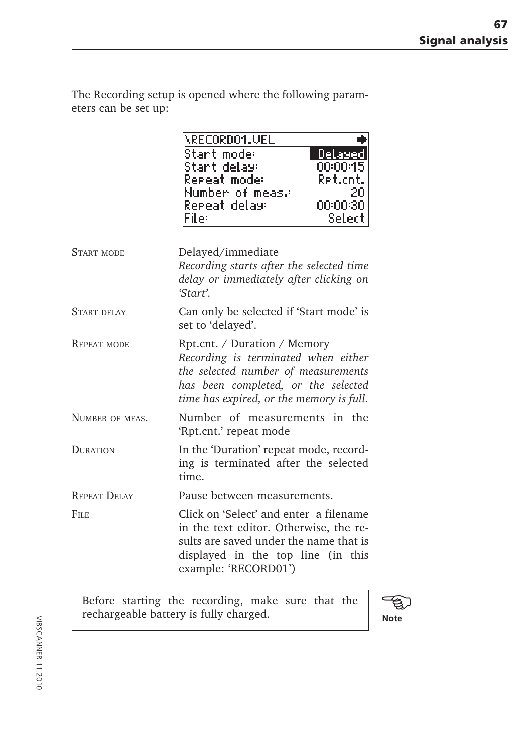The Recording setup is opened where the following parameters can be set up:

| \RECORD01.VEL | |
|---|---|
| Start mode: | Delayed |
| Start delay: | 00:00:15 |
| Repeat mode: | Rpt.cnt. |
| Number of meas.: | 20 |
| Repeat delay: | 00:00:30 |
| File: | Select |

START MODE
: Delayed/immediate
*Recording starts after the selected time delay or immediately after clicking on 'Start'.*

START DELAY
: Can only be selected if 'Start mode' is set to 'delayed'.

REPEAT MODE
: Rpt.cnt. / Duration / Memory
*Recording is terminated when either the selected number of measurements has been completed, or the selected time has expired, or the memory is full.*

NUMBER OF MEAS.
: Number of measurements in the 'Rpt.cnt.' repeat mode

DURATION
: In the 'Duration' repeat mode, recording is terminated after the selected time.

REPEAT DELAY
: Pause between measurements.

FILE
: Click on 'Select' and enter a filename in the text editor. Otherwise, the results are saved under the name that is displayed in the top line (in this example: 'RECORD01')

**Note**

> Before starting the recording, make sure that the rechargeable battery is fully charged.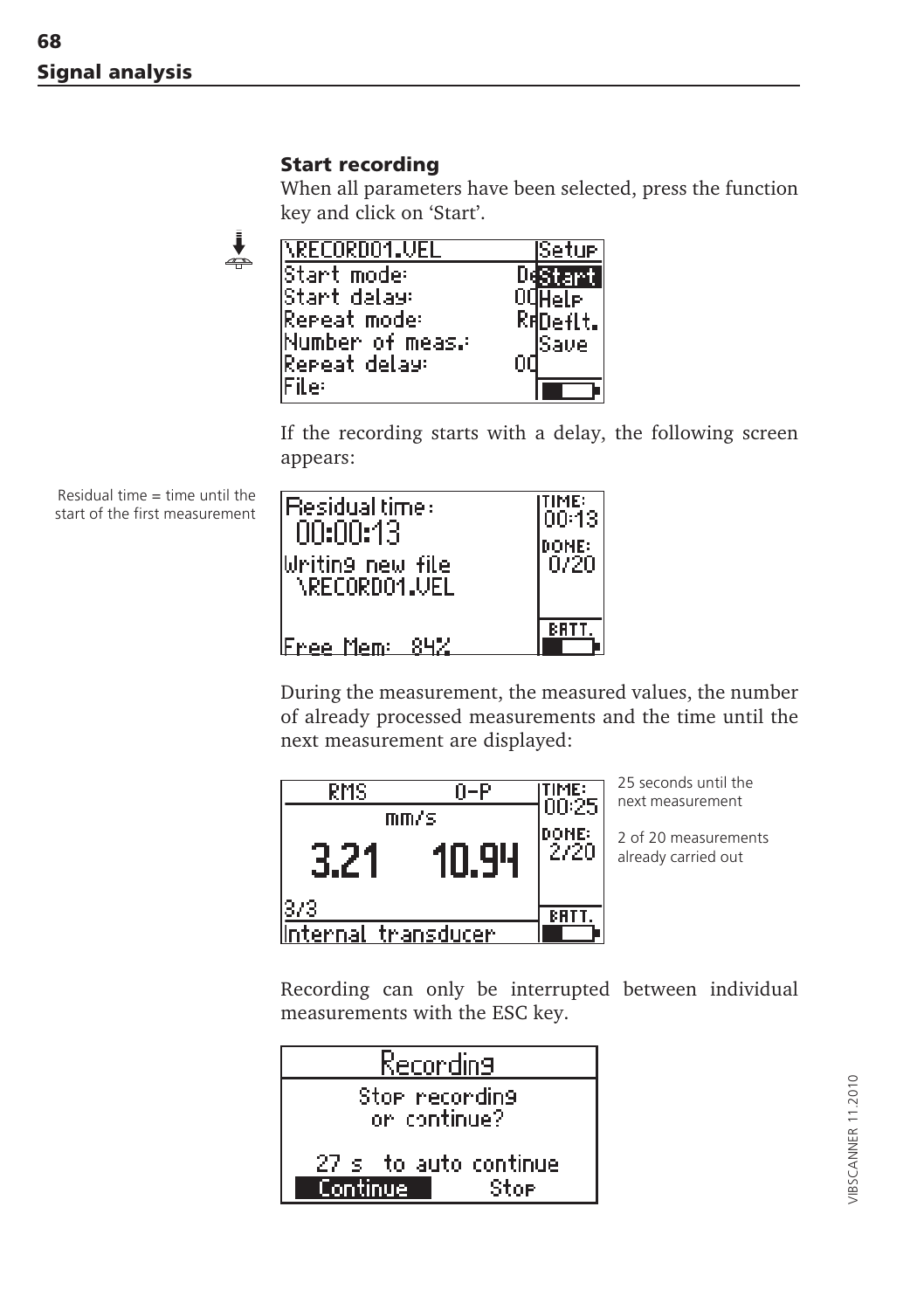## Start recording

When all parameters have been selected, press the function key and click on 'Start'.

If the recording starts with a delay, the following screen appears:

Residual time = time until the start of the first measurement

During the measurement, the measured values, the number of already processed measurements and the time until the next measurement are displayed:

25 seconds until the next measurement

2 of 20 measurements already carried out

Recording can only be interrupted between individual measurements with the ESC key.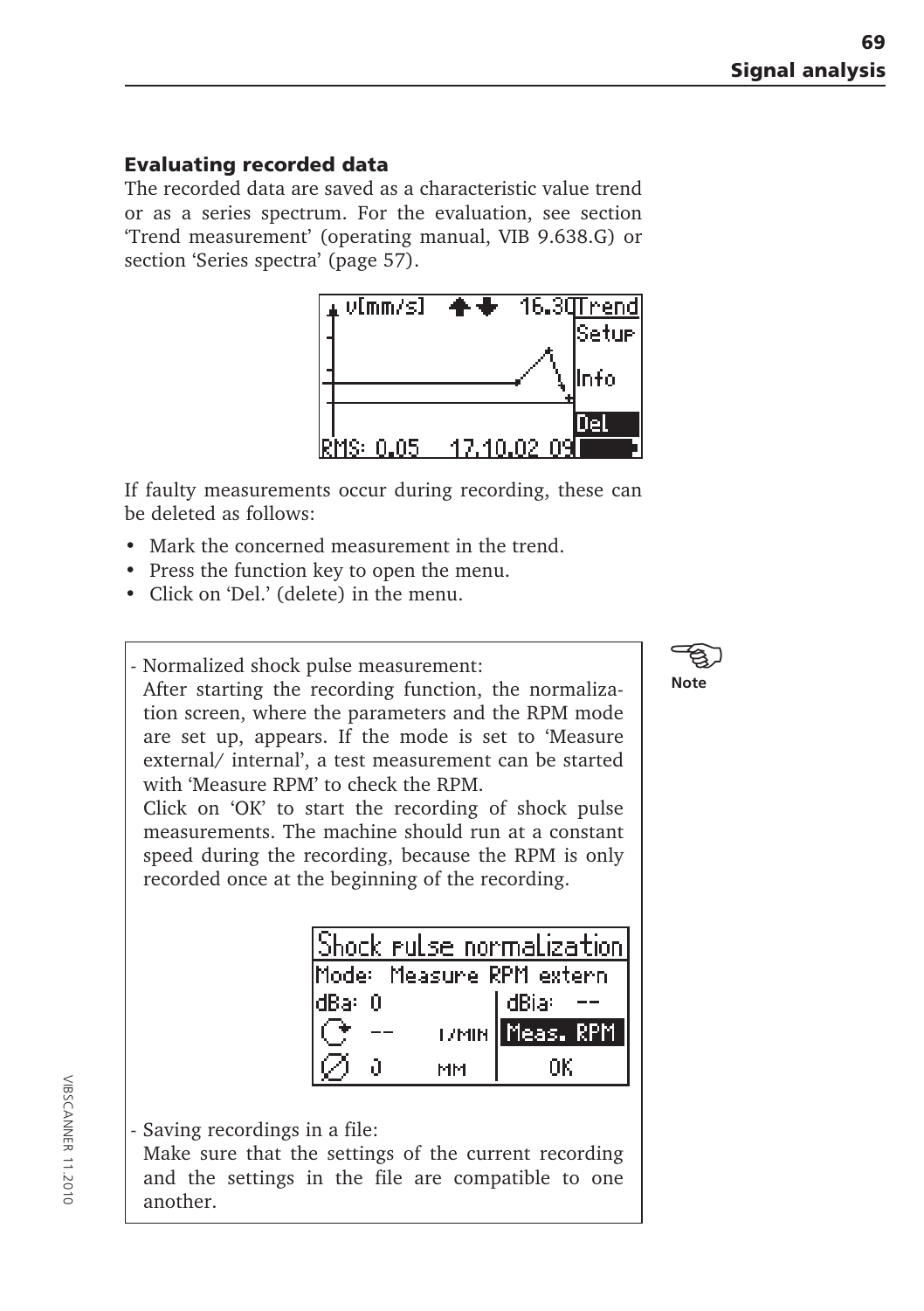### Evaluating recorded data

The recorded data are saved as a characteristic value trend or as a series spectrum. For the evaluation, see section 'Trend measurement' (operating manual, VIB 9.638.G) or section 'Series spectra' (page 57).

If faulty measurements occur during recording, these can be deleted as follows:

- Mark the concerned measurement in the trend.
- Press the function key to open the menu.
- Click on 'Del.' (delete) in the menu.

**Note**

- Normalized shock pulse measurement:
  After starting the recording function, the normalization screen, where the parameters and the RPM mode are set up, appears. If the mode is set to 'Measure external/ internal', a test measurement can be started with 'Measure RPM' to check the RPM.
  Click on 'OK' to start the recording of shock pulse measurements. The machine should run at a constant speed during the recording, because the RPM is only recorded once at the beginning of the recording.

- Saving recordings in a file:
  Make sure that the settings of the current recording and the settings in the file are compatible to one another.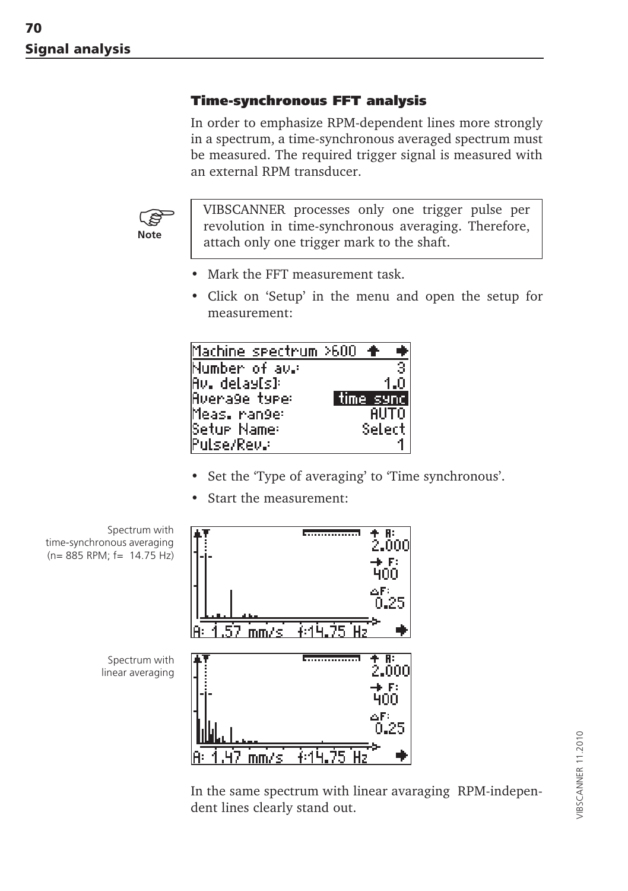## Signal analysis

### Time-synchronous FFT analysis

In order to emphasize RPM-dependent lines more strongly in a spectrum, a time-synchronous averaged spectrum must be measured. The required trigger signal is measured with an external RPM transducer.

> **Note**
>
> VIBSCANNER processes only one trigger pulse per revolution in time-synchronous averaging. Therefore, attach only one trigger mark to the shaft.

- Mark the FFT measurement task.
- Click on 'Setup' in the menu and open the setup for measurement:

```
Machine spectrum >600
Number of av.:          3
Av. delay[s]:         1.0
Average type:   time sync
Meas. range:         AUTO
Setup Name:        Select
Pulse/Rev.:             1
```

- Set the 'Type of averaging' to 'Time synchronous'.
- Start the measurement:

Spectrum with time-synchronous averaging (n= 885 RPM; f= 14.75 Hz)

```
A: 2.000
F: 400
ΔF: 0.25
A: 1.57 mm/s   f:14.75 Hz
```

Spectrum with linear averaging

```
A: 2.000
F: 400
ΔF: 0.25
A: 1.47 mm/s   f:14.75 Hz
```

In the same spectrum with linear avaraging RPM-independent lines clearly stand out.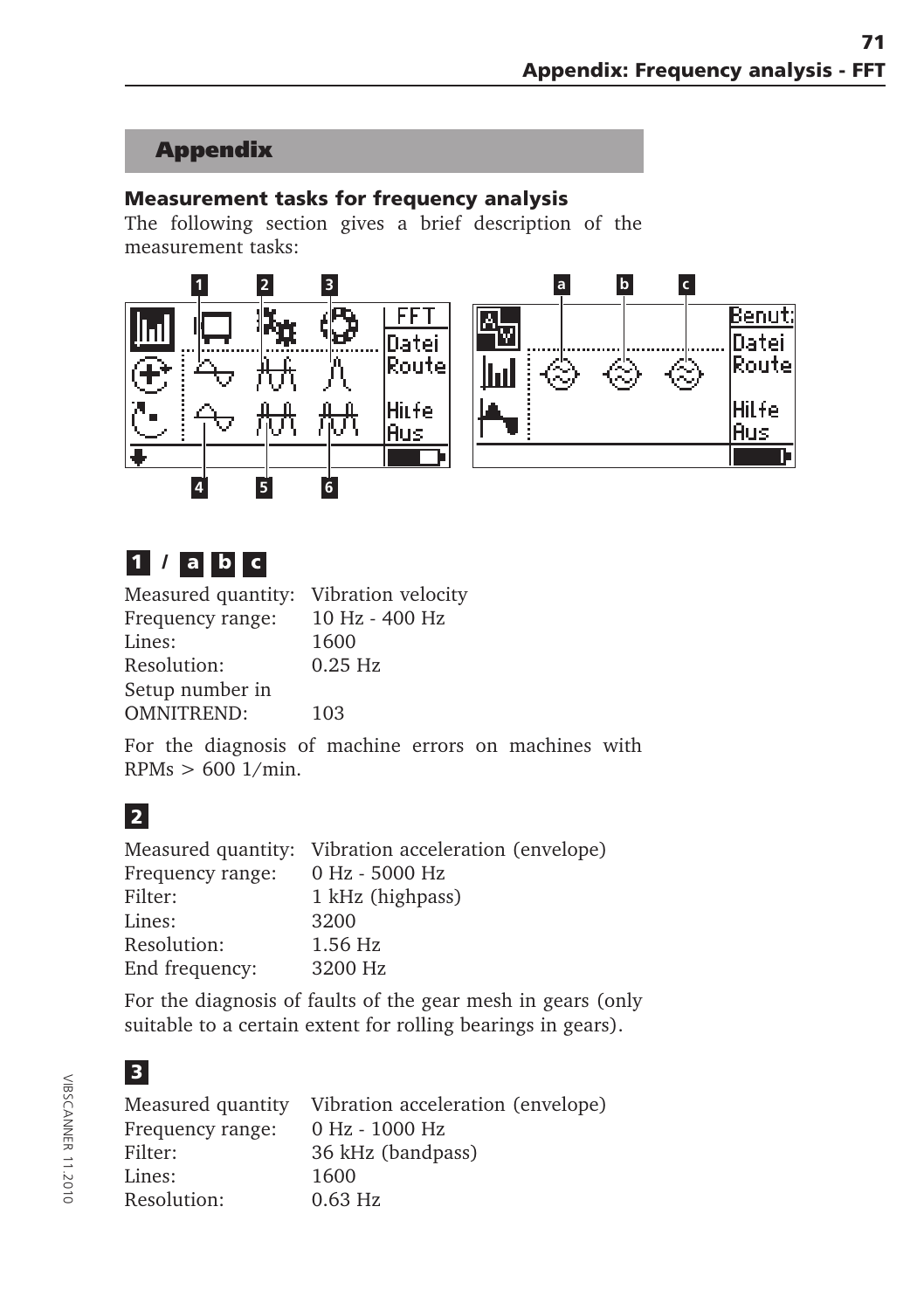## Appendix

### Measurement tasks for frequency analysis

The following section gives a brief description of the measurement tasks:

**1 / a b c**

| | |
|---|---|
| Measured quantity: | Vibration velocity |
| Frequency range: | 10 Hz - 400 Hz |
| Lines: | 1600 |
| Resolution: | 0.25 Hz |
| Setup number in OMNITREND: | 103 |

For the diagnosis of machine errors on machines with RPMs > 600 1/min.

**2**

| | |
|---|---|
| Measured quantity: | Vibration acceleration (envelope) |
| Frequency range: | 0 Hz - 5000 Hz |
| Filter: | 1 kHz (highpass) |
| Lines: | 3200 |
| Resolution: | 1.56 Hz |
| End frequency: | 3200 Hz |

For the diagnosis of faults of the gear mesh in gears (only suitable to a certain extent for rolling bearings in gears).

**3**

| | |
|---|---|
| Measured quantity | Vibration acceleration (envelope) |
| Frequency range: | 0 Hz - 1000 Hz |
| Filter: | 36 kHz (bandpass) |
| Lines: | 1600 |
| Resolution: | 0.63 Hz |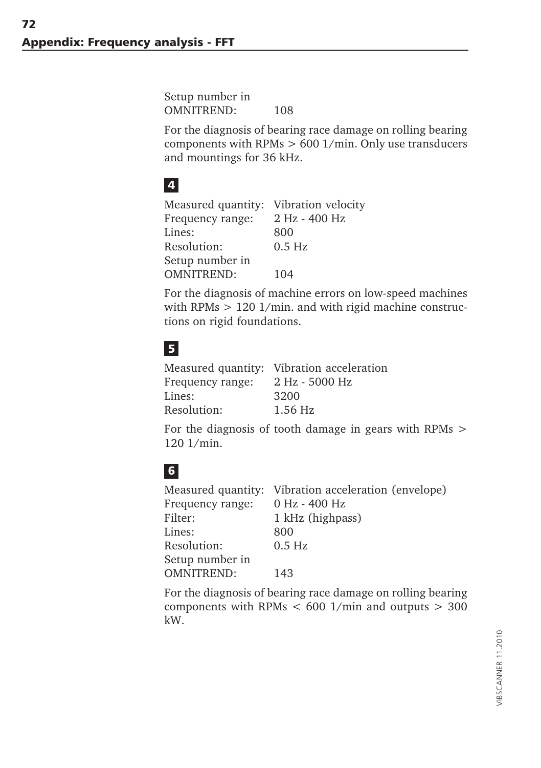Setup number in OMNITREND: 108

For the diagnosis of bearing race damage on rolling bearing components with RPMs > 600 1/min. Only use transducers and mountings for 36 kHz.

**4**

| | |
|---|---|
| Measured quantity: | Vibration velocity |
| Frequency range: | 2 Hz - 400 Hz |
| Lines: | 800 |
| Resolution: | 0.5 Hz |
| Setup number in OMNITREND: | 104 |

For the diagnosis of machine errors on low-speed machines with RPMs > 120 1/min. and with rigid machine constructions on rigid foundations.

**5**

| | |
|---|---|
| Measured quantity: | Vibration acceleration |
| Frequency range: | 2 Hz - 5000 Hz |
| Lines: | 3200 |
| Resolution: | 1.56 Hz |

For the diagnosis of tooth damage in gears with RPMs > 120 1/min.

**6**

| | |
|---|---|
| Measured quantity: | Vibration acceleration (envelope) |
| Frequency range: | 0 Hz - 400 Hz |
| Filter: | 1 kHz (highpass) |
| Lines: | 800 |
| Resolution: | 0.5 Hz |
| Setup number in OMNITREND: | 143 |

For the diagnosis of bearing race damage on rolling bearing components with RPMs < 600 1/min and outputs > 300 kW.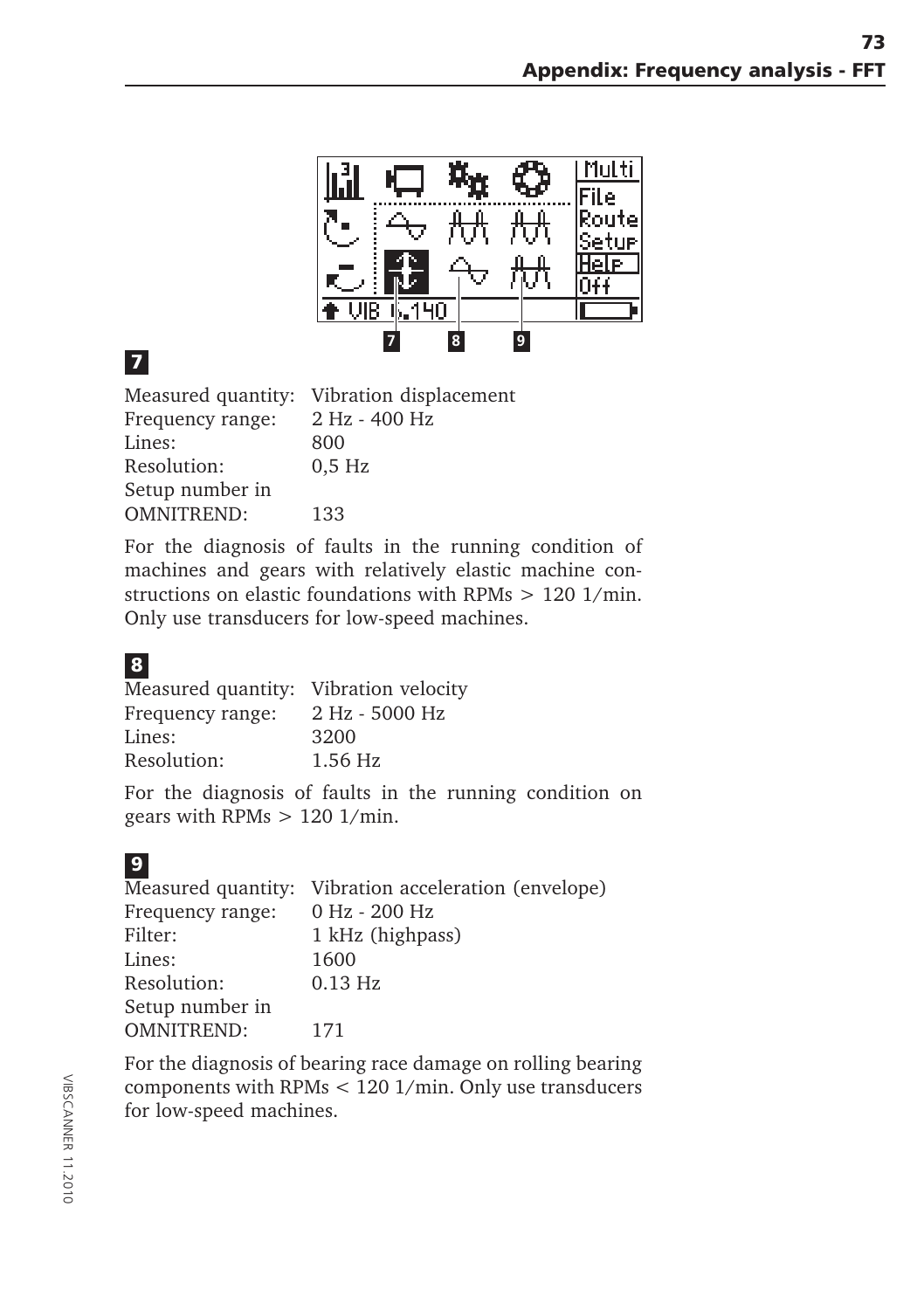**7**

Measured quantity: Vibration displacement
Frequency range: 2 Hz - 400 Hz
Lines: 800
Resolution: 0,5 Hz
Setup number in OMNITREND: 133

For the diagnosis of faults in the running condition of machines and gears with relatively elastic machine constructions on elastic foundations with RPMs > 120 1/min. Only use transducers for low-speed machines.

**8**

Measured quantity: Vibration velocity
Frequency range: 2 Hz - 5000 Hz
Lines: 3200
Resolution: 1.56 Hz

For the diagnosis of faults in the running condition on gears with RPMs > 120 1/min.

**9**

Measured quantity: Vibration acceleration (envelope)
Frequency range: 0 Hz - 200 Hz
Filter: 1 kHz (highpass)
Lines: 1600
Resolution: 0.13 Hz
Setup number in OMNITREND: 171

For the diagnosis of bearing race damage on rolling bearing components with RPMs < 120 1/min. Only use transducers for low-speed machines.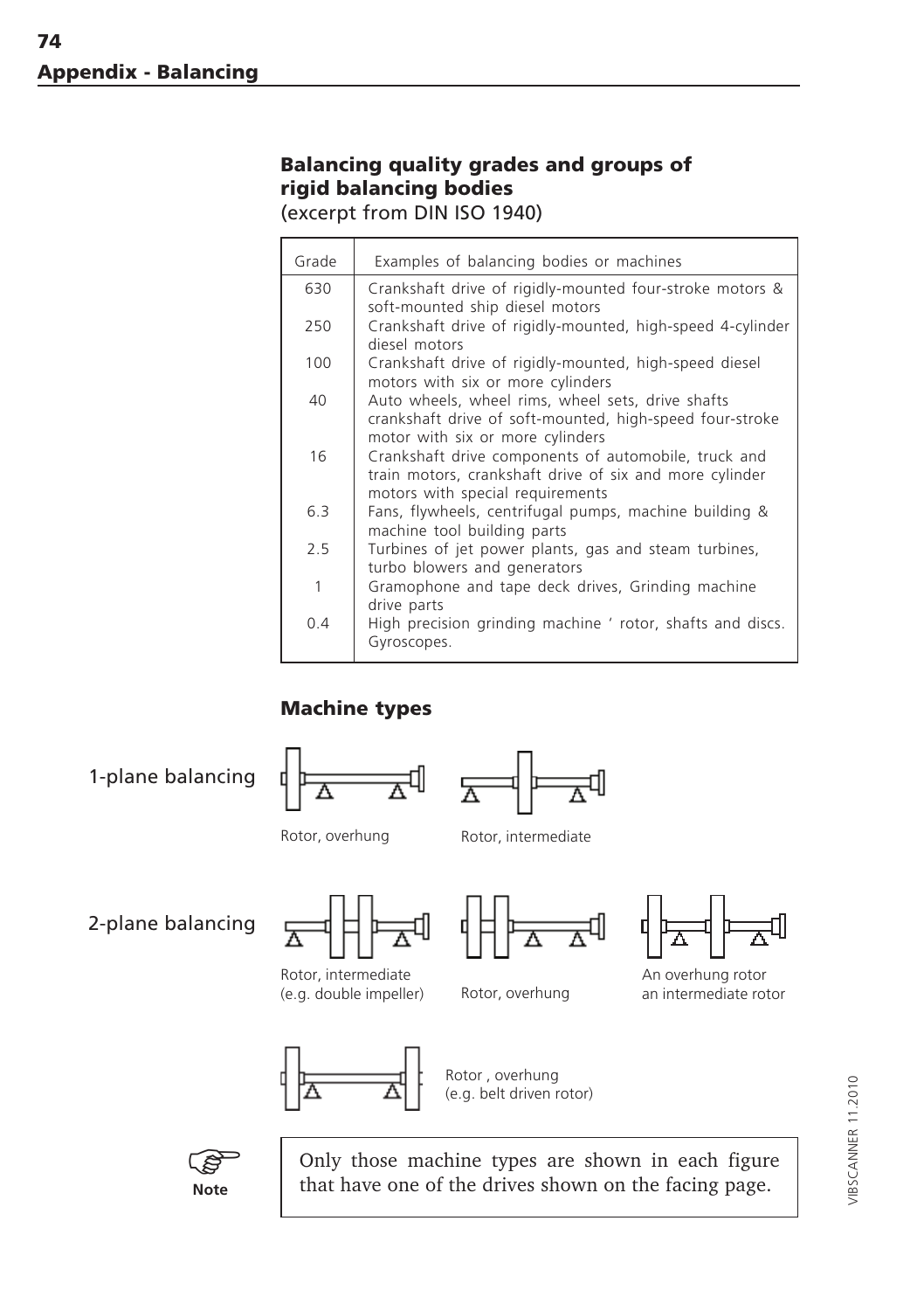## Appendix - Balancing

### Balancing quality grades and groups of rigid balancing bodies

(excerpt from DIN ISO 1940)

| Grade | Examples of balancing bodies or machines |
| --- | --- |
| 630 | Crankshaft drive of rigidly-mounted four-stroke motors & soft-mounted ship diesel motors |
| 250 | Crankshaft drive of rigidly-mounted, high-speed 4-cylinder diesel motors |
| 100 | Crankshaft drive of rigidly-mounted, high-speed diesel motors with six or more cylinders |
| 40 | Auto wheels, wheel rims, wheel sets, drive shafts crankshaft drive of soft-mounted, high-speed four-stroke motor with six or more cylinders |
| 16 | Crankshaft drive components of automobile, truck and train motors, crankshaft drive of six and more cylinder motors with special requirements |
| 6.3 | Fans, flywheels, centrifugal pumps, machine building & machine tool building parts |
| 2.5 | Turbines of jet power plants, gas and steam turbines, turbo blowers and generators |
| 1 | Gramophone and tape deck drives, Grinding machine drive parts |
| 0.4 | High precision grinding machine ' rotor, shafts and discs. Gyroscopes. |

### Machine types

1-plane balancing

Rotor, overhung

Rotor, intermediate

2-plane balancing

Rotor, intermediate (e.g. double impeller)

Rotor, overhung

An overhung rotor an intermediate rotor

Rotor , overhung (e.g. belt driven rotor)

**Note**

Only those machine types are shown in each figure that have one of the drives shown on the facing page.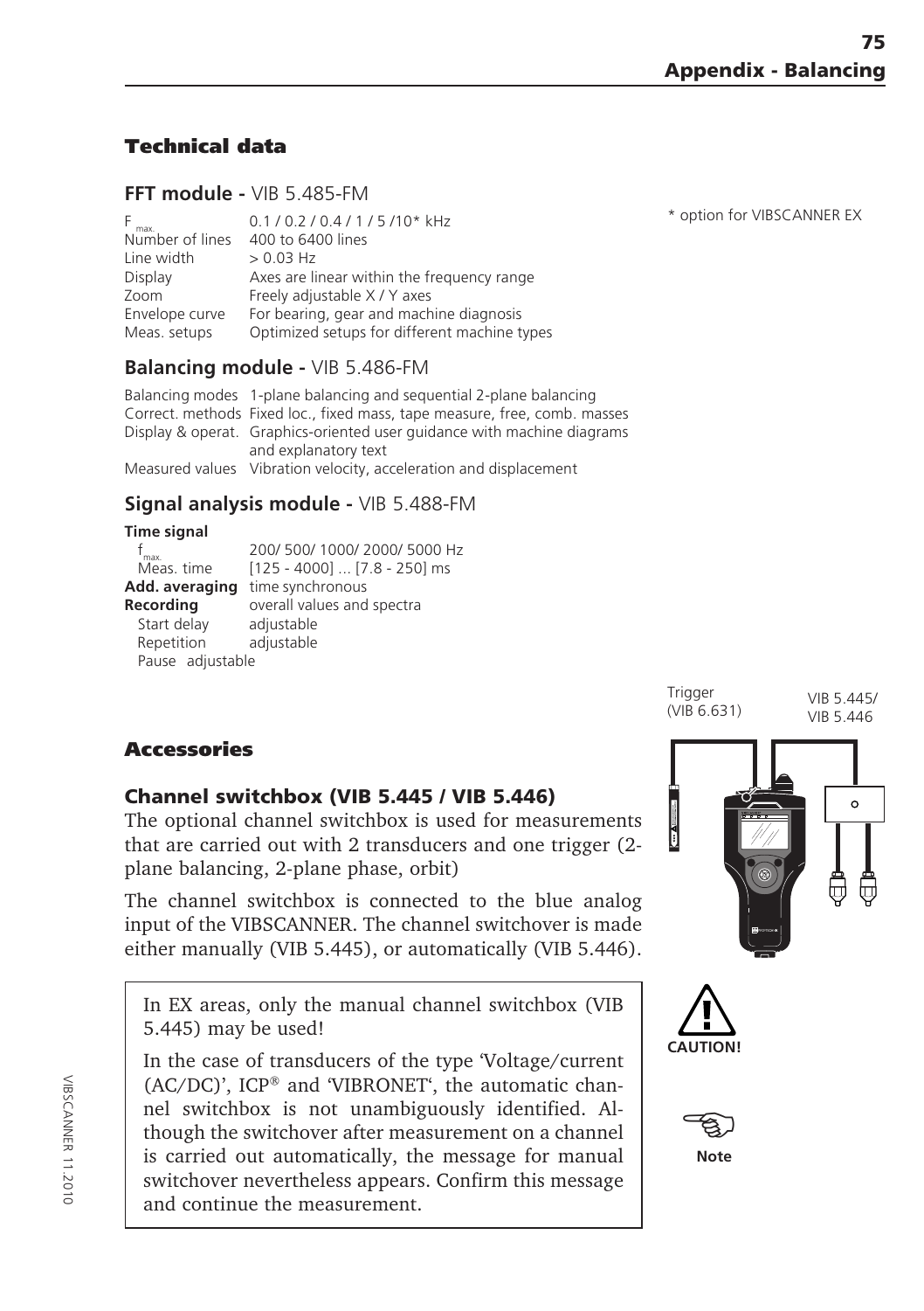## Technical data

### FFT module - VIB 5.485-FM

| | |
|---|---|
| $F_{max.}$ | 0.1 / 0.2 / 0.4 / 1 / 5 /10* kHz |
| Number of lines | 400 to 6400 lines |
| Line width | > 0.03 Hz |
| Display | Axes are linear within the frequency range |
| Zoom | Freely adjustable X / Y axes |
| Envelope curve | For bearing, gear and machine diagnosis |
| Meas. setups | Optimized setups for different machine types |

* option for VIBSCANNER EX

### Balancing module - VIB 5.486-FM

| | |
|---|---|
| Balancing modes | 1-plane balancing and sequential 2-plane balancing |
| Correct. methods | Fixed loc., fixed mass, tape measure, free, comb. masses |
| Display & operat. | Graphics-oriented user guidance with machine diagrams and explanatory text |
| Measured values | Vibration velocity, acceleration and displacement |

### Signal analysis module - VIB 5.488-FM

**Time signal**

| | |
|---|---|
| $f_{max.}$ | 200/ 500/ 1000/ 2000/ 5000 Hz |
| Meas. time | [125 - 4000] ... [7.8 - 250] ms |
| **Add. averaging** | time synchronous |
| **Recording** | overall values and spectra |
| Start delay | adjustable |
| Repetition | adjustable |
| Pause | adjustable |

## Accessories

### Channel switchbox (VIB 5.445 / VIB 5.446)

The optional channel switchbox is used for measurements that are carried out with 2 transducers and one trigger (2-plane balancing, 2-plane phase, orbit)

The channel switchbox is connected to the blue analog input of the VIBSCANNER. The channel switchover is made either manually (VIB 5.445), or automatically (VIB 5.446).

Trigger (VIB 6.631)

VIB 5.445/ VIB 5.446

**CAUTION!**

In EX areas, only the manual channel switchbox (VIB 5.445) may be used!

**Note**

In the case of transducers of the type 'Voltage/current (AC/DC)', ICP® and 'VIBRONET', the automatic channel switchbox is not unambiguously identified. Although the switchover after measurement on a channel is carried out automatically, the message for manual switchover nevertheless appears. Confirm this message and continue the measurement.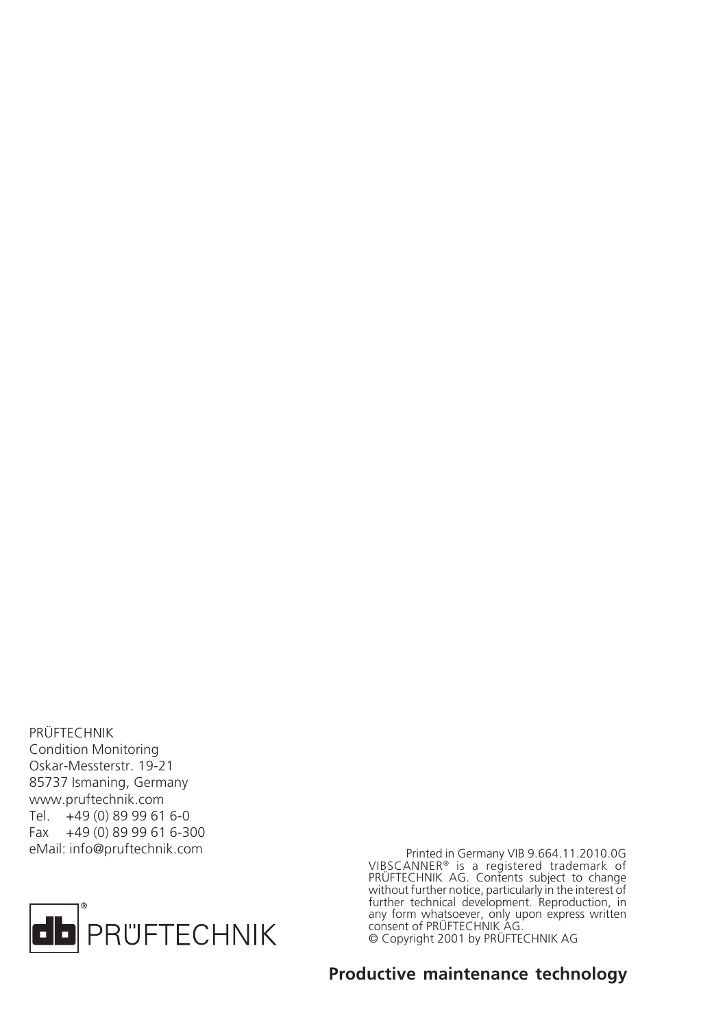PRÜFTECHNIK
Condition Monitoring
Oskar-Messterstr. 19-21
85737 Ismaning, Germany
www.pruftechnik.com
Tel. +49 (0) 89 99 61 6-0
Fax +49 (0) 89 99 61 6-300
eMail: info@pruftechnik.com

PRÜFTECHNIK

Printed in Germany VIB 9.664.11.2010.0G
VIBSCANNER® is a registered trademark of PRÜFTECHNIK AG. Contents subject to change without further notice, particularly in the interest of further technical development. Reproduction, in any form whatsoever, only upon express written consent of PRÜFTECHNIK AG.
© Copyright 2001 by PRÜFTECHNIK AG

**Productive maintenance technology**